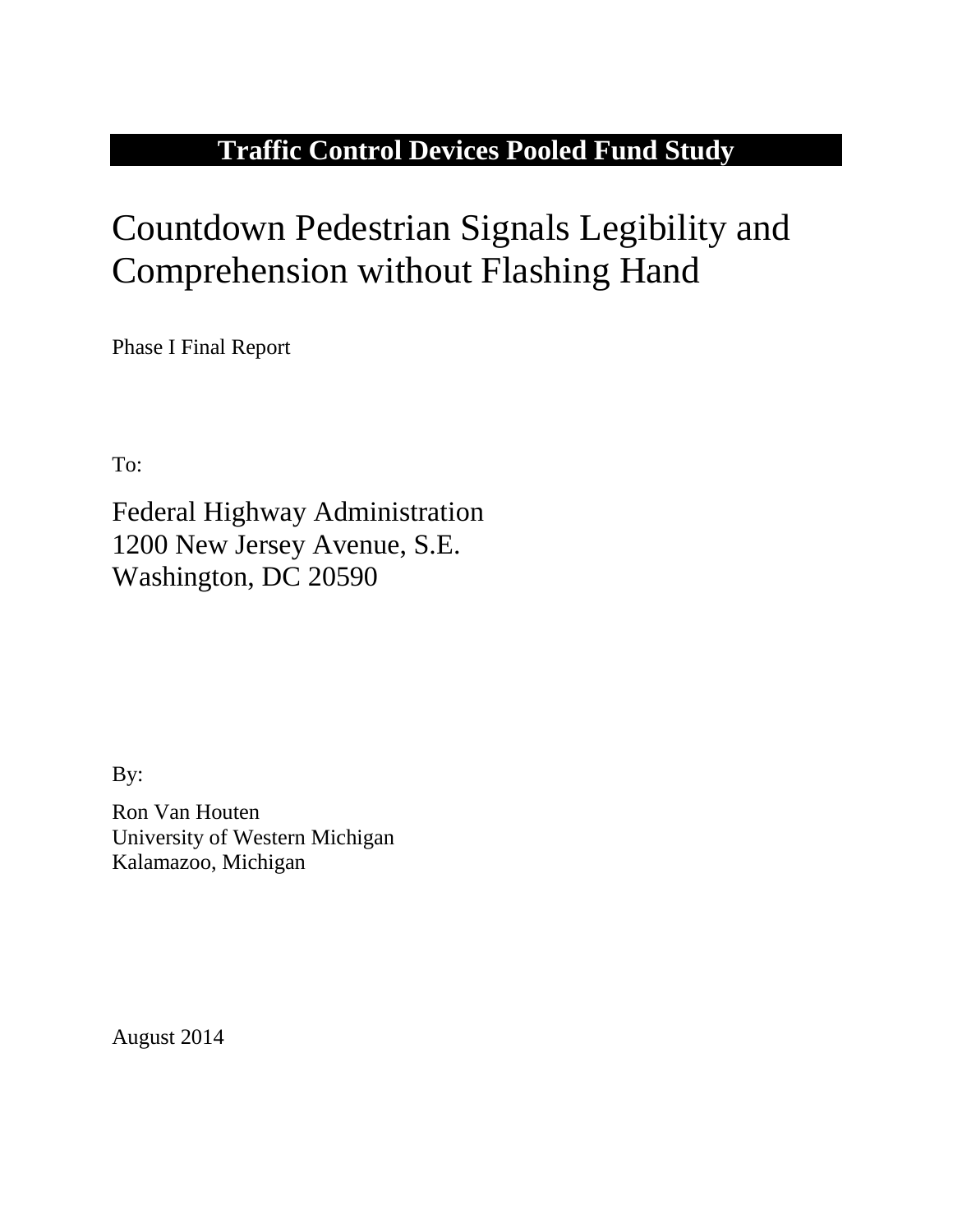**Traffic Control Devices Pooled Fund Study**

# Countdown Pedestrian Signals Legibility and Comprehension without Flashing Hand

Phase I Final Report

To:

Federal Highway Administration
1200 New Jersey Avenue, S.E.
Washington, DC 20590

By:

Ron Van Houten
University of Western Michigan
Kalamazoo, Michigan

August 2014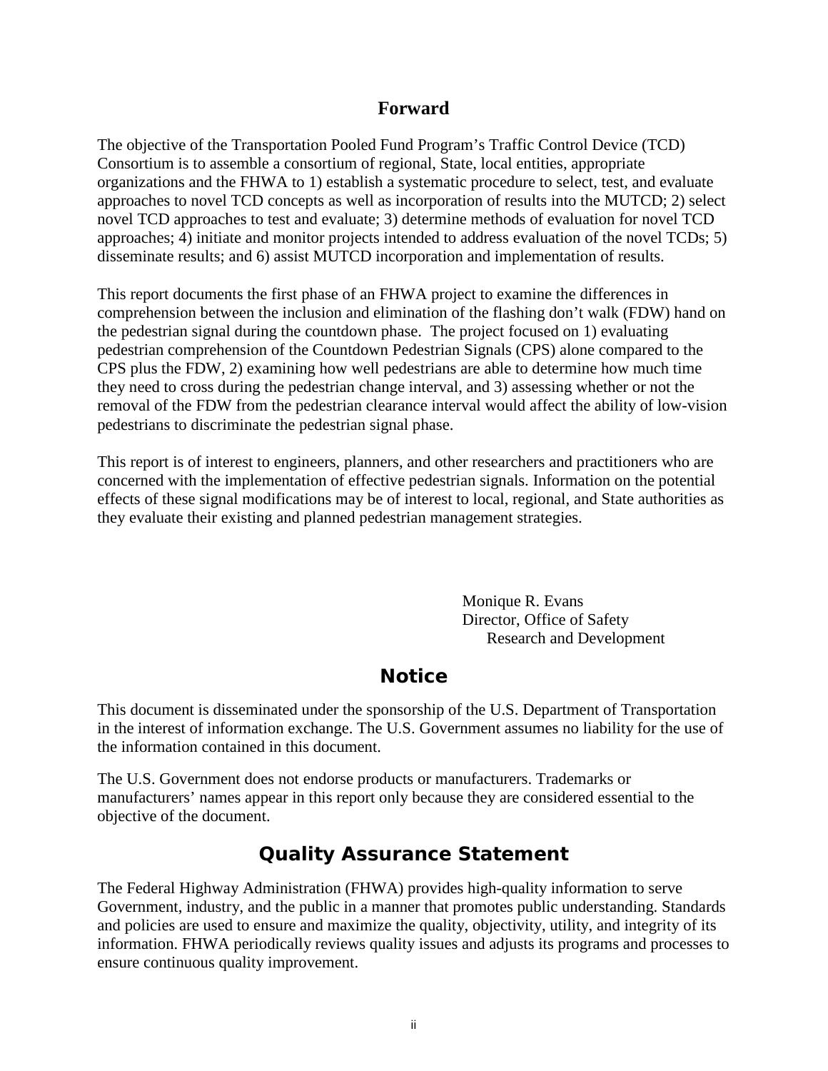## Forward

The objective of the Transportation Pooled Fund Program's Traffic Control Device (TCD) Consortium is to assemble a consortium of regional, State, local entities, appropriate organizations and the FHWA to 1) establish a systematic procedure to select, test, and evaluate approaches to novel TCD concepts as well as incorporation of results into the MUTCD; 2) select novel TCD approaches to test and evaluate; 3) determine methods of evaluation for novel TCD approaches; 4) initiate and monitor projects intended to address evaluation of the novel TCDs; 5) disseminate results; and 6) assist MUTCD incorporation and implementation of results.

This report documents the first phase of an FHWA project to examine the differences in comprehension between the inclusion and elimination of the flashing don't walk (FDW) hand on the pedestrian signal during the countdown phase. The project focused on 1) evaluating pedestrian comprehension of the Countdown Pedestrian Signals (CPS) alone compared to the CPS plus the FDW, 2) examining how well pedestrians are able to determine how much time they need to cross during the pedestrian change interval, and 3) assessing whether or not the removal of the FDW from the pedestrian clearance interval would affect the ability of low-vision pedestrians to discriminate the pedestrian signal phase.

This report is of interest to engineers, planners, and other researchers and practitioners who are concerned with the implementation of effective pedestrian signals. Information on the potential effects of these signal modifications may be of interest to local, regional, and State authorities as they evaluate their existing and planned pedestrian management strategies.

Monique R. Evans
Director, Office of Safety
Research and Development

## Notice

This document is disseminated under the sponsorship of the U.S. Department of Transportation in the interest of information exchange. The U.S. Government assumes no liability for the use of the information contained in this document.

The U.S. Government does not endorse products or manufacturers. Trademarks or manufacturers' names appear in this report only because they are considered essential to the objective of the document.

## Quality Assurance Statement

The Federal Highway Administration (FHWA) provides high-quality information to serve Government, industry, and the public in a manner that promotes public understanding. Standards and policies are used to ensure and maximize the quality, objectivity, utility, and integrity of its information. FHWA periodically reviews quality issues and adjusts its programs and processes to ensure continuous quality improvement.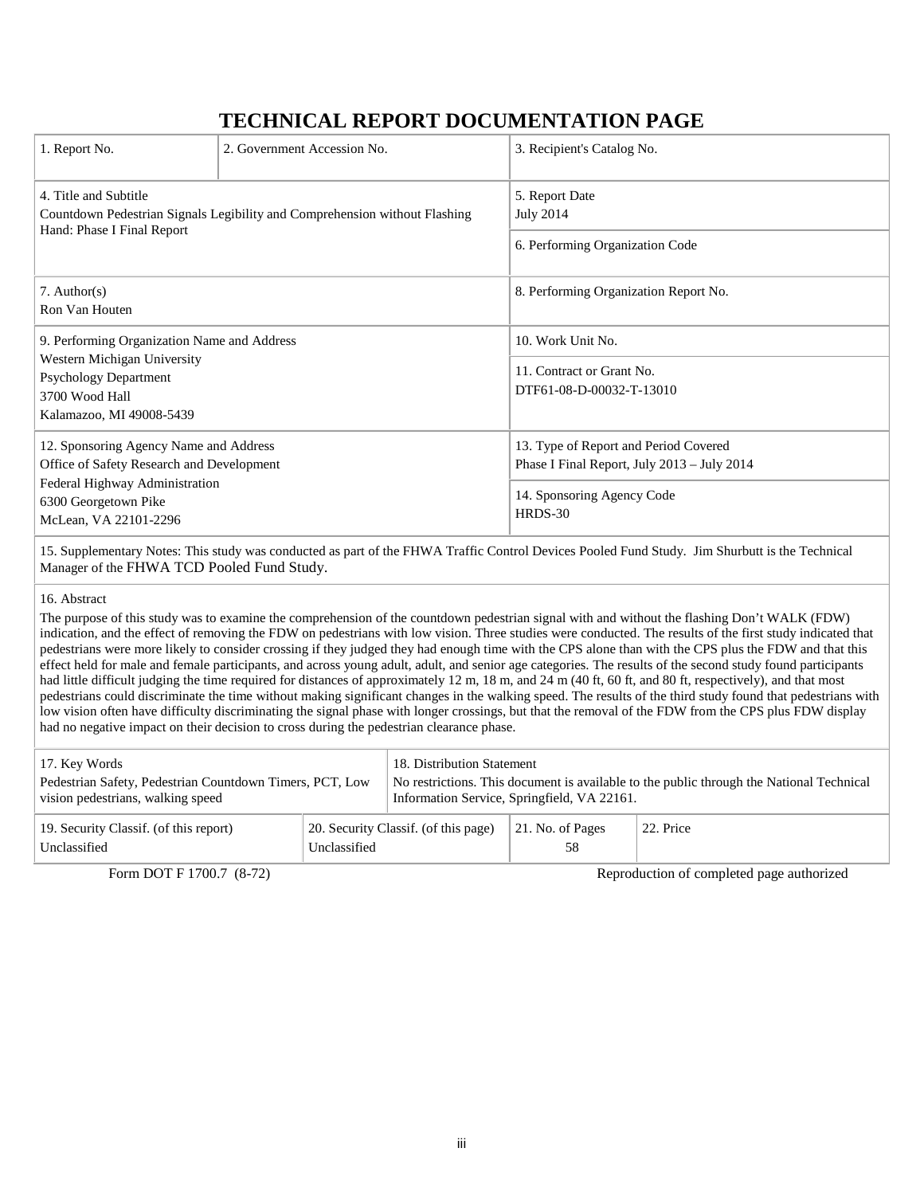# TECHNICAL REPORT DOCUMENTATION PAGE

| 1. Report No. | 2. Government Accession No. | 3. Recipient's Catalog No. |
|---|---|---|
| 4. Title and Subtitle<br>Countdown Pedestrian Signals Legibility and Comprehension without Flashing Hand: Phase I Final Report | | 5. Report Date<br>July 2014 |
| | | 6. Performing Organization Code |
| 7. Author(s)<br>Ron Van Houten | | 8. Performing Organization Report No. |
| 9. Performing Organization Name and Address<br>Western Michigan University<br>Psychology Department<br>3700 Wood Hall<br>Kalamazoo, MI 49008-5439 | | 10. Work Unit No. |
| | | 11. Contract or Grant No.<br>DTF61-08-D-00032-T-13010 |
| 12. Sponsoring Agency Name and Address<br>Office of Safety Research and Development<br>Federal Highway Administration<br>6300 Georgetown Pike<br>McLean, VA 22101-2296 | | 13. Type of Report and Period Covered<br>Phase I Final Report, July 2013 – July 2014 |
| | | 14. Sponsoring Agency Code<br>HRDS-30 |

15. Supplementary Notes: This study was conducted as part of the FHWA Traffic Control Devices Pooled Fund Study. Jim Shurbutt is the Technical Manager of the FHWA TCD Pooled Fund Study.

16. Abstract

The purpose of this study was to examine the comprehension of the countdown pedestrian signal with and without the flashing Don't WALK (FDW) indication, and the effect of removing the FDW on pedestrians with low vision. Three studies were conducted. The results of the first study indicated that pedestrians were more likely to consider crossing if they judged they had enough time with the CPS alone than with the CPS plus the FDW and that this effect held for male and female participants, and across young adult, adult, and senior age categories. The results of the second study found participants had little difficult judging the time required for distances of approximately 12 m, 18 m, and 24 m (40 ft, 60 ft, and 80 ft, respectively), and that most pedestrians could discriminate the time without making significant changes in the walking speed. The results of the third study found that pedestrians with low vision often have difficulty discriminating the signal phase with longer crossings, but that the removal of the FDW from the CPS plus FDW display had no negative impact on their decision to cross during the pedestrian clearance phase.

| 17. Key Words | | 18. Distribution Statement | |
|---|---|---|---|
| Pedestrian Safety, Pedestrian Countdown Timers, PCT, Low vision pedestrians, walking speed | | No restrictions. This document is available to the public through the National Technical Information Service, Springfield, VA 22161. | |
| 19. Security Classif. (of this report)<br>Unclassified | 20. Security Classif. (of this page)<br>Unclassified | 21. No. of Pages<br>58 | 22. Price |

Form DOT F 1700.7 (8-72) Reproduction of completed page authorized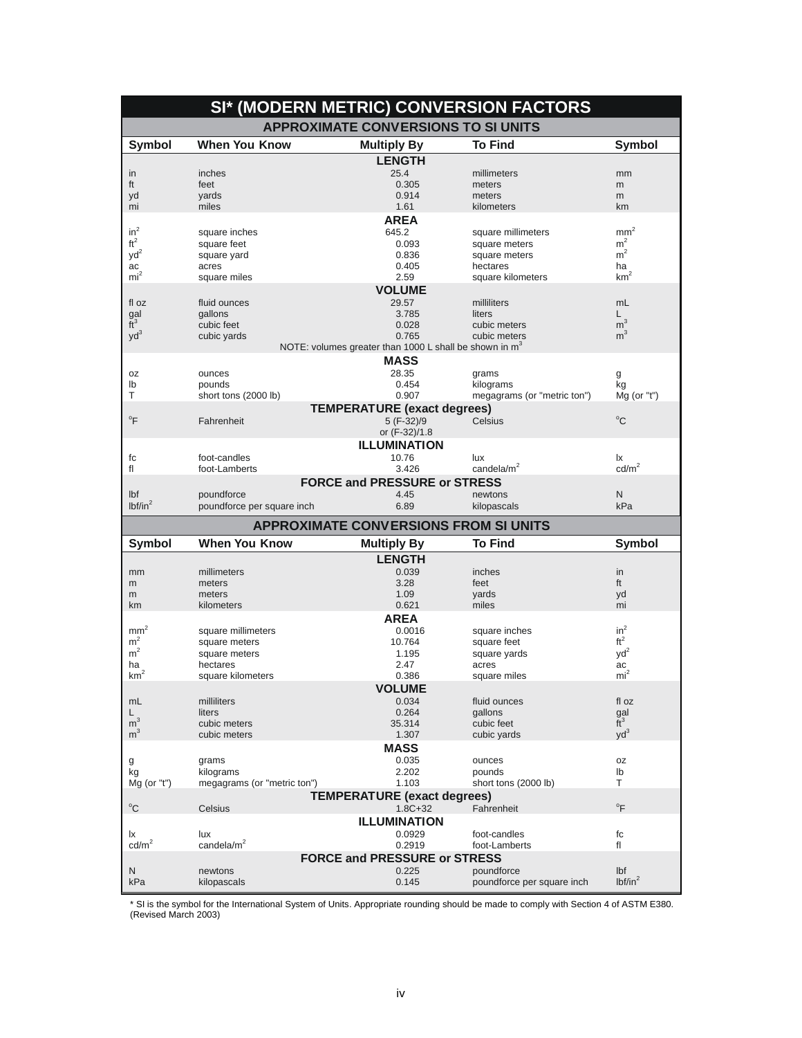# SI* (MODERN METRIC) CONVERSION FACTORS

## APPROXIMATE CONVERSIONS TO SI UNITS

| Symbol | When You Know | Multiply By | To Find | Symbol |
|---|---|---|---|---|
| | | **LENGTH** | | |
| in | inches | 25.4 | millimeters | mm |
| ft | feet | 0.305 | meters | m |
| yd | yards | 0.914 | meters | m |
| mi | miles | 1.61 | kilometers | km |
| | | **AREA** | | |
| $in^2$ | square inches | 645.2 | square millimeters | $mm^2$ |
| $ft^2$ | square feet | 0.093 | square meters | $m^2$ |
| $yd^2$ | square yard | 0.836 | square meters | $m^2$ |
| ac | acres | 0.405 | hectares | ha |
| $mi^2$ | square miles | 2.59 | square kilometers | $km^2$ |
| | | **VOLUME** | | |
| fl oz | fluid ounces | 29.57 | milliliters | mL |
| gal | gallons | 3.785 | liters | L |
| $ft^3$ | cubic feet | 0.028 | cubic meters | $m^3$ |
| $yd^3$ | cubic yards | 0.765 | cubic meters | $m^3$ |
| | | NOTE: volumes greater than 1000 L shall be shown in $m^3$ | | |
| | | **MASS** | | |
| oz | ounces | 28.35 | grams | g |
| lb | pounds | 0.454 | kilograms | kg |
| T | short tons (2000 lb) | 0.907 | megagrams (or "metric ton") | Mg (or "t") |
| | | **TEMPERATURE (exact degrees)** | | |
| °F | Fahrenheit | 5 (F-32)/9 or (F-32)/1.8 | Celsius | °C |
| | | **ILLUMINATION** | | |
| fc | foot-candles | 10.76 | lux | lx |
| fl | foot-Lamberts | 3.426 | candela/$m^2$ | cd/$m^2$ |
| | | **FORCE and PRESSURE or STRESS** | | |
| lbf | poundforce | 4.45 | newtons | N |
| lbf/$in^2$ | poundforce per square inch | 6.89 | kilopascals | kPa |

## APPROXIMATE CONVERSIONS FROM SI UNITS

| Symbol | When You Know | Multiply By | To Find | Symbol |
|---|---|---|---|---|
| | | **LENGTH** | | |
| mm | millimeters | 0.039 | inches | in |
| m | meters | 3.28 | feet | ft |
| m | meters | 1.09 | yards | yd |
| km | kilometers | 0.621 | miles | mi |
| | | **AREA** | | |
| $mm^2$ | square millimeters | 0.0016 | square inches | $in^2$ |
| $m^2$ | square meters | 10.764 | square feet | $ft^2$ |
| $m^2$ | square meters | 1.195 | square yards | $yd^2$ |
| ha | hectares | 2.47 | acres | ac |
| $km^2$ | square kilometers | 0.386 | square miles | $mi^2$ |
| | | **VOLUME** | | |
| mL | milliliters | 0.034 | fluid ounces | fl oz |
| L | liters | 0.264 | gallons | gal |
| $m^3$ | cubic meters | 35.314 | cubic feet | $ft^3$ |
| $m^3$ | cubic meters | 1.307 | cubic yards | $yd^3$ |
| | | **MASS** | | |
| g | grams | 0.035 | ounces | oz |
| kg | kilograms | 2.202 | pounds | lb |
| Mg (or "t") | megagrams (or "metric ton") | 1.103 | short tons (2000 lb) | T |
| | | **TEMPERATURE (exact degrees)** | | |
| °C | Celsius | 1.8C+32 | Fahrenheit | °F |
| | | **ILLUMINATION** | | |
| lx | lux | 0.0929 | foot-candles | fc |
| cd/$m^2$ | candela/$m^2$ | 0.2919 | foot-Lamberts | fl |
| | | **FORCE and PRESSURE or STRESS** | | |
| N | newtons | 0.225 | poundforce | lbf |
| kPa | kilopascals | 0.145 | poundforce per square inch | lbf/$in^2$ |

* SI is the symbol for the International System of Units. Appropriate rounding should be made to comply with Section 4 of ASTM E380. (Revised March 2003)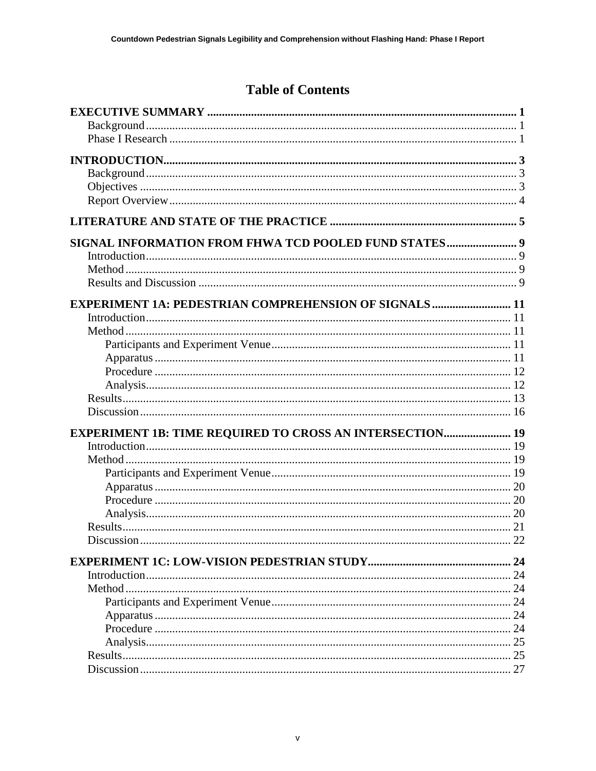# Table of Contents

**EXECUTIVE SUMMARY** ..... **1**
- Background ..... 1
- Phase I Research ..... 1

**INTRODUCTION** ..... **3**
- Background ..... 3
- Objectives ..... 3
- Report Overview ..... 4

**LITERATURE AND STATE OF THE PRACTICE** ..... **5**

**SIGNAL INFORMATION FROM FHWA TCD POOLED FUND STATES** ..... **9**
- Introduction ..... 9
- Method ..... 9
- Results and Discussion ..... 9

**EXPERIMENT 1A: PEDESTRIAN COMPREHENSION OF SIGNALS** ..... **11**
- Introduction ..... 11
- Method ..... 11
  - Participants and Experiment Venue ..... 11
  - Apparatus ..... 11
  - Procedure ..... 12
  - Analysis ..... 12
- Results ..... 13
- Discussion ..... 16

**EXPERIMENT 1B: TIME REQUIRED TO CROSS AN INTERSECTION** ..... **19**
- Introduction ..... 19
- Method ..... 19
  - Participants and Experiment Venue ..... 19
  - Apparatus ..... 20
  - Procedure ..... 20
  - Analysis ..... 20
- Results ..... 21
- Discussion ..... 22

**EXPERIMENT 1C: LOW-VISION PEDESTRIAN STUDY** ..... **24**
- Introduction ..... 24
- Method ..... 24
  - Participants and Experiment Venue ..... 24
  - Apparatus ..... 24
  - Procedure ..... 24
  - Analysis ..... 25
- Results ..... 25
- Discussion ..... 27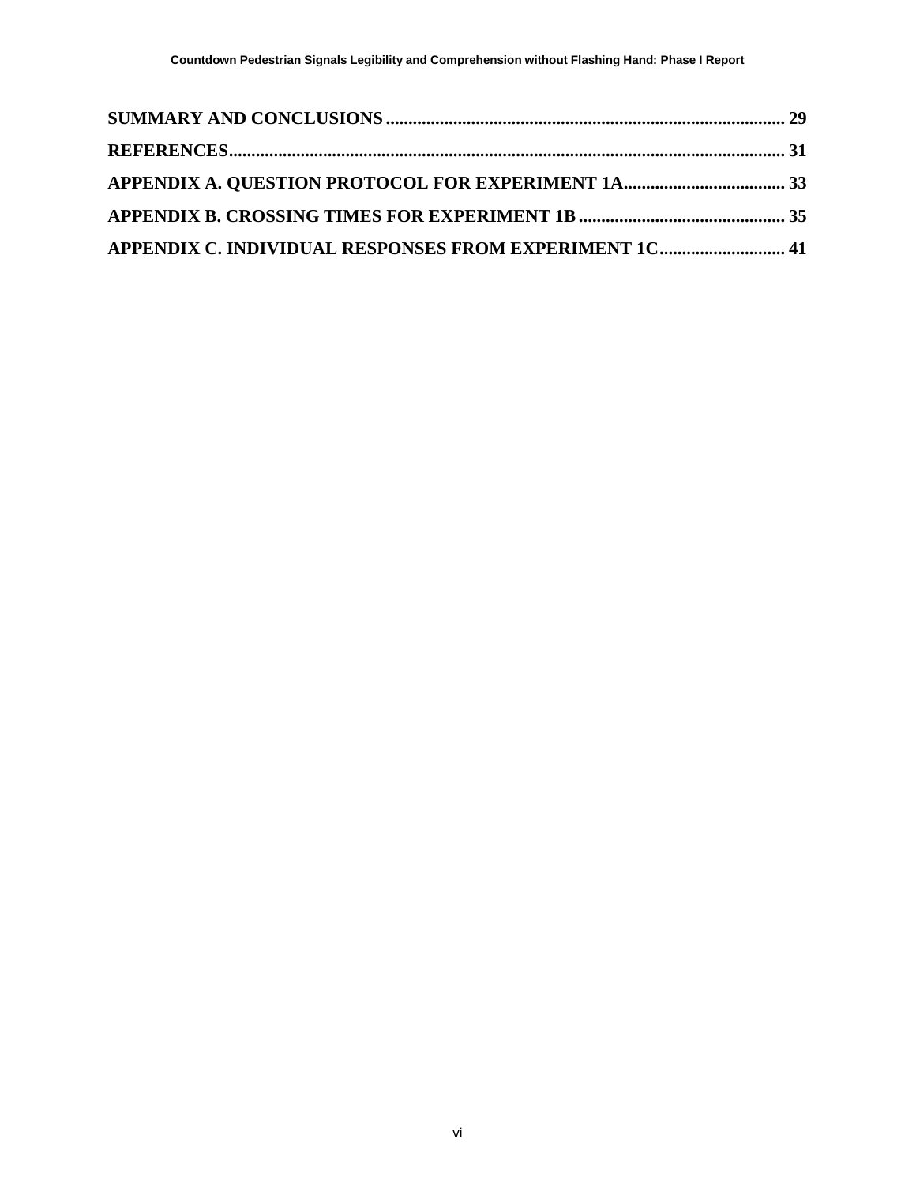**SUMMARY AND CONCLUSIONS** .......................................................................................... 29

**REFERENCES**............................................................................................................................ 31

**APPENDIX A. QUESTION PROTOCOL FOR EXPERIMENT 1A**..................................... 33

**APPENDIX B. CROSSING TIMES FOR EXPERIMENT 1B** .............................................. 35

**APPENDIX C. INDIVIDUAL RESPONSES FROM EXPERIMENT 1C**............................ 41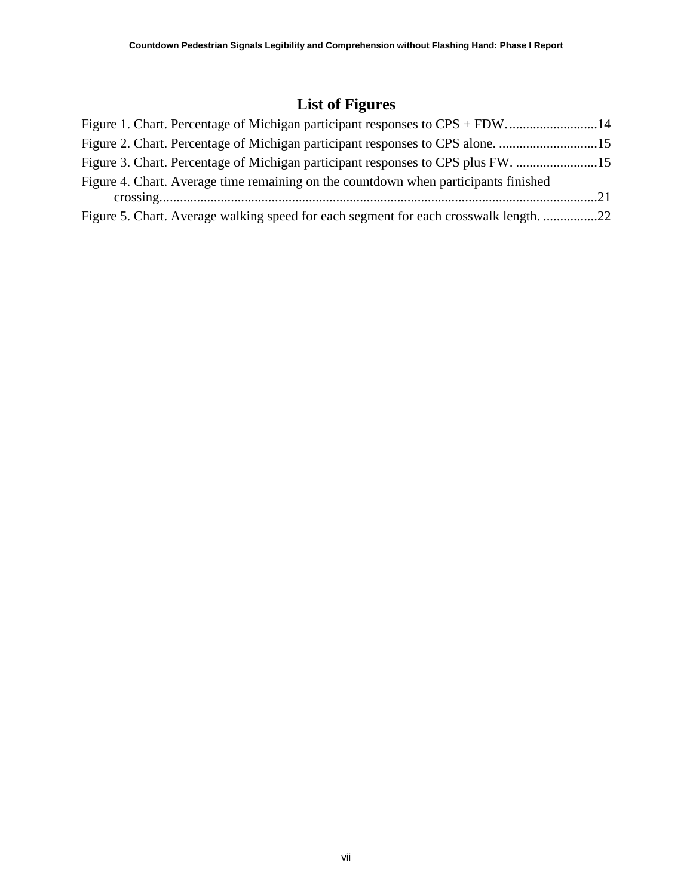# List of Figures

Figure 1. Chart. Percentage of Michigan participant responses to CPS + FDW. ..........................14
Figure 2. Chart. Percentage of Michigan participant responses to CPS alone. .............................15
Figure 3. Chart. Percentage of Michigan participant responses to CPS plus FW. ........................15
Figure 4. Chart. Average time remaining on the countdown when participants finished crossing..................................................................................................................................21
Figure 5. Chart. Average walking speed for each segment for each crosswalk length. ................22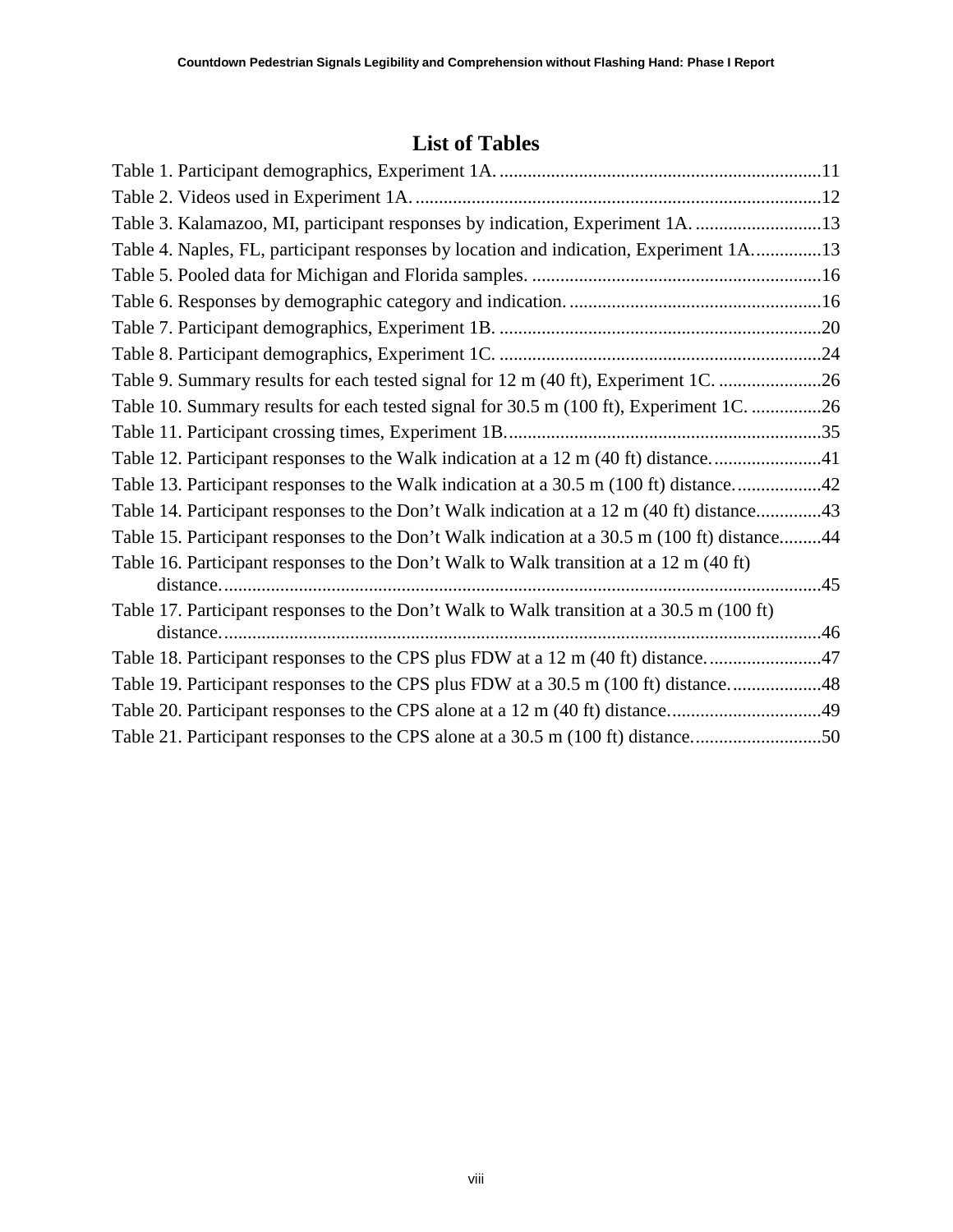# List of Tables

Table 1. Participant demographics, Experiment 1A. ....................................................................11
Table 2. Videos used in Experiment 1A. ......................................................................................12
Table 3. Kalamazoo, MI, participant responses by indication, Experiment 1A. ...........................13
Table 4. Naples, FL, participant responses by location and indication, Experiment 1A. ..............13
Table 5. Pooled data for Michigan and Florida samples. ..............................................................16
Table 6. Responses by demographic category and indication. ......................................................16
Table 7. Participant demographics, Experiment 1B. ....................................................................20
Table 8. Participant demographics, Experiment 1C. ....................................................................24
Table 9. Summary results for each tested signal for 12 m (40 ft), Experiment 1C. ......................26
Table 10. Summary results for each tested signal for 30.5 m (100 ft), Experiment 1C. ...............26
Table 11. Participant crossing times, Experiment 1B. ...................................................................35
Table 12. Participant responses to the Walk indication at a 12 m (40 ft) distance. .......................41
Table 13. Participant responses to the Walk indication at a 30.5 m (100 ft) distance. ..................42
Table 14. Participant responses to the Don't Walk indication at a 12 m (40 ft) distance. ..............43
Table 15. Participant responses to the Don't Walk indication at a 30.5 m (100 ft) distance. ........44
Table 16. Participant responses to the Don't Walk to Walk transition at a 12 m (40 ft) distance. ..............................................................................................................................45
Table 17. Participant responses to the Don't Walk to Walk transition at a 30.5 m (100 ft) distance. ..............................................................................................................................46
Table 18. Participant responses to the CPS plus FDW at a 12 m (40 ft) distance. .......................47
Table 19. Participant responses to the CPS plus FDW at a 30.5 m (100 ft) distance. ...................48
Table 20. Participant responses to the CPS alone at a 12 m (40 ft) distance. ................................49
Table 21. Participant responses to the CPS alone at a 30.5 m (100 ft) distance. ...........................50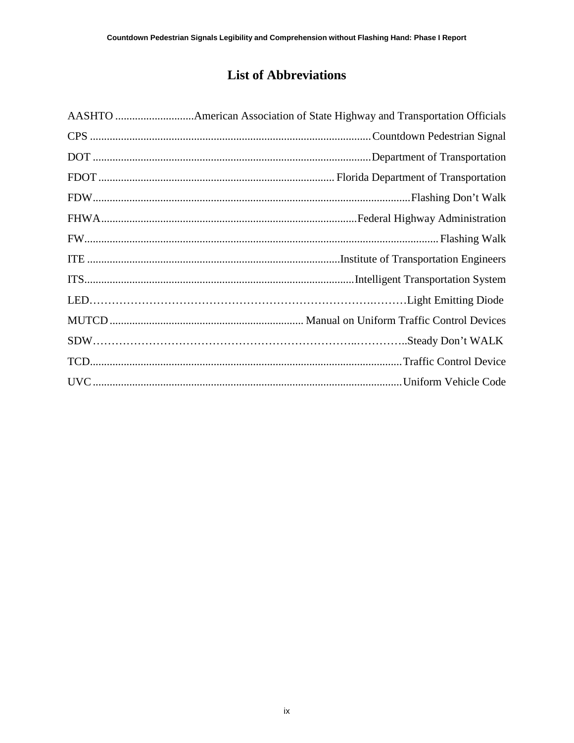# List of Abbreviations

AASHTO ............................American Association of State Highway and Transportation Officials

CPS ..................................................................................................Countdown Pedestrian Signal

DOT ..................................................................................................Department of Transportation

FDOT ................................................................................... Florida Department of Transportation

FDW...............................................................................................................Flashing Don't Walk

FHWA..........................................................................................Federal Highway Administration

FW.............................................................................................................................Flashing Walk

ITE .........................................................................................Institute of Transportation Engineers

ITS...............................................................................................Intelligent Transportation System

LED……………………………………………………………………….………Light Emitting Diode

MUTCD ..................................................................... Manual on Uniform Traffic Control Devices

SDW……………………………………………………………..…………..Steady Don't WALK

TCD.............................................................................................................Traffic Control Device

UVC ............................................................................................................Uniform Vehicle Code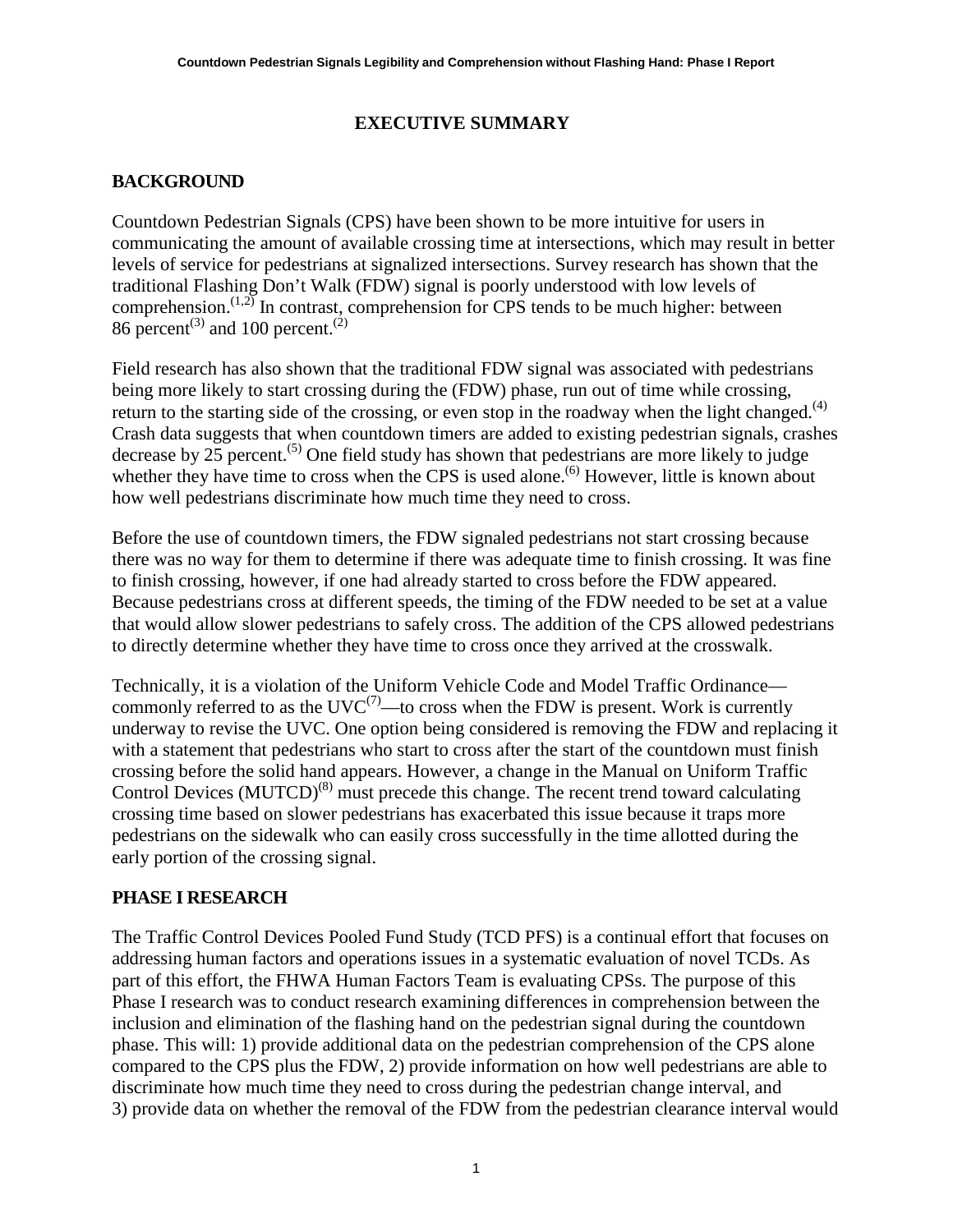# EXECUTIVE SUMMARY

## BACKGROUND

Countdown Pedestrian Signals (CPS) have been shown to be more intuitive for users in communicating the amount of available crossing time at intersections, which may result in better levels of service for pedestrians at signalized intersections. Survey research has shown that the traditional Flashing Don't Walk (FDW) signal is poorly understood with low levels of comprehension.[(1,2)] In contrast, comprehension for CPS tends to be much higher: between 86 percent[(3)] and 100 percent.[(2)]

Field research has also shown that the traditional FDW signal was associated with pedestrians being more likely to start crossing during the (FDW) phase, run out of time while crossing, return to the starting side of the crossing, or even stop in the roadway when the light changed.[(4)] Crash data suggests that when countdown timers are added to existing pedestrian signals, crashes decrease by 25 percent.[(5)] One field study has shown that pedestrians are more likely to judge whether they have time to cross when the CPS is used alone.[(6)] However, little is known about how well pedestrians discriminate how much time they need to cross.

Before the use of countdown timers, the FDW signaled pedestrians not start crossing because there was no way for them to determine if there was adequate time to finish crossing. It was fine to finish crossing, however, if one had already started to cross before the FDW appeared. Because pedestrians cross at different speeds, the timing of the FDW needed to be set at a value that would allow slower pedestrians to safely cross. The addition of the CPS allowed pedestrians to directly determine whether they have time to cross once they arrived at the crosswalk.

Technically, it is a violation of the Uniform Vehicle Code and Model Traffic Ordinance—commonly referred to as the UVC[(7)]—to cross when the FDW is present. Work is currently underway to revise the UVC. One option being considered is removing the FDW and replacing it with a statement that pedestrians who start to cross after the start of the countdown must finish crossing before the solid hand appears. However, a change in the Manual on Uniform Traffic Control Devices (MUTCD)[(8)] must precede this change. The recent trend toward calculating crossing time based on slower pedestrians has exacerbated this issue because it traps more pedestrians on the sidewalk who can easily cross successfully in the time allotted during the early portion of the crossing signal.

## PHASE I RESEARCH

The Traffic Control Devices Pooled Fund Study (TCD PFS) is a continual effort that focuses on addressing human factors and operations issues in a systematic evaluation of novel TCDs. As part of this effort, the FHWA Human Factors Team is evaluating CPSs. The purpose of this Phase I research was to conduct research examining differences in comprehension between the inclusion and elimination of the flashing hand on the pedestrian signal during the countdown phase. This will: 1) provide additional data on the pedestrian comprehension of the CPS alone compared to the CPS plus the FDW, 2) provide information on how well pedestrians are able to discriminate how much time they need to cross during the pedestrian change interval, and 3) provide data on whether the removal of the FDW from the pedestrian clearance interval would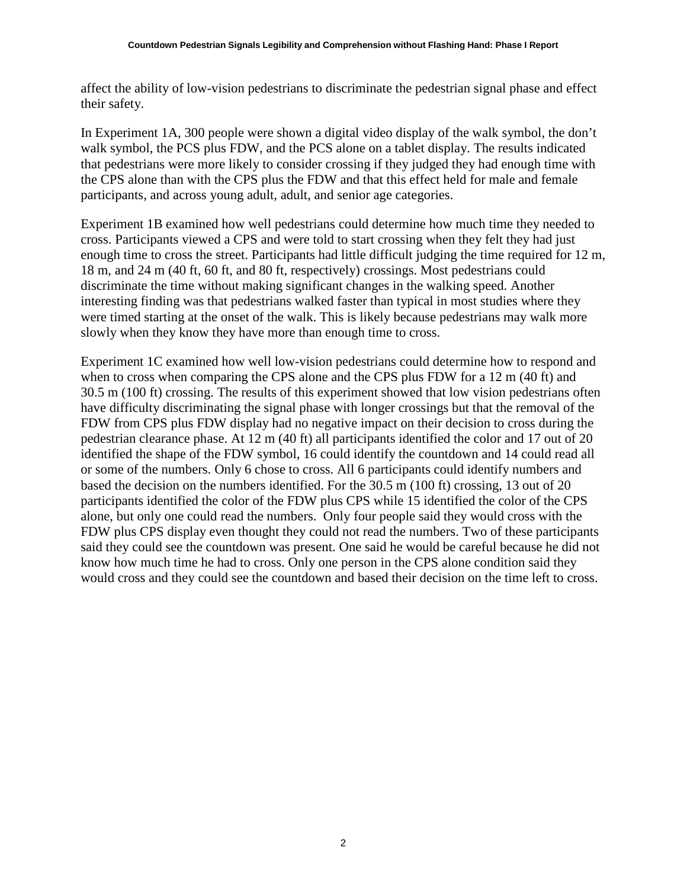affect the ability of low-vision pedestrians to discriminate the pedestrian signal phase and effect their safety.

In Experiment 1A, 300 people were shown a digital video display of the walk symbol, the don't walk symbol, the PCS plus FDW, and the PCS alone on a tablet display. The results indicated that pedestrians were more likely to consider crossing if they judged they had enough time with the CPS alone than with the CPS plus the FDW and that this effect held for male and female participants, and across young adult, adult, and senior age categories.

Experiment 1B examined how well pedestrians could determine how much time they needed to cross. Participants viewed a CPS and were told to start crossing when they felt they had just enough time to cross the street. Participants had little difficult judging the time required for 12 m, 18 m, and 24 m (40 ft, 60 ft, and 80 ft, respectively) crossings. Most pedestrians could discriminate the time without making significant changes in the walking speed. Another interesting finding was that pedestrians walked faster than typical in most studies where they were timed starting at the onset of the walk. This is likely because pedestrians may walk more slowly when they know they have more than enough time to cross.

Experiment 1C examined how well low-vision pedestrians could determine how to respond and when to cross when comparing the CPS alone and the CPS plus FDW for a 12 m (40 ft) and 30.5 m (100 ft) crossing. The results of this experiment showed that low vision pedestrians often have difficulty discriminating the signal phase with longer crossings but that the removal of the FDW from CPS plus FDW display had no negative impact on their decision to cross during the pedestrian clearance phase. At 12 m (40 ft) all participants identified the color and 17 out of 20 identified the shape of the FDW symbol, 16 could identify the countdown and 14 could read all or some of the numbers. Only 6 chose to cross. All 6 participants could identify numbers and based the decision on the numbers identified. For the 30.5 m (100 ft) crossing, 13 out of 20 participants identified the color of the FDW plus CPS while 15 identified the color of the CPS alone, but only one could read the numbers. Only four people said they would cross with the FDW plus CPS display even thought they could not read the numbers. Two of these participants said they could see the countdown was present. One said he would be careful because he did not know how much time he had to cross. Only one person in the CPS alone condition said they would cross and they could see the countdown and based their decision on the time left to cross.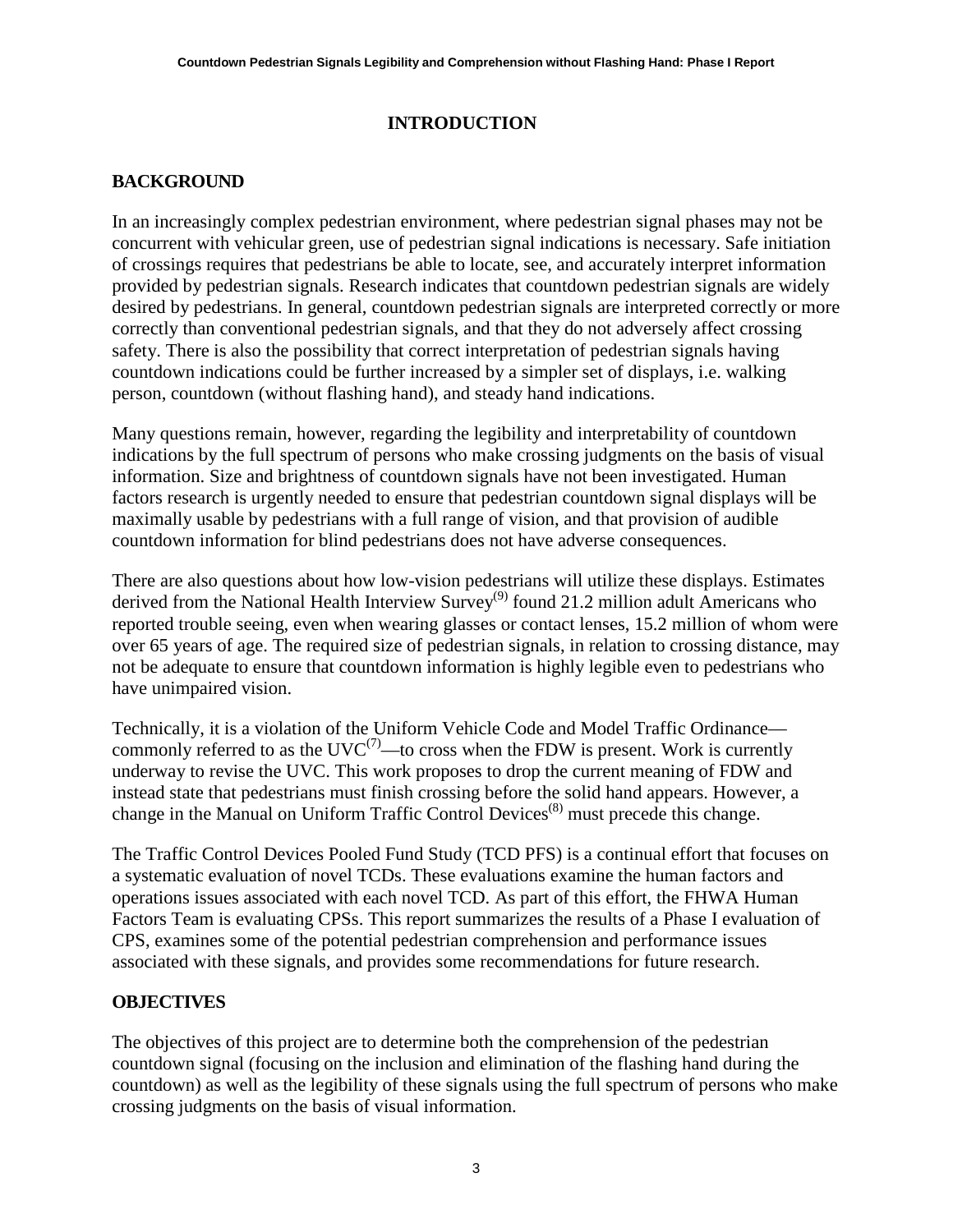# INTRODUCTION

## BACKGROUND

In an increasingly complex pedestrian environment, where pedestrian signal phases may not be concurrent with vehicular green, use of pedestrian signal indications is necessary. Safe initiation of crossings requires that pedestrians be able to locate, see, and accurately interpret information provided by pedestrian signals. Research indicates that countdown pedestrian signals are widely desired by pedestrians. In general, countdown pedestrian signals are interpreted correctly or more correctly than conventional pedestrian signals, and that they do not adversely affect crossing safety. There is also the possibility that correct interpretation of pedestrian signals having countdown indications could be further increased by a simpler set of displays, i.e. walking person, countdown (without flashing hand), and steady hand indications.

Many questions remain, however, regarding the legibility and interpretability of countdown indications by the full spectrum of persons who make crossing judgments on the basis of visual information. Size and brightness of countdown signals have not been investigated. Human factors research is urgently needed to ensure that pedestrian countdown signal displays will be maximally usable by pedestrians with a full range of vision, and that provision of audible countdown information for blind pedestrians does not have adverse consequences.

There are also questions about how low-vision pedestrians will utilize these displays. Estimates derived from the National Health Interview Survey[9] found 21.2 million adult Americans who reported trouble seeing, even when wearing glasses or contact lenses, 15.2 million of whom were over 65 years of age. The required size of pedestrian signals, in relation to crossing distance, may not be adequate to ensure that countdown information is highly legible even to pedestrians who have unimpaired vision.

Technically, it is a violation of the Uniform Vehicle Code and Model Traffic Ordinance—commonly referred to as the UVC[7]—to cross when the FDW is present. Work is currently underway to revise the UVC. This work proposes to drop the current meaning of FDW and instead state that pedestrians must finish crossing before the solid hand appears. However, a change in the Manual on Uniform Traffic Control Devices[8] must precede this change.

The Traffic Control Devices Pooled Fund Study (TCD PFS) is a continual effort that focuses on a systematic evaluation of novel TCDs. These evaluations examine the human factors and operations issues associated with each novel TCD. As part of this effort, the FHWA Human Factors Team is evaluating CPSs. This report summarizes the results of a Phase I evaluation of CPS, examines some of the potential pedestrian comprehension and performance issues associated with these signals, and provides some recommendations for future research.

## OBJECTIVES

The objectives of this project are to determine both the comprehension of the pedestrian countdown signal (focusing on the inclusion and elimination of the flashing hand during the countdown) as well as the legibility of these signals using the full spectrum of persons who make crossing judgments on the basis of visual information.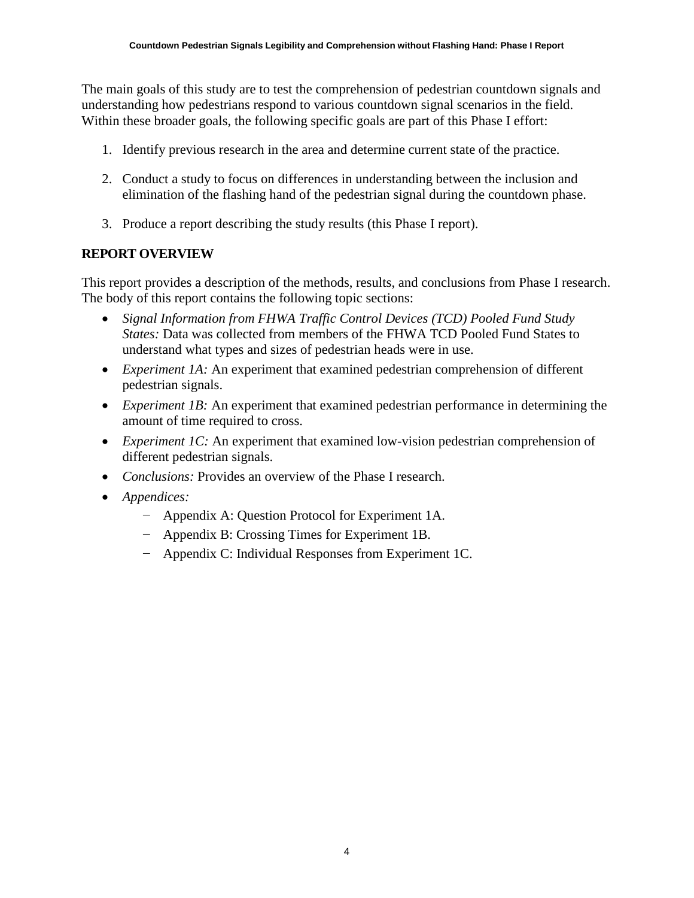The main goals of this study are to test the comprehension of pedestrian countdown signals and understanding how pedestrians respond to various countdown signal scenarios in the field. Within these broader goals, the following specific goals are part of this Phase I effort:

1. Identify previous research in the area and determine current state of the practice.

2. Conduct a study to focus on differences in understanding between the inclusion and elimination of the flashing hand of the pedestrian signal during the countdown phase.

3. Produce a report describing the study results (this Phase I report).

## REPORT OVERVIEW

This report provides a description of the methods, results, and conclusions from Phase I research. The body of this report contains the following topic sections:

- *Signal Information from FHWA Traffic Control Devices (TCD) Pooled Fund Study States:* Data was collected from members of the FHWA TCD Pooled Fund States to understand what types and sizes of pedestrian heads were in use.
- *Experiment 1A:* An experiment that examined pedestrian comprehension of different pedestrian signals.
- *Experiment 1B:* An experiment that examined pedestrian performance in determining the amount of time required to cross.
- *Experiment 1C:* An experiment that examined low-vision pedestrian comprehension of different pedestrian signals.
- *Conclusions:* Provides an overview of the Phase I research.
- *Appendices:*
    - Appendix A: Question Protocol for Experiment 1A.
    - Appendix B: Crossing Times for Experiment 1B.
    - Appendix C: Individual Responses from Experiment 1C.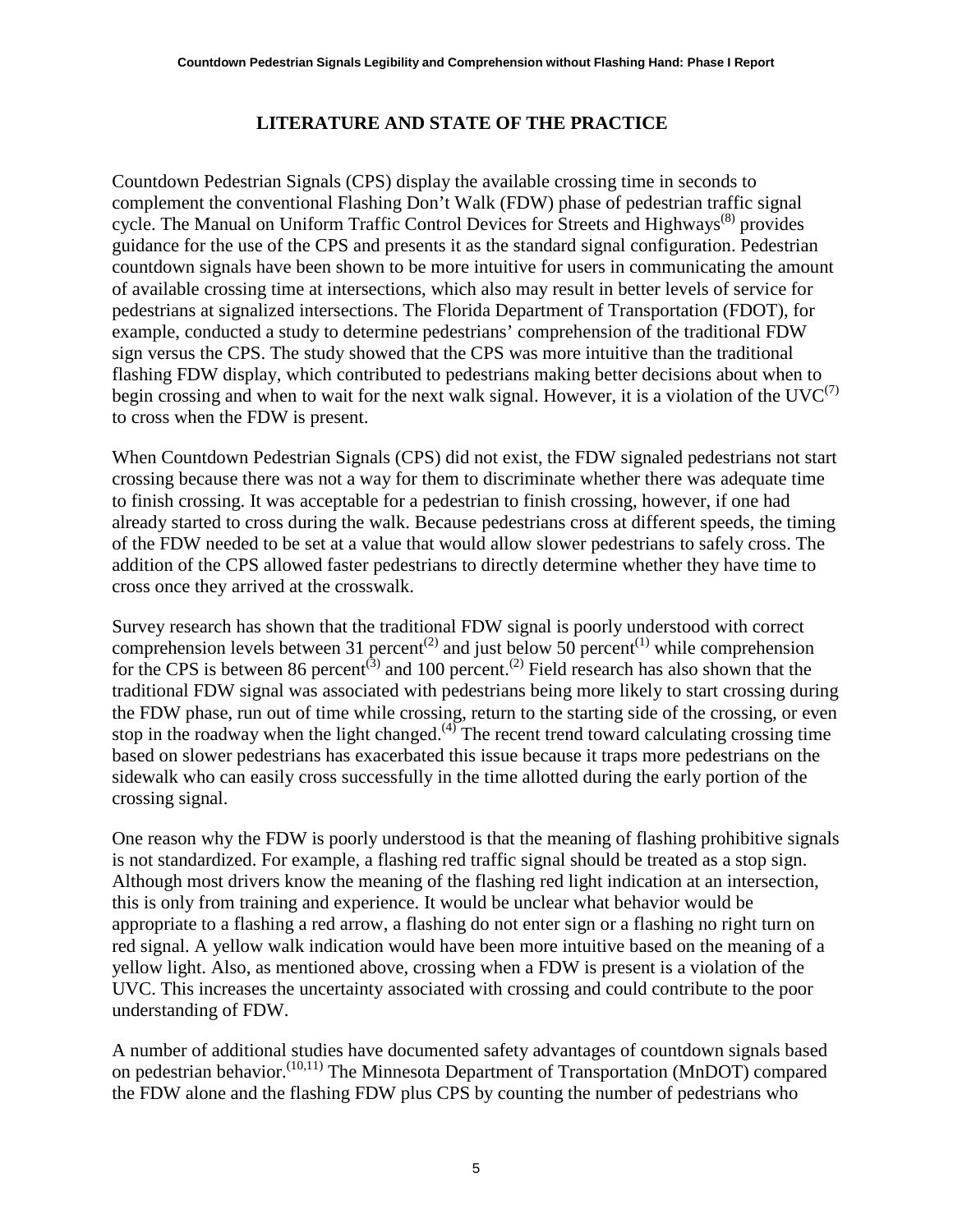## LITERATURE AND STATE OF THE PRACTICE

Countdown Pedestrian Signals (CPS) display the available crossing time in seconds to complement the conventional Flashing Don't Walk (FDW) phase of pedestrian traffic signal cycle. The Manual on Uniform Traffic Control Devices for Streets and Highways[8] provides guidance for the use of the CPS and presents it as the standard signal configuration. Pedestrian countdown signals have been shown to be more intuitive for users in communicating the amount of available crossing time at intersections, which also may result in better levels of service for pedestrians at signalized intersections. The Florida Department of Transportation (FDOT), for example, conducted a study to determine pedestrians' comprehension of the traditional FDW sign versus the CPS. The study showed that the CPS was more intuitive than the traditional flashing FDW display, which contributed to pedestrians making better decisions about when to begin crossing and when to wait for the next walk signal. However, it is a violation of the UVC[7] to cross when the FDW is present.

When Countdown Pedestrian Signals (CPS) did not exist, the FDW signaled pedestrians not start crossing because there was not a way for them to discriminate whether there was adequate time to finish crossing. It was acceptable for a pedestrian to finish crossing, however, if one had already started to cross during the walk. Because pedestrians cross at different speeds, the timing of the FDW needed to be set at a value that would allow slower pedestrians to safely cross. The addition of the CPS allowed faster pedestrians to directly determine whether they have time to cross once they arrived at the crosswalk.

Survey research has shown that the traditional FDW signal is poorly understood with correct comprehension levels between 31 percent[2] and just below 50 percent[1] while comprehension for the CPS is between 86 percent[3] and 100 percent.[2] Field research has also shown that the traditional FDW signal was associated with pedestrians being more likely to start crossing during the FDW phase, run out of time while crossing, return to the starting side of the crossing, or even stop in the roadway when the light changed.[4] The recent trend toward calculating crossing time based on slower pedestrians has exacerbated this issue because it traps more pedestrians on the sidewalk who can easily cross successfully in the time allotted during the early portion of the crossing signal.

One reason why the FDW is poorly understood is that the meaning of flashing prohibitive signals is not standardized. For example, a flashing red traffic signal should be treated as a stop sign. Although most drivers know the meaning of the flashing red light indication at an intersection, this is only from training and experience. It would be unclear what behavior would be appropriate to a flashing a red arrow, a flashing do not enter sign or a flashing no right turn on red signal. A yellow walk indication would have been more intuitive based on the meaning of a yellow light. Also, as mentioned above, crossing when a FDW is present is a violation of the UVC. This increases the uncertainty associated with crossing and could contribute to the poor understanding of FDW.

A number of additional studies have documented safety advantages of countdown signals based on pedestrian behavior.[10,11] The Minnesota Department of Transportation (MnDOT) compared the FDW alone and the flashing FDW plus CPS by counting the number of pedestrians who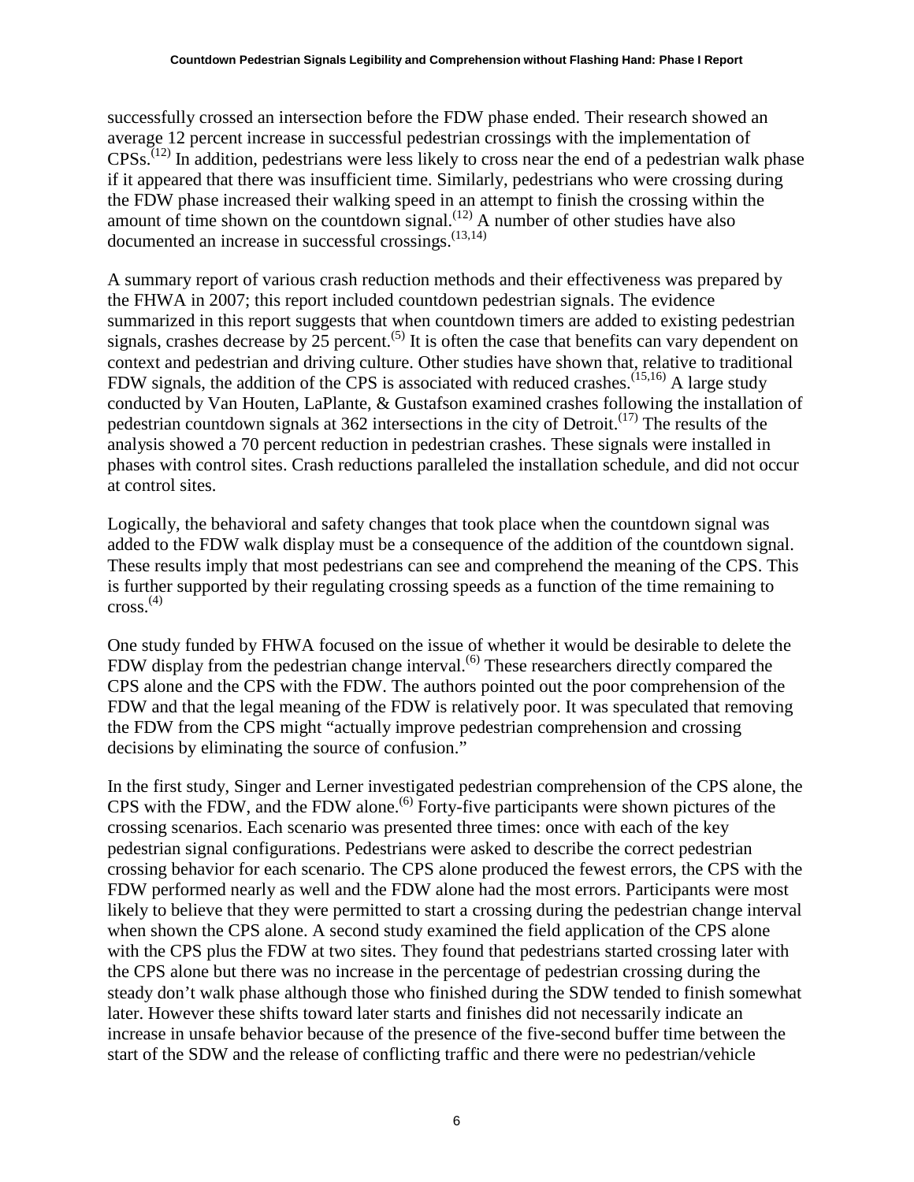successfully crossed an intersection before the FDW phase ended. Their research showed an average 12 percent increase in successful pedestrian crossings with the implementation of CPSs.[12] In addition, pedestrians were less likely to cross near the end of a pedestrian walk phase if it appeared that there was insufficient time. Similarly, pedestrians who were crossing during the FDW phase increased their walking speed in an attempt to finish the crossing within the amount of time shown on the countdown signal.[12] A number of other studies have also documented an increase in successful crossings.[13,14]

A summary report of various crash reduction methods and their effectiveness was prepared by the FHWA in 2007; this report included countdown pedestrian signals. The evidence summarized in this report suggests that when countdown timers are added to existing pedestrian signals, crashes decrease by 25 percent.[5] It is often the case that benefits can vary dependent on context and pedestrian and driving culture. Other studies have shown that, relative to traditional FDW signals, the addition of the CPS is associated with reduced crashes.[15,16] A large study conducted by Van Houten, LaPlante, & Gustafson examined crashes following the installation of pedestrian countdown signals at 362 intersections in the city of Detroit.[17] The results of the analysis showed a 70 percent reduction in pedestrian crashes. These signals were installed in phases with control sites. Crash reductions paralleled the installation schedule, and did not occur at control sites.

Logically, the behavioral and safety changes that took place when the countdown signal was added to the FDW walk display must be a consequence of the addition of the countdown signal. These results imply that most pedestrians can see and comprehend the meaning of the CPS. This is further supported by their regulating crossing speeds as a function of the time remaining to cross.[4]

One study funded by FHWA focused on the issue of whether it would be desirable to delete the FDW display from the pedestrian change interval.[6] These researchers directly compared the CPS alone and the CPS with the FDW. The authors pointed out the poor comprehension of the FDW and that the legal meaning of the FDW is relatively poor. It was speculated that removing the FDW from the CPS might "actually improve pedestrian comprehension and crossing decisions by eliminating the source of confusion."

In the first study, Singer and Lerner investigated pedestrian comprehension of the CPS alone, the CPS with the FDW, and the FDW alone.[6] Forty-five participants were shown pictures of the crossing scenarios. Each scenario was presented three times: once with each of the key pedestrian signal configurations. Pedestrians were asked to describe the correct pedestrian crossing behavior for each scenario. The CPS alone produced the fewest errors, the CPS with the FDW performed nearly as well and the FDW alone had the most errors. Participants were most likely to believe that they were permitted to start a crossing during the pedestrian change interval when shown the CPS alone. A second study examined the field application of the CPS alone with the CPS plus the FDW at two sites. They found that pedestrians started crossing later with the CPS alone but there was no increase in the percentage of pedestrian crossing during the steady don't walk phase although those who finished during the SDW tended to finish somewhat later. However these shifts toward later starts and finishes did not necessarily indicate an increase in unsafe behavior because of the presence of the five-second buffer time between the start of the SDW and the release of conflicting traffic and there were no pedestrian/vehicle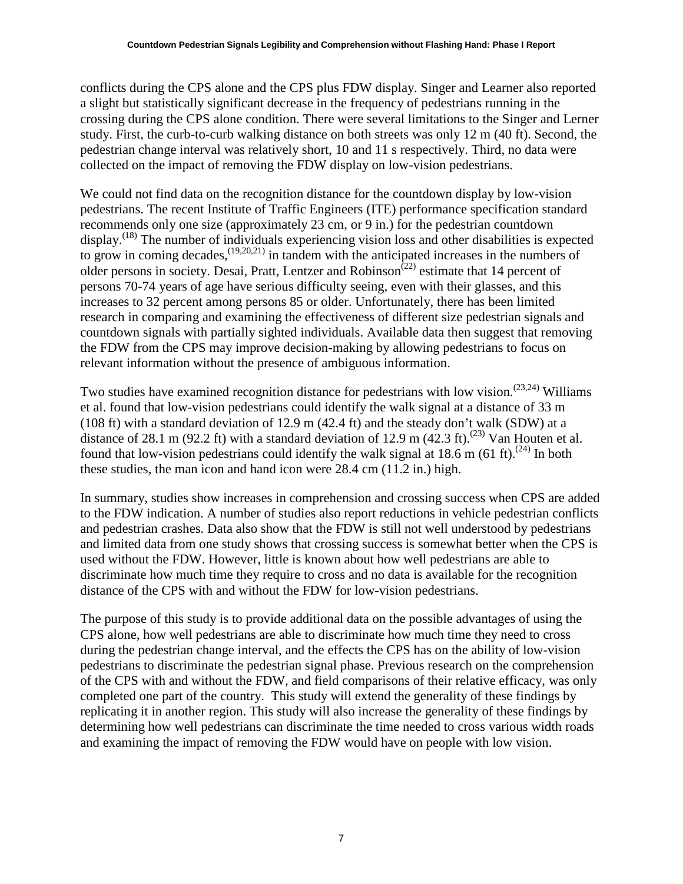conflicts during the CPS alone and the CPS plus FDW display. Singer and Learner also reported a slight but statistically significant decrease in the frequency of pedestrians running in the crossing during the CPS alone condition. There were several limitations to the Singer and Lerner study. First, the curb-to-curb walking distance on both streets was only 12 m (40 ft). Second, the pedestrian change interval was relatively short, 10 and 11 s respectively. Third, no data were collected on the impact of removing the FDW display on low-vision pedestrians.

We could not find data on the recognition distance for the countdown display by low-vision pedestrians. The recent Institute of Traffic Engineers (ITE) performance specification standard recommends only one size (approximately 23 cm, or 9 in.) for the pedestrian countdown display.[18] The number of individuals experiencing vision loss and other disabilities is expected to grow in coming decades,[19,20,21] in tandem with the anticipated increases in the numbers of older persons in society. Desai, Pratt, Lentzer and Robinson[22] estimate that 14 percent of persons 70-74 years of age have serious difficulty seeing, even with their glasses, and this increases to 32 percent among persons 85 or older. Unfortunately, there has been limited research in comparing and examining the effectiveness of different size pedestrian signals and countdown signals with partially sighted individuals. Available data then suggest that removing the FDW from the CPS may improve decision-making by allowing pedestrians to focus on relevant information without the presence of ambiguous information.

Two studies have examined recognition distance for pedestrians with low vision.[23,24] Williams et al. found that low-vision pedestrians could identify the walk signal at a distance of 33 m (108 ft) with a standard deviation of 12.9 m (42.4 ft) and the steady don't walk (SDW) at a distance of 28.1 m (92.2 ft) with a standard deviation of 12.9 m (42.3 ft).[23] Van Houten et al. found that low-vision pedestrians could identify the walk signal at 18.6 m (61 ft).[24] In both these studies, the man icon and hand icon were 28.4 cm (11.2 in.) high.

In summary, studies show increases in comprehension and crossing success when CPS are added to the FDW indication. A number of studies also report reductions in vehicle pedestrian conflicts and pedestrian crashes. Data also show that the FDW is still not well understood by pedestrians and limited data from one study shows that crossing success is somewhat better when the CPS is used without the FDW. However, little is known about how well pedestrians are able to discriminate how much time they require to cross and no data is available for the recognition distance of the CPS with and without the FDW for low-vision pedestrians.

The purpose of this study is to provide additional data on the possible advantages of using the CPS alone, how well pedestrians are able to discriminate how much time they need to cross during the pedestrian change interval, and the effects the CPS has on the ability of low-vision pedestrians to discriminate the pedestrian signal phase. Previous research on the comprehension of the CPS with and without the FDW, and field comparisons of their relative efficacy, was only completed one part of the country. This study will extend the generality of these findings by replicating it in another region. This study will also increase the generality of these findings by determining how well pedestrians can discriminate the time needed to cross various width roads and examining the impact of removing the FDW would have on people with low vision.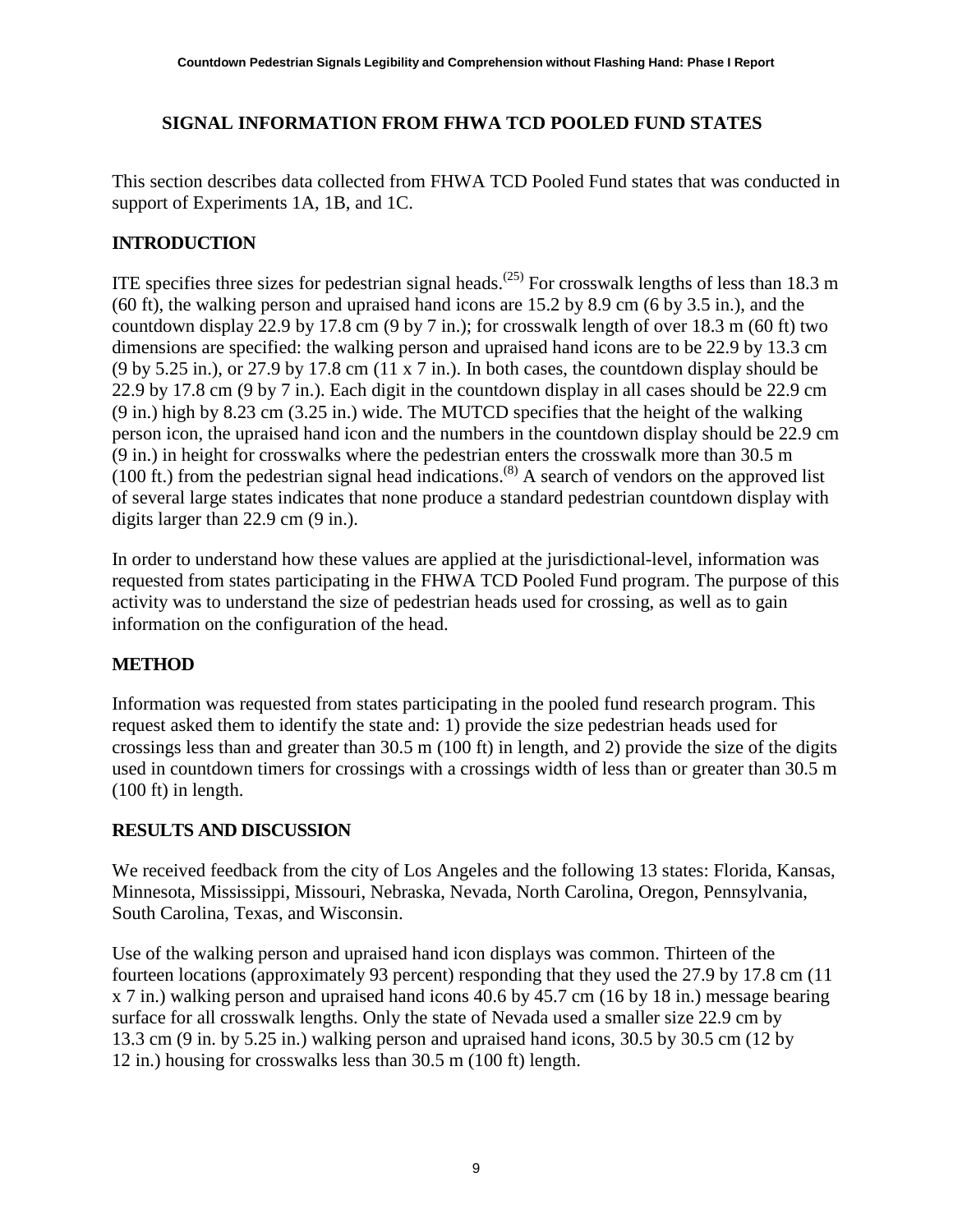# SIGNAL INFORMATION FROM FHWA TCD POOLED FUND STATES

This section describes data collected from FHWA TCD Pooled Fund states that was conducted in support of Experiments 1A, 1B, and 1C.

## INTRODUCTION

ITE specifies three sizes for pedestrian signal heads.[25] For crosswalk lengths of less than 18.3 m (60 ft), the walking person and upraised hand icons are 15.2 by 8.9 cm (6 by 3.5 in.), and the countdown display 22.9 by 17.8 cm (9 by 7 in.); for crosswalk length of over 18.3 m (60 ft) two dimensions are specified: the walking person and upraised hand icons are to be 22.9 by 13.3 cm (9 by 5.25 in.), or 27.9 by 17.8 cm (11 x 7 in.). In both cases, the countdown display should be 22.9 by 17.8 cm (9 by 7 in.). Each digit in the countdown display in all cases should be 22.9 cm (9 in.) high by 8.23 cm (3.25 in.) wide. The MUTCD specifies that the height of the walking person icon, the upraised hand icon and the numbers in the countdown display should be 22.9 cm (9 in.) in height for crosswalks where the pedestrian enters the crosswalk more than 30.5 m (100 ft.) from the pedestrian signal head indications.[8] A search of vendors on the approved list of several large states indicates that none produce a standard pedestrian countdown display with digits larger than 22.9 cm (9 in.).

In order to understand how these values are applied at the jurisdictional-level, information was requested from states participating in the FHWA TCD Pooled Fund program. The purpose of this activity was to understand the size of pedestrian heads used for crossing, as well as to gain information on the configuration of the head.

## METHOD

Information was requested from states participating in the pooled fund research program. This request asked them to identify the state and: 1) provide the size pedestrian heads used for crossings less than and greater than 30.5 m (100 ft) in length, and 2) provide the size of the digits used in countdown timers for crossings with a crossings width of less than or greater than 30.5 m (100 ft) in length.

## RESULTS AND DISCUSSION

We received feedback from the city of Los Angeles and the following 13 states: Florida, Kansas, Minnesota, Mississippi, Missouri, Nebraska, Nevada, North Carolina, Oregon, Pennsylvania, South Carolina, Texas, and Wisconsin.

Use of the walking person and upraised hand icon displays was common. Thirteen of the fourteen locations (approximately 93 percent) responding that they used the 27.9 by 17.8 cm (11 x 7 in.) walking person and upraised hand icons 40.6 by 45.7 cm (16 by 18 in.) message bearing surface for all crosswalk lengths. Only the state of Nevada used a smaller size 22.9 cm by 13.3 cm (9 in. by 5.25 in.) walking person and upraised hand icons, 30.5 by 30.5 cm (12 by 12 in.) housing for crosswalks less than 30.5 m (100 ft) length.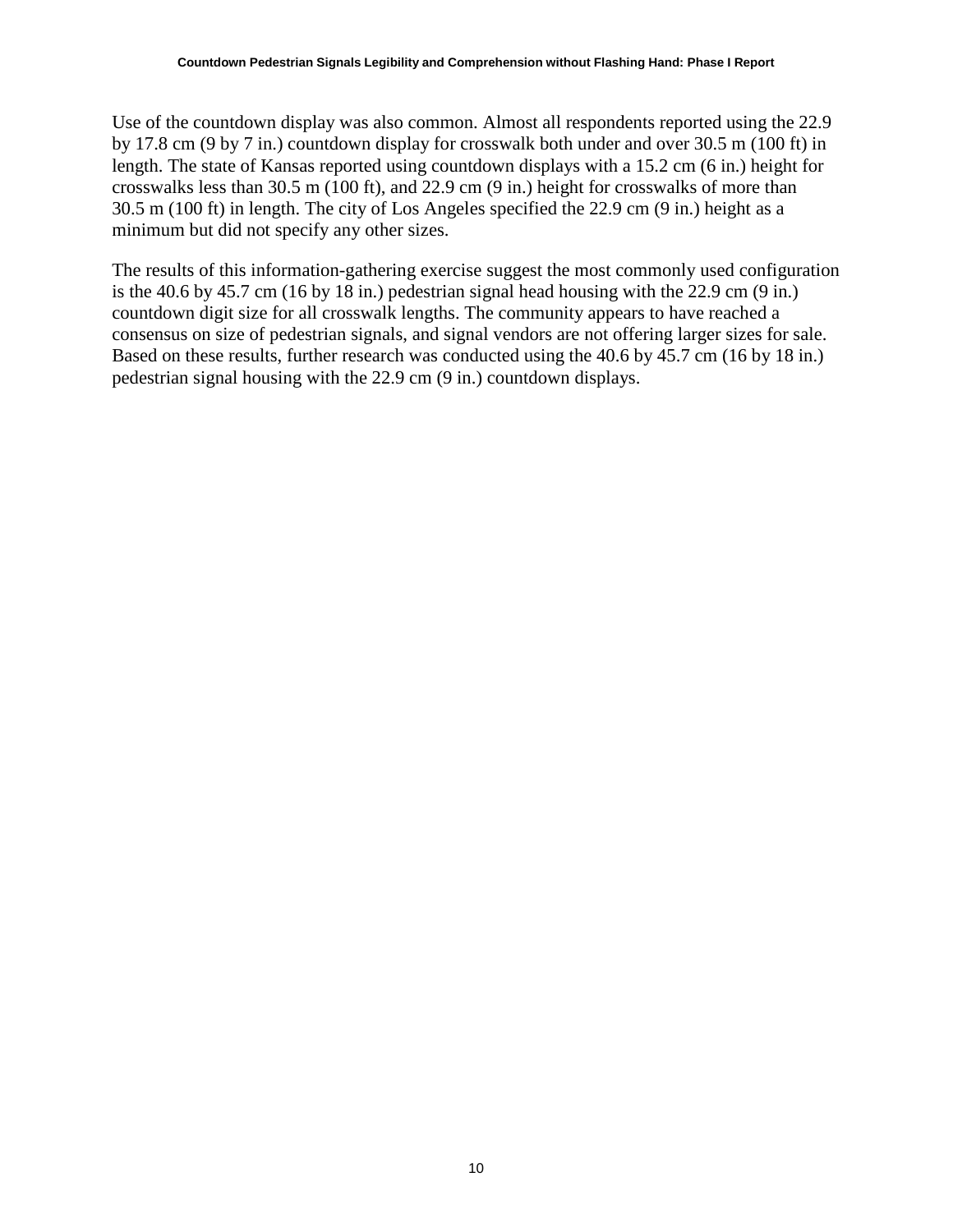Use of the countdown display was also common. Almost all respondents reported using the 22.9 by 17.8 cm (9 by 7 in.) countdown display for crosswalk both under and over 30.5 m (100 ft) in length. The state of Kansas reported using countdown displays with a 15.2 cm (6 in.) height for crosswalks less than 30.5 m (100 ft), and 22.9 cm (9 in.) height for crosswalks of more than 30.5 m (100 ft) in length. The city of Los Angeles specified the 22.9 cm (9 in.) height as a minimum but did not specify any other sizes.

The results of this information-gathering exercise suggest the most commonly used configuration is the 40.6 by 45.7 cm (16 by 18 in.) pedestrian signal head housing with the 22.9 cm (9 in.) countdown digit size for all crosswalk lengths. The community appears to have reached a consensus on size of pedestrian signals, and signal vendors are not offering larger sizes for sale. Based on these results, further research was conducted using the 40.6 by 45.7 cm (16 by 18 in.) pedestrian signal housing with the 22.9 cm (9 in.) countdown displays.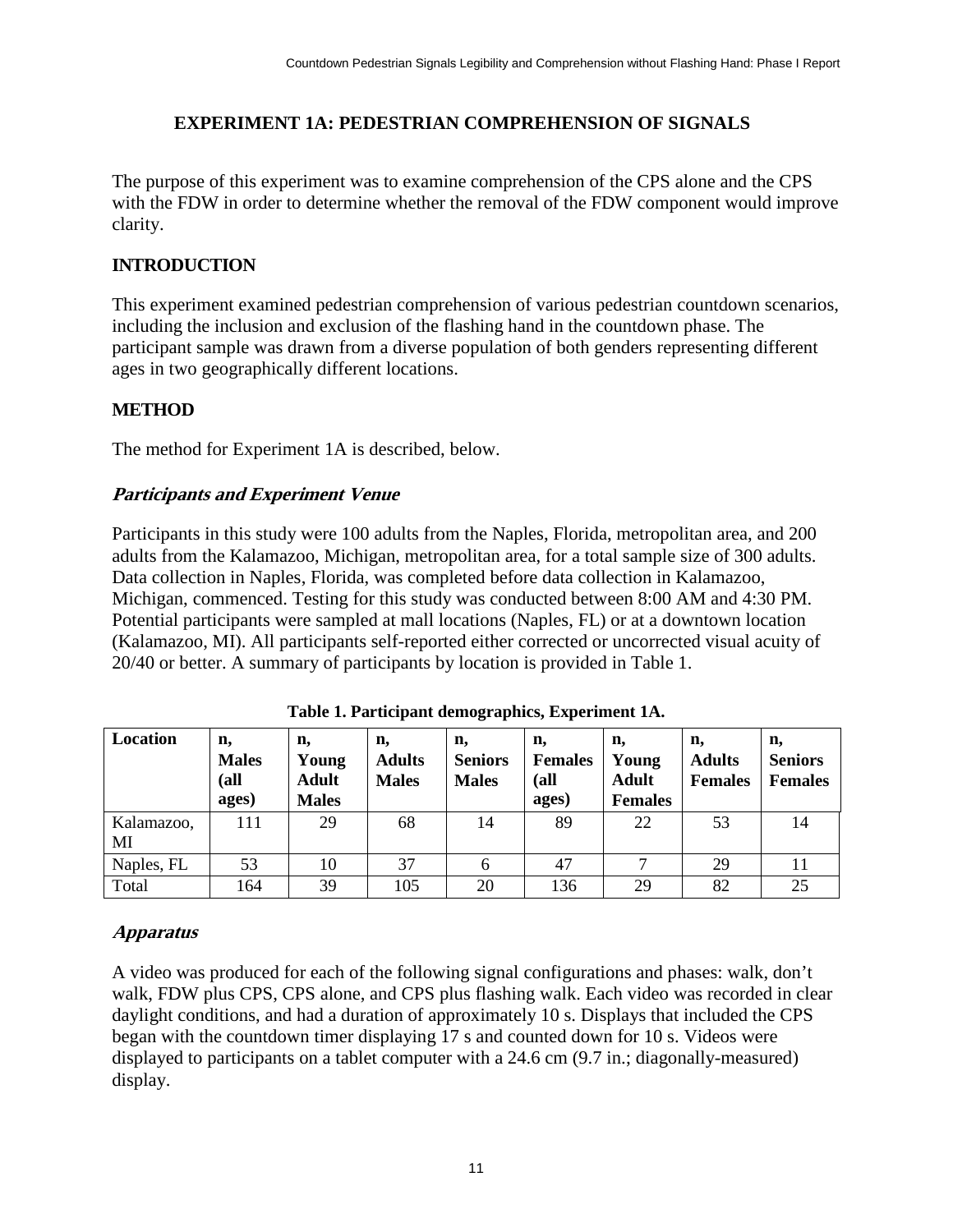## EXPERIMENT 1A: PEDESTRIAN COMPREHENSION OF SIGNALS

The purpose of this experiment was to examine comprehension of the CPS alone and the CPS with the FDW in order to determine whether the removal of the FDW component would improve clarity.

### INTRODUCTION

This experiment examined pedestrian comprehension of various pedestrian countdown scenarios, including the inclusion and exclusion of the flashing hand in the countdown phase. The participant sample was drawn from a diverse population of both genders representing different ages in two geographically different locations.

### METHOD

The method for Experiment 1A is described, below.

#### *Participants and Experiment Venue*

Participants in this study were 100 adults from the Naples, Florida, metropolitan area, and 200 adults from the Kalamazoo, Michigan, metropolitan area, for a total sample size of 300 adults. Data collection in Naples, Florida, was completed before data collection in Kalamazoo, Michigan, commenced. Testing for this study was conducted between 8:00 AM and 4:30 PM. Potential participants were sampled at mall locations (Naples, FL) or at a downtown location (Kalamazoo, MI). All participants self-reported either corrected or uncorrected visual acuity of 20/40 or better. A summary of participants by location is provided in Table 1.

**Table 1. Participant demographics, Experiment 1A.**

| Location | n, Males (all ages) | n, Young Adult Males | n, Adults Males | n, Seniors Males | n, Females (all ages) | n, Young Adult Females | n, Adults Females | n, Seniors Females |
|---|---|---|---|---|---|---|---|---|
| Kalamazoo, MI | 111 | 29 | 68 | 14 | 89 | 22 | 53 | 14 |
| Naples, FL | 53 | 10 | 37 | 6 | 47 | 7 | 29 | 11 |
| Total | 164 | 39 | 105 | 20 | 136 | 29 | 82 | 25 |

#### *Apparatus*

A video was produced for each of the following signal configurations and phases: walk, don't walk, FDW plus CPS, CPS alone, and CPS plus flashing walk. Each video was recorded in clear daylight conditions, and had a duration of approximately 10 s. Displays that included the CPS began with the countdown timer displaying 17 s and counted down for 10 s. Videos were displayed to participants on a tablet computer with a 24.6 cm (9.7 in.; diagonally-measured) display.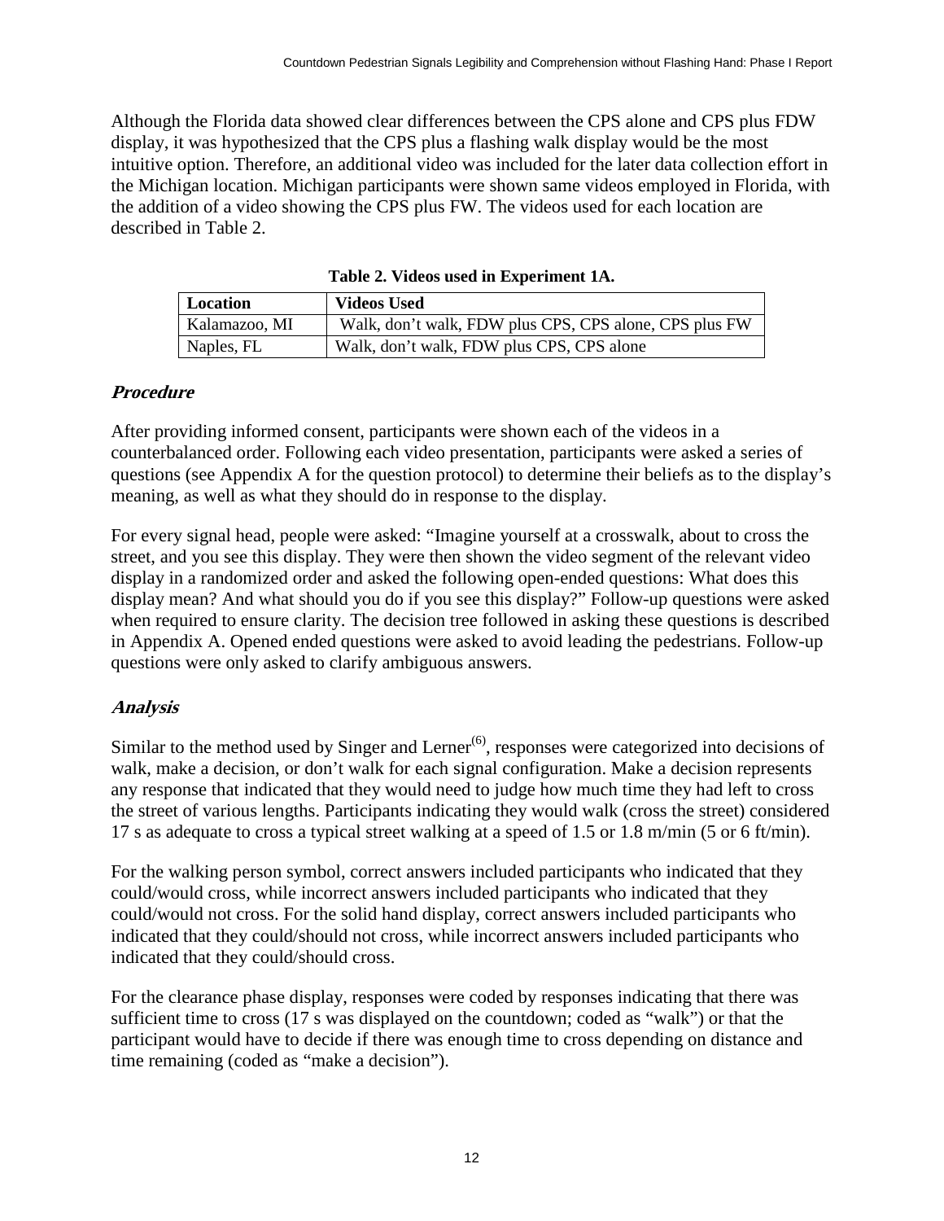Although the Florida data showed clear differences between the CPS alone and CPS plus FDW display, it was hypothesized that the CPS plus a flashing walk display would be the most intuitive option. Therefore, an additional video was included for the later data collection effort in the Michigan location. Michigan participants were shown same videos employed in Florida, with the addition of a video showing the CPS plus FW. The videos used for each location are described in Table 2.

**Table 2. Videos used in Experiment 1A.**

| Location | Videos Used |
|---|---|
| Kalamazoo, MI | Walk, don't walk, FDW plus CPS, CPS alone, CPS plus FW |
| Naples, FL | Walk, don't walk, FDW plus CPS, CPS alone |

### *Procedure*

After providing informed consent, participants were shown each of the videos in a counterbalanced order. Following each video presentation, participants were asked a series of questions (see Appendix A for the question protocol) to determine their beliefs as to the display's meaning, as well as what they should do in response to the display.

For every signal head, people were asked: "Imagine yourself at a crosswalk, about to cross the street, and you see this display. They were then shown the video segment of the relevant video display in a randomized order and asked the following open-ended questions: What does this display mean? And what should you do if you see this display?" Follow-up questions were asked when required to ensure clarity. The decision tree followed in asking these questions is described in Appendix A. Opened ended questions were asked to avoid leading the pedestrians. Follow-up questions were only asked to clarify ambiguous answers.

### *Analysis*

Similar to the method used by Singer and Lerner[6], responses were categorized into decisions of walk, make a decision, or don't walk for each signal configuration. Make a decision represents any response that indicated that they would need to judge how much time they had left to cross the street of various lengths. Participants indicating they would walk (cross the street) considered 17 s as adequate to cross a typical street walking at a speed of 1.5 or 1.8 m/min (5 or 6 ft/min).

For the walking person symbol, correct answers included participants who indicated that they could/would cross, while incorrect answers included participants who indicated that they could/would not cross. For the solid hand display, correct answers included participants who indicated that they could/should not cross, while incorrect answers included participants who indicated that they could/should cross.

For the clearance phase display, responses were coded by responses indicating that there was sufficient time to cross (17 s was displayed on the countdown; coded as "walk") or that the participant would have to decide if there was enough time to cross depending on distance and time remaining (coded as "make a decision").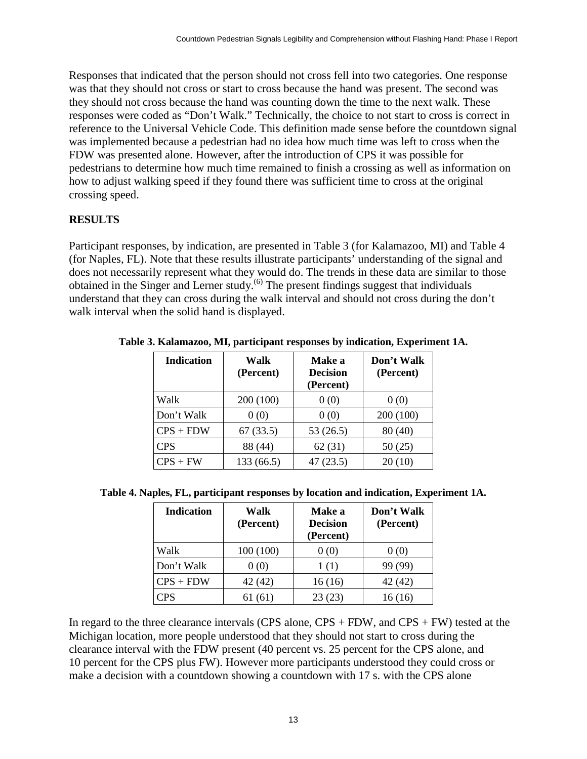Responses that indicated that the person should not cross fell into two categories. One response was that they should not cross or start to cross because the hand was present. The second was they should not cross because the hand was counting down the time to the next walk. These responses were coded as "Don't Walk." Technically, the choice to not start to cross is correct in reference to the Universal Vehicle Code. This definition made sense before the countdown signal was implemented because a pedestrian had no idea how much time was left to cross when the FDW was presented alone. However, after the introduction of CPS it was possible for pedestrians to determine how much time remained to finish a crossing as well as information on how to adjust walking speed if they found there was sufficient time to cross at the original crossing speed.

## RESULTS

Participant responses, by indication, are presented in Table 3 (for Kalamazoo, MI) and Table 4 (for Naples, FL). Note that these results illustrate participants' understanding of the signal and does not necessarily represent what they would do. The trends in these data are similar to those obtained in the Singer and Lerner study.[6] The present findings suggest that individuals understand that they can cross during the walk interval and should not cross during the don't walk interval when the solid hand is displayed.

**Table 3. Kalamazoo, MI, participant responses by indication, Experiment 1A.**

| Indication | Walk (Percent) | Make a Decision (Percent) | Don't Walk (Percent) |
|---|---|---|---|
| Walk | 200 (100) | 0 (0) | 0 (0) |
| Don't Walk | 0 (0) | 0 (0) | 200 (100) |
| CPS + FDW | 67 (33.5) | 53 (26.5) | 80 (40) |
| CPS | 88 (44) | 62 (31) | 50 (25) |
| CPS + FW | 133 (66.5) | 47 (23.5) | 20 (10) |

**Table 4. Naples, FL, participant responses by location and indication, Experiment 1A.**

| Indication | Walk (Percent) | Make a Decision (Percent) | Don't Walk (Percent) |
|---|---|---|---|
| Walk | 100 (100) | 0 (0) | 0 (0) |
| Don't Walk | 0 (0) | 1 (1) | 99 (99) |
| CPS + FDW | 42 (42) | 16 (16) | 42 (42) |
| CPS | 61 (61) | 23 (23) | 16 (16) |

In regard to the three clearance intervals (CPS alone, CPS + FDW, and CPS + FW) tested at the Michigan location, more people understood that they should not start to cross during the clearance interval with the FDW present (40 percent vs. 25 percent for the CPS alone, and 10 percent for the CPS plus FW). However more participants understood they could cross or make a decision with a countdown showing a countdown with 17 s. with the CPS alone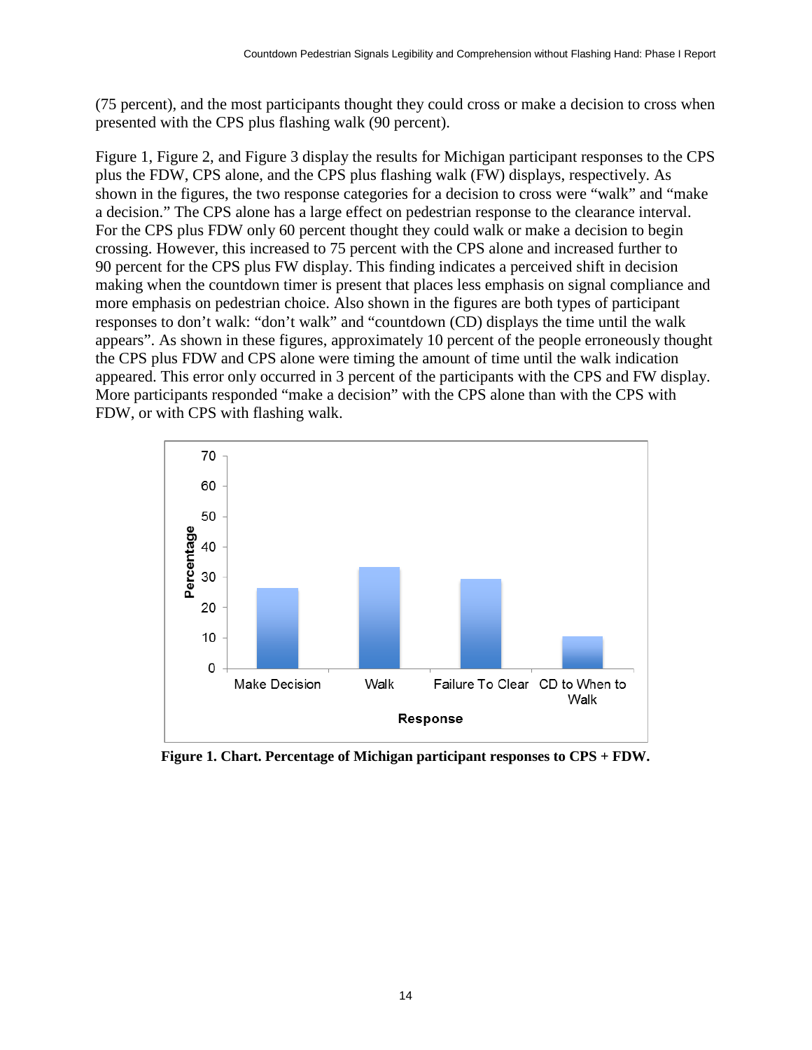(75 percent), and the most participants thought they could cross or make a decision to cross when presented with the CPS plus flashing walk (90 percent).

Figure 1, Figure 2, and Figure 3 display the results for Michigan participant responses to the CPS plus the FDW, CPS alone, and the CPS plus flashing walk (FW) displays, respectively. As shown in the figures, the two response categories for a decision to cross were “walk” and “make a decision.” The CPS alone has a large effect on pedestrian response to the clearance interval. For the CPS plus FDW only 60 percent thought they could walk or make a decision to begin crossing. However, this increased to 75 percent with the CPS alone and increased further to 90 percent for the CPS plus FW display. This finding indicates a perceived shift in decision making when the countdown timer is present that places less emphasis on signal compliance and more emphasis on pedestrian choice. Also shown in the figures are both types of participant responses to don’t walk: “don’t walk” and “countdown (CD) displays the time until the walk appears”. As shown in these figures, approximately 10 percent of the people erroneously thought the CPS plus FDW and CPS alone were timing the amount of time until the walk indication appeared. This error only occurred in 3 percent of the participants with the CPS and FW display. More participants responded “make a decision” with the CPS alone than with the CPS with FDW, or with CPS with flashing walk.

**Figure 1. Chart. Percentage of Michigan participant responses to CPS + FDW.**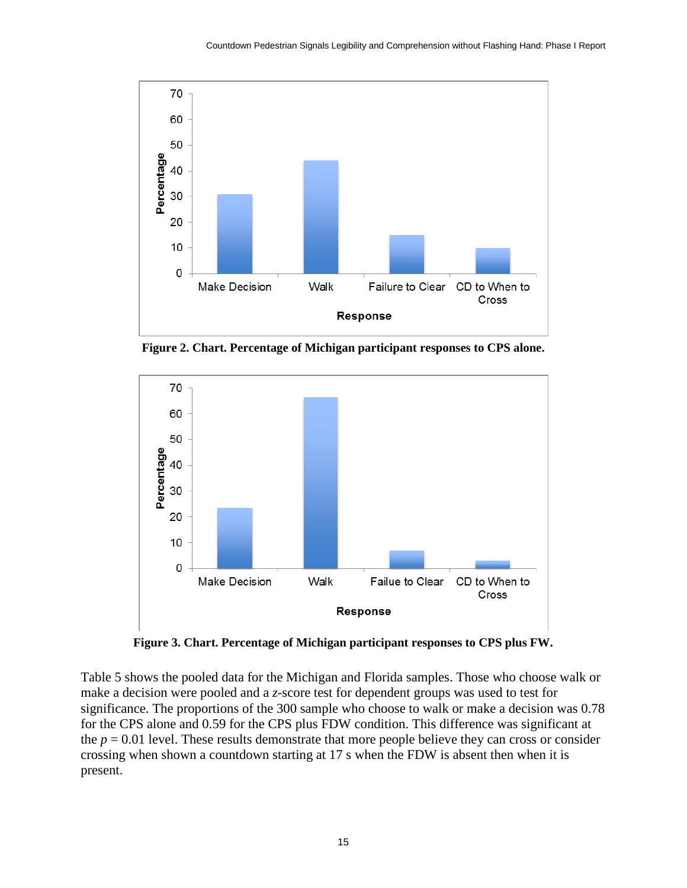Figure 2. Chart. Percentage of Michigan participant responses to CPS alone.

Figure 3. Chart. Percentage of Michigan participant responses to CPS plus FW.

Table 5 shows the pooled data for the Michigan and Florida samples. Those who choose walk or make a decision were pooled and a *z*-score test for dependent groups was used to test for significance. The proportions of the 300 sample who choose to walk or make a decision was 0.78 for the CPS alone and 0.59 for the CPS plus FDW condition. This difference was significant at the $p = 0.01$ level. These results demonstrate that more people believe they can cross or consider crossing when shown a countdown starting at 17 s when the FDW is absent then when it is present.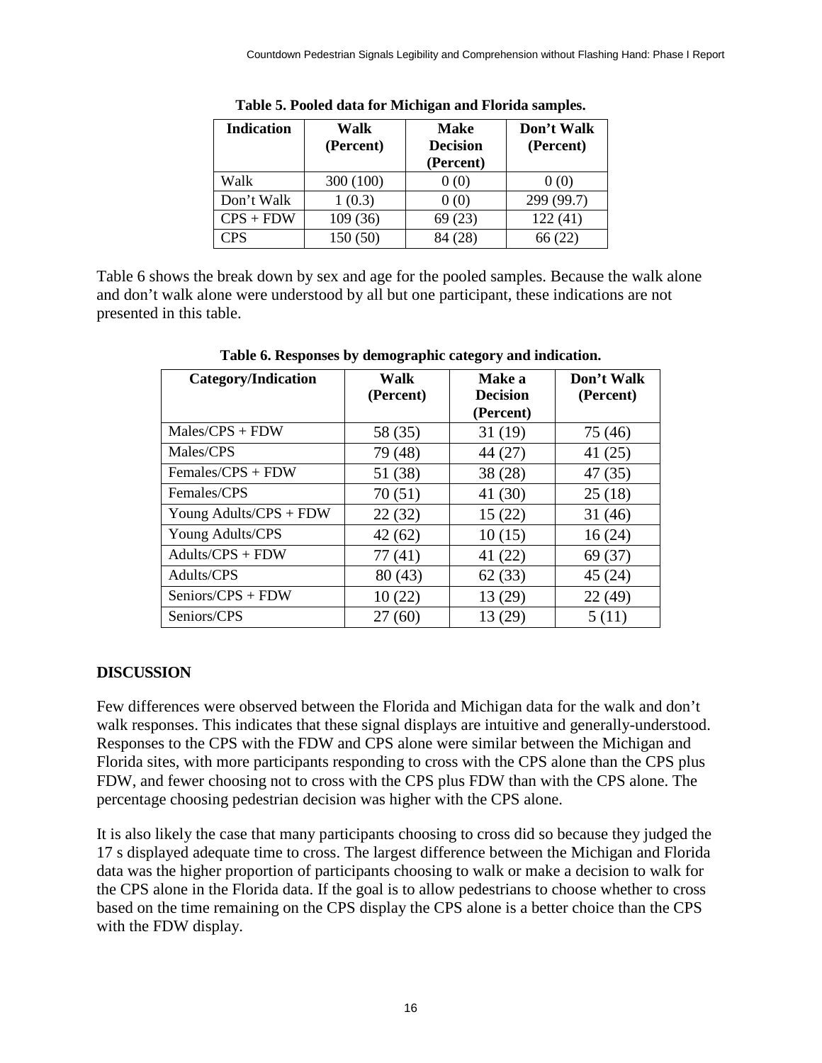**Table 5. Pooled data for Michigan and Florida samples.**

| Indication | Walk (Percent) | Make Decision (Percent) | Don't Walk (Percent) |
|---|---|---|---|
| Walk | 300 (100) | 0 (0) | 0 (0) |
| Don't Walk | 1 (0.3) | 0 (0) | 299 (99.7) |
| CPS + FDW | 109 (36) | 69 (23) | 122 (41) |
| CPS | 150 (50) | 84 (28) | 66 (22) |

Table 6 shows the break down by sex and age for the pooled samples. Because the walk alone and don't walk alone were understood by all but one participant, these indications are not presented in this table.

**Table 6. Responses by demographic category and indication.**

| Category/Indication | Walk (Percent) | Make a Decision (Percent) | Don't Walk (Percent) |
|---|---|---|---|
| Males/CPS + FDW | 58 (35) | 31 (19) | 75 (46) |
| Males/CPS | 79 (48) | 44 (27) | 41 (25) |
| Females/CPS + FDW | 51 (38) | 38 (28) | 47 (35) |
| Females/CPS | 70 (51) | 41 (30) | 25 (18) |
| Young Adults/CPS + FDW | 22 (32) | 15 (22) | 31 (46) |
| Young Adults/CPS | 42 (62) | 10 (15) | 16 (24) |
| Adults/CPS + FDW | 77 (41) | 41 (22) | 69 (37) |
| Adults/CPS | 80 (43) | 62 (33) | 45 (24) |
| Seniors/CPS + FDW | 10 (22) | 13 (29) | 22 (49) |
| Seniors/CPS | 27 (60) | 13 (29) | 5 (11) |

## DISCUSSION

Few differences were observed between the Florida and Michigan data for the walk and don't walk responses. This indicates that these signal displays are intuitive and generally-understood. Responses to the CPS with the FDW and CPS alone were similar between the Michigan and Florida sites, with more participants responding to cross with the CPS alone than the CPS plus FDW, and fewer choosing not to cross with the CPS plus FDW than with the CPS alone. The percentage choosing pedestrian decision was higher with the CPS alone.

It is also likely the case that many participants choosing to cross did so because they judged the 17 s displayed adequate time to cross. The largest difference between the Michigan and Florida data was the higher proportion of participants choosing to walk or make a decision to walk for the CPS alone in the Florida data. If the goal is to allow pedestrians to choose whether to cross based on the time remaining on the CPS display the CPS alone is a better choice than the CPS with the FDW display.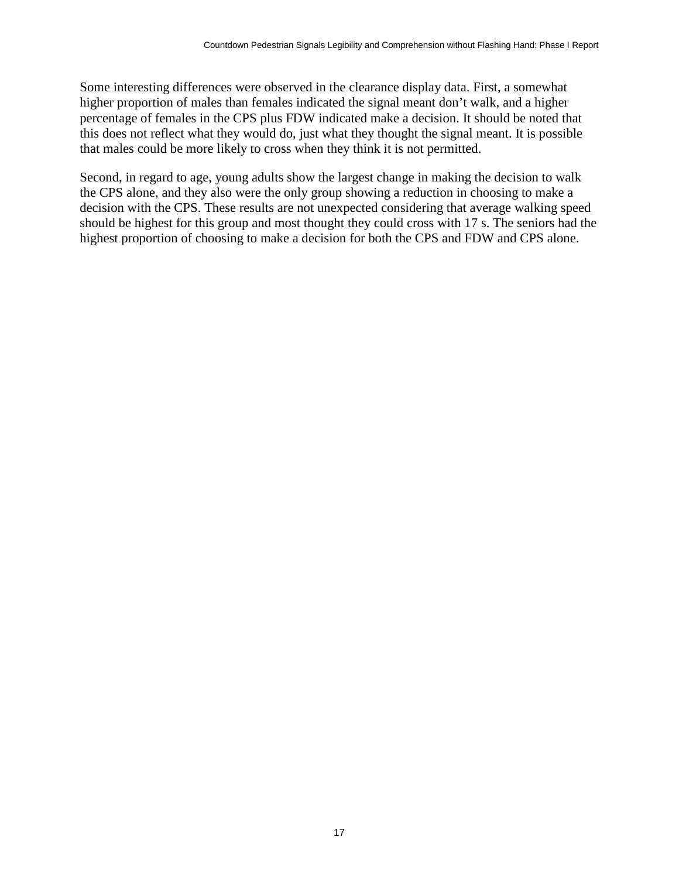Some interesting differences were observed in the clearance display data. First, a somewhat higher proportion of males than females indicated the signal meant don't walk, and a higher percentage of females in the CPS plus FDW indicated make a decision. It should be noted that this does not reflect what they would do, just what they thought the signal meant. It is possible that males could be more likely to cross when they think it is not permitted.

Second, in regard to age, young adults show the largest change in making the decision to walk the CPS alone, and they also were the only group showing a reduction in choosing to make a decision with the CPS. These results are not unexpected considering that average walking speed should be highest for this group and most thought they could cross with 17 s. The seniors had the highest proportion of choosing to make a decision for both the CPS and FDW and CPS alone.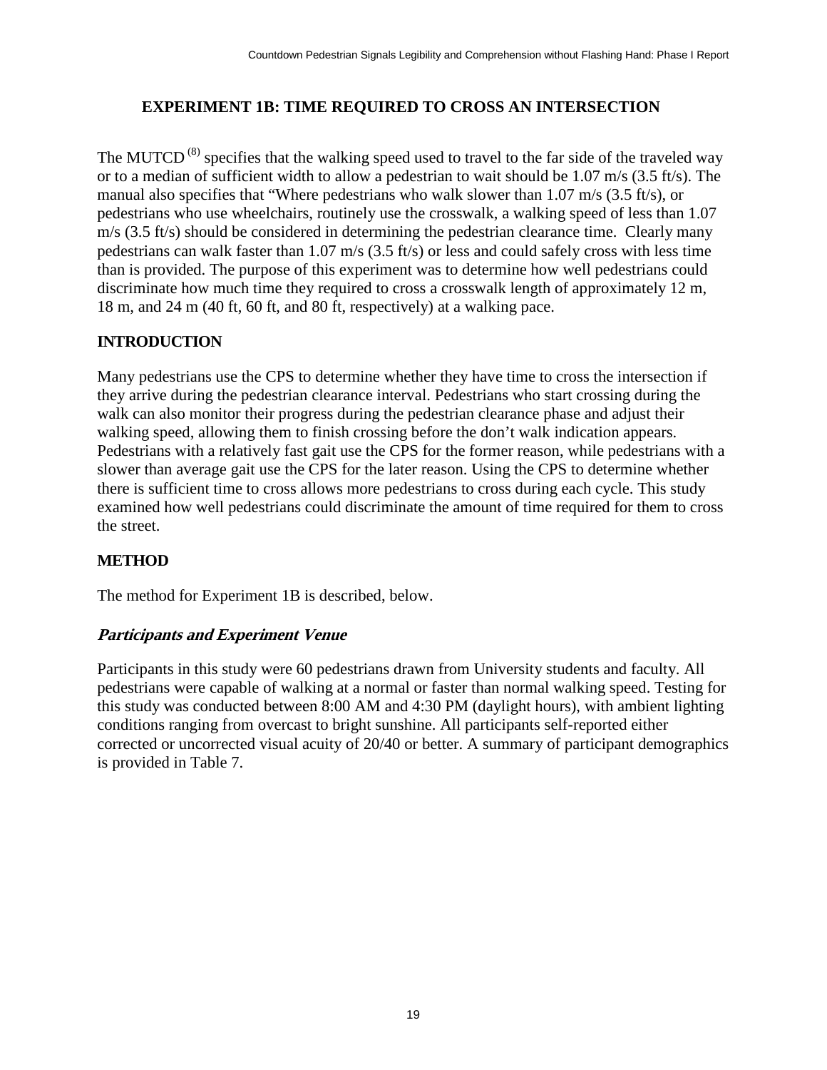## EXPERIMENT 1B: TIME REQUIRED TO CROSS AN INTERSECTION

The MUTCD [8] specifies that the walking speed used to travel to the far side of the traveled way or to a median of sufficient width to allow a pedestrian to wait should be 1.07 m/s (3.5 ft/s). The manual also specifies that "Where pedestrians who walk slower than 1.07 m/s (3.5 ft/s), or pedestrians who use wheelchairs, routinely use the crosswalk, a walking speed of less than 1.07 m/s (3.5 ft/s) should be considered in determining the pedestrian clearance time. Clearly many pedestrians can walk faster than 1.07 m/s (3.5 ft/s) or less and could safely cross with less time than is provided. The purpose of this experiment was to determine how well pedestrians could discriminate how much time they required to cross a crosswalk length of approximately 12 m, 18 m, and 24 m (40 ft, 60 ft, and 80 ft, respectively) at a walking pace.

### INTRODUCTION

Many pedestrians use the CPS to determine whether they have time to cross the intersection if they arrive during the pedestrian clearance interval. Pedestrians who start crossing during the walk can also monitor their progress during the pedestrian clearance phase and adjust their walking speed, allowing them to finish crossing before the don't walk indication appears. Pedestrians with a relatively fast gait use the CPS for the former reason, while pedestrians with a slower than average gait use the CPS for the later reason. Using the CPS to determine whether there is sufficient time to cross allows more pedestrians to cross during each cycle. This study examined how well pedestrians could discriminate the amount of time required for them to cross the street.

### METHOD

The method for Experiment 1B is described, below.

#### *Participants and Experiment Venue*

Participants in this study were 60 pedestrians drawn from University students and faculty. All pedestrians were capable of walking at a normal or faster than normal walking speed. Testing for this study was conducted between 8:00 AM and 4:30 PM (daylight hours), with ambient lighting conditions ranging from overcast to bright sunshine. All participants self-reported either corrected or uncorrected visual acuity of 20/40 or better. A summary of participant demographics is provided in Table 7.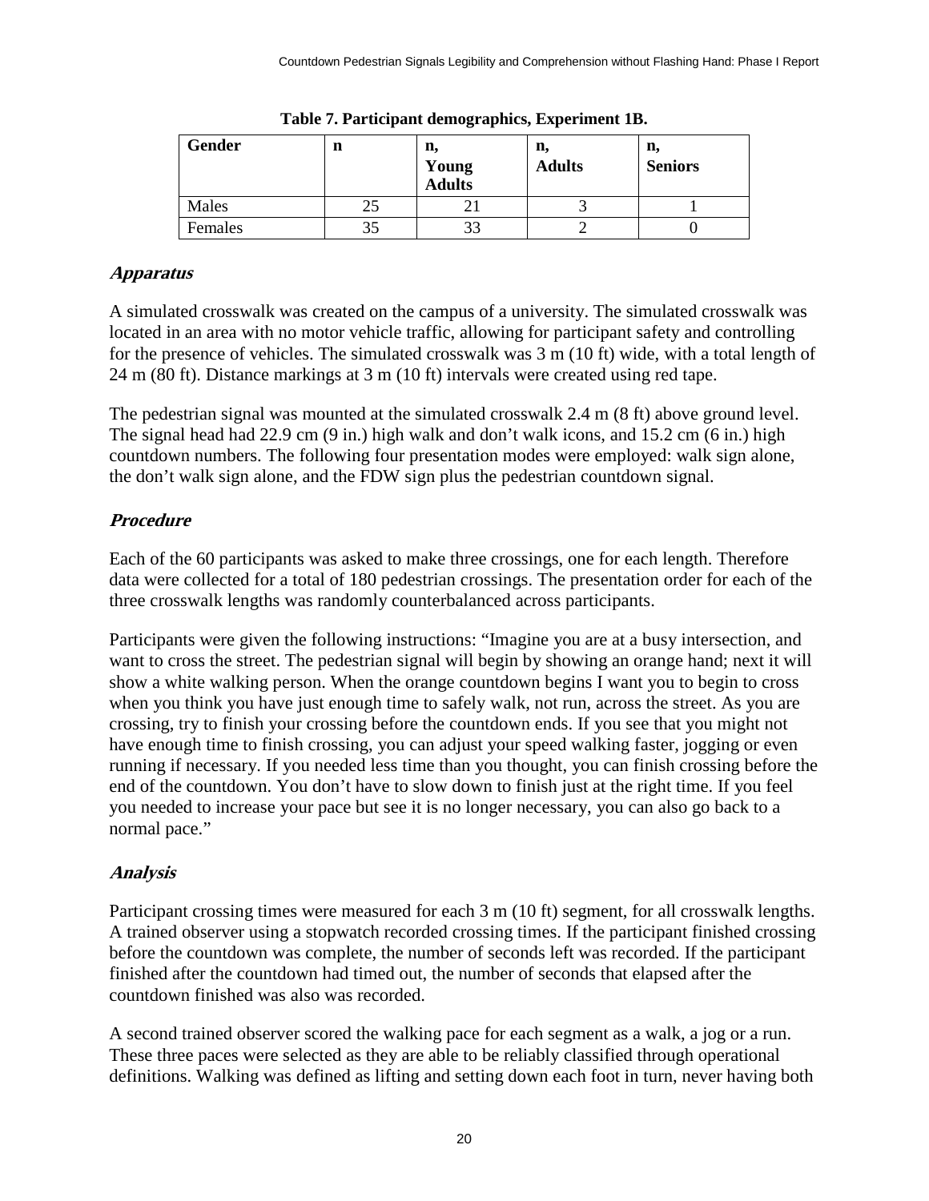**Table 7. Participant demographics, Experiment 1B.**

| Gender | n | n, Young Adults | n, Adults | n, Seniors |
|---|---|---|---|---|
| Males | 25 | 21 | 3 | 1 |
| Females | 35 | 33 | 2 | 0 |

### *Apparatus*

A simulated crosswalk was created on the campus of a university. The simulated crosswalk was located in an area with no motor vehicle traffic, allowing for participant safety and controlling for the presence of vehicles. The simulated crosswalk was 3 m (10 ft) wide, with a total length of 24 m (80 ft). Distance markings at 3 m (10 ft) intervals were created using red tape.

The pedestrian signal was mounted at the simulated crosswalk 2.4 m (8 ft) above ground level. The signal head had 22.9 cm (9 in.) high walk and don't walk icons, and 15.2 cm (6 in.) high countdown numbers. The following four presentation modes were employed: walk sign alone, the don't walk sign alone, and the FDW sign plus the pedestrian countdown signal.

### *Procedure*

Each of the 60 participants was asked to make three crossings, one for each length. Therefore data were collected for a total of 180 pedestrian crossings. The presentation order for each of the three crosswalk lengths was randomly counterbalanced across participants.

Participants were given the following instructions: "Imagine you are at a busy intersection, and want to cross the street. The pedestrian signal will begin by showing an orange hand; next it will show a white walking person. When the orange countdown begins I want you to begin to cross when you think you have just enough time to safely walk, not run, across the street. As you are crossing, try to finish your crossing before the countdown ends. If you see that you might not have enough time to finish crossing, you can adjust your speed walking faster, jogging or even running if necessary. If you needed less time than you thought, you can finish crossing before the end of the countdown. You don't have to slow down to finish just at the right time. If you feel you needed to increase your pace but see it is no longer necessary, you can also go back to a normal pace."

### *Analysis*

Participant crossing times were measured for each 3 m (10 ft) segment, for all crosswalk lengths. A trained observer using a stopwatch recorded crossing times. If the participant finished crossing before the countdown was complete, the number of seconds left was recorded. If the participant finished after the countdown had timed out, the number of seconds that elapsed after the countdown finished was also was recorded.

A second trained observer scored the walking pace for each segment as a walk, a jog or a run. These three paces were selected as they are able to be reliably classified through operational definitions. Walking was defined as lifting and setting down each foot in turn, never having both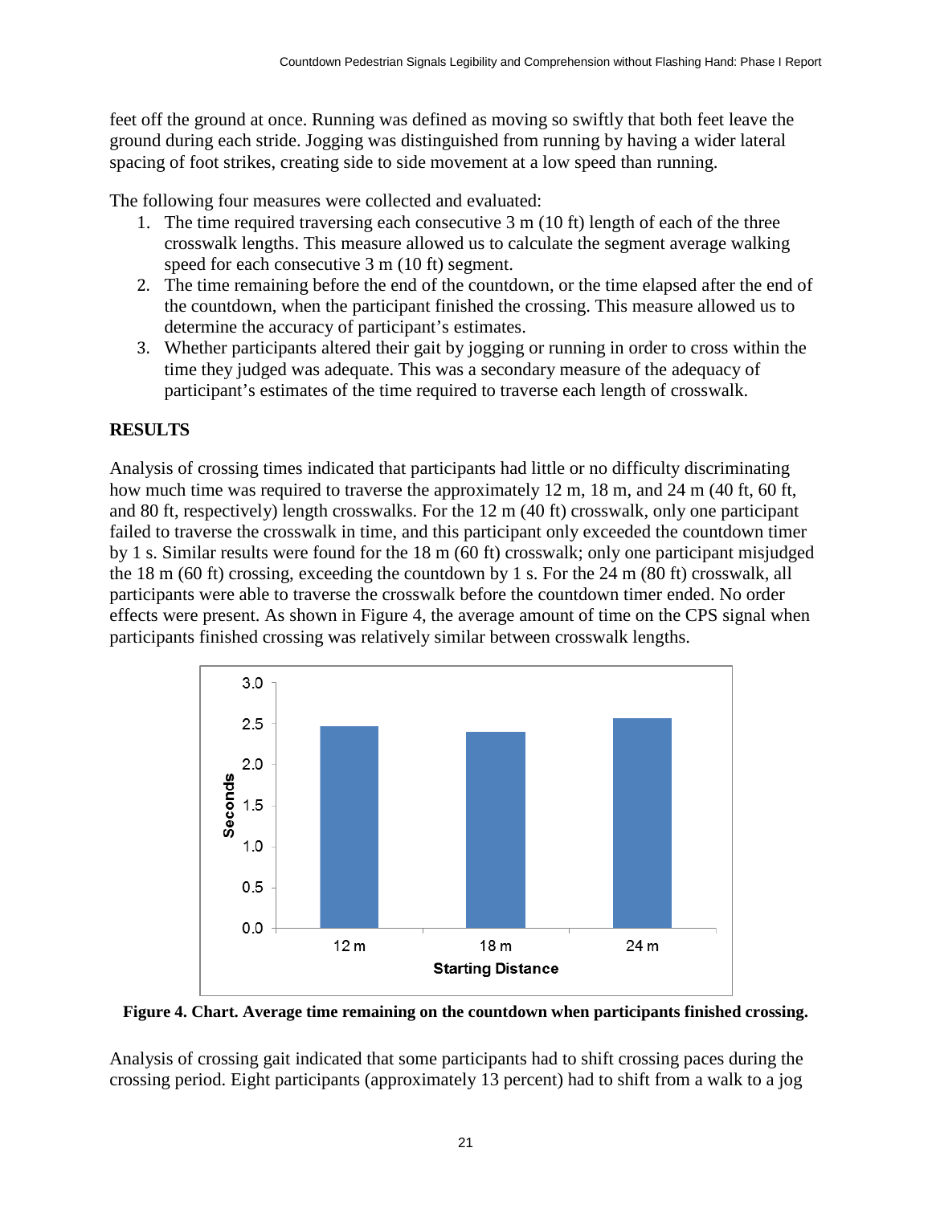feet off the ground at once. Running was defined as moving so swiftly that both feet leave the ground during each stride. Jogging was distinguished from running by having a wider lateral spacing of foot strikes, creating side to side movement at a low speed than running.

The following four measures were collected and evaluated:

1. The time required traversing each consecutive 3 m (10 ft) length of each of the three crosswalk lengths. This measure allowed us to calculate the segment average walking speed for each consecutive 3 m (10 ft) segment.
2. The time remaining before the end of the countdown, or the time elapsed after the end of the countdown, when the participant finished the crossing. This measure allowed us to determine the accuracy of participant's estimates.
3. Whether participants altered their gait by jogging or running in order to cross within the time they judged was adequate. This was a secondary measure of the adequacy of participant's estimates of the time required to traverse each length of crosswalk.

## RESULTS

Analysis of crossing times indicated that participants had little or no difficulty discriminating how much time was required to traverse the approximately 12 m, 18 m, and 24 m (40 ft, 60 ft, and 80 ft, respectively) length crosswalks. For the 12 m (40 ft) crosswalk, only one participant failed to traverse the crosswalk in time, and this participant only exceeded the countdown timer by 1 s. Similar results were found for the 18 m (60 ft) crosswalk; only one participant misjudged the 18 m (60 ft) crossing, exceeding the countdown by 1 s. For the 24 m (80 ft) crosswalk, all participants were able to traverse the crosswalk before the countdown timer ended. No order effects were present. As shown in Figure 4, the average amount of time on the CPS signal when participants finished crossing was relatively similar between crosswalk lengths.

**Figure 4. Chart. Average time remaining on the countdown when participants finished crossing.**

Analysis of crossing gait indicated that some participants had to shift crossing paces during the crossing period. Eight participants (approximately 13 percent) had to shift from a walk to a jog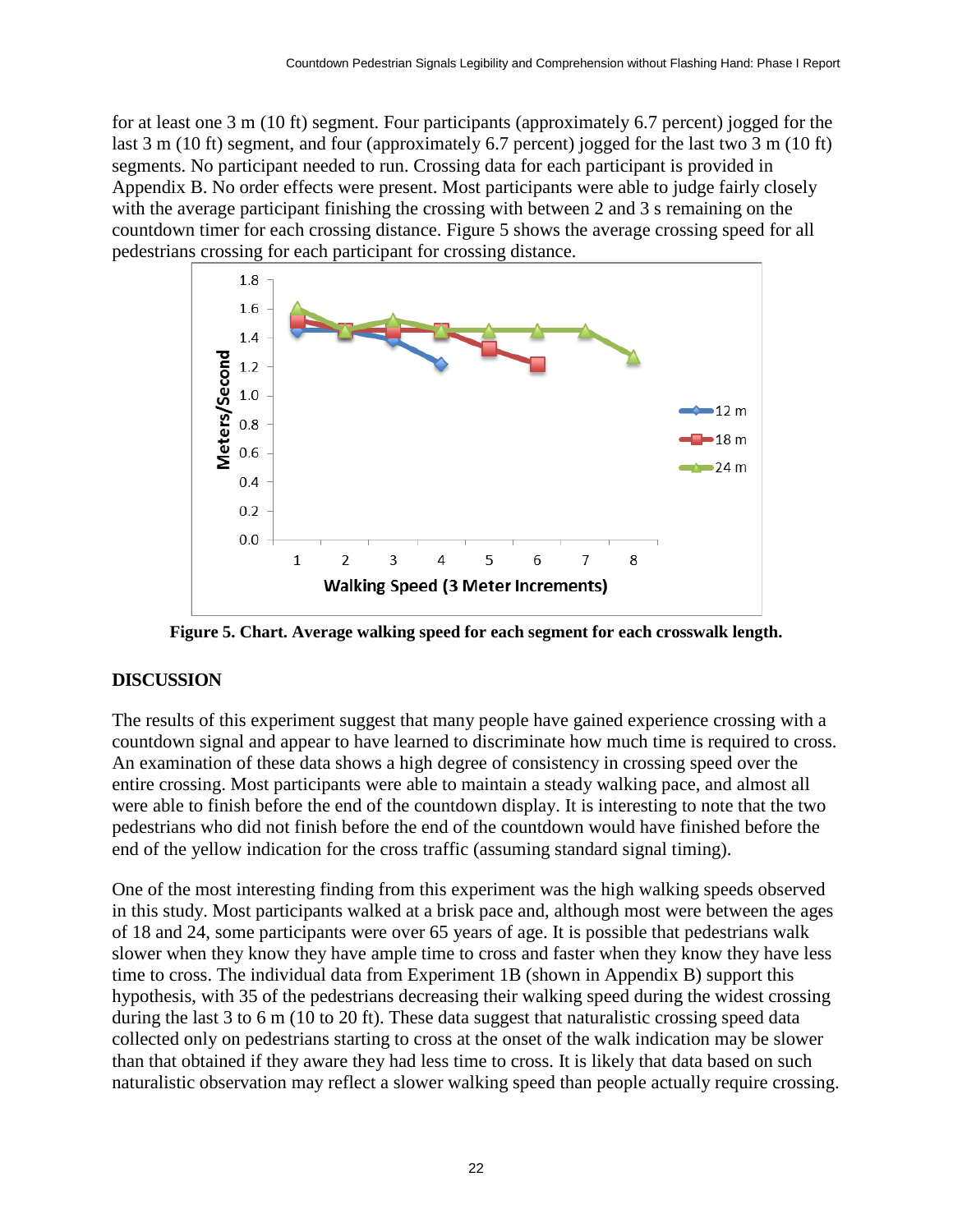for at least one 3 m (10 ft) segment. Four participants (approximately 6.7 percent) jogged for the last 3 m (10 ft) segment, and four (approximately 6.7 percent) jogged for the last two 3 m (10 ft) segments. No participant needed to run. Crossing data for each participant is provided in Appendix B. No order effects were present. Most participants were able to judge fairly closely with the average participant finishing the crossing with between 2 and 3 s remaining on the countdown timer for each crossing distance. Figure 5 shows the average crossing speed for all pedestrians crossing for each participant for crossing distance.

**Figure 5. Chart. Average walking speed for each segment for each crosswalk length.**

## DISCUSSION

The results of this experiment suggest that many people have gained experience crossing with a countdown signal and appear to have learned to discriminate how much time is required to cross. An examination of these data shows a high degree of consistency in crossing speed over the entire crossing. Most participants were able to maintain a steady walking pace, and almost all were able to finish before the end of the countdown display. It is interesting to note that the two pedestrians who did not finish before the end of the countdown would have finished before the end of the yellow indication for the cross traffic (assuming standard signal timing).

One of the most interesting finding from this experiment was the high walking speeds observed in this study. Most participants walked at a brisk pace and, although most were between the ages of 18 and 24, some participants were over 65 years of age. It is possible that pedestrians walk slower when they know they have ample time to cross and faster when they know they have less time to cross. The individual data from Experiment 1B (shown in Appendix B) support this hypothesis, with 35 of the pedestrians decreasing their walking speed during the widest crossing during the last 3 to 6 m (10 to 20 ft). These data suggest that naturalistic crossing speed data collected only on pedestrians starting to cross at the onset of the walk indication may be slower than that obtained if they aware they had less time to cross. It is likely that data based on such naturalistic observation may reflect a slower walking speed than people actually require crossing.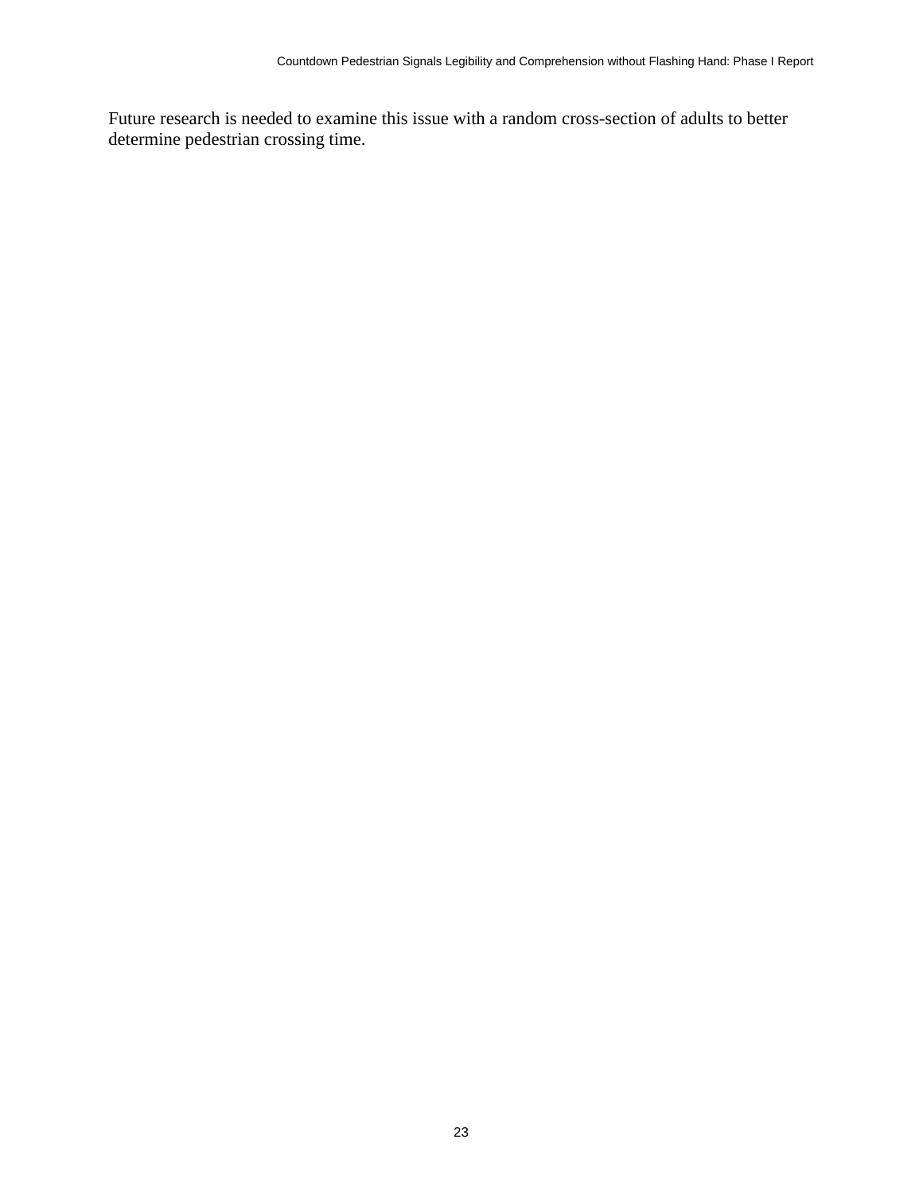Future research is needed to examine this issue with a random cross-section of adults to better determine pedestrian crossing time.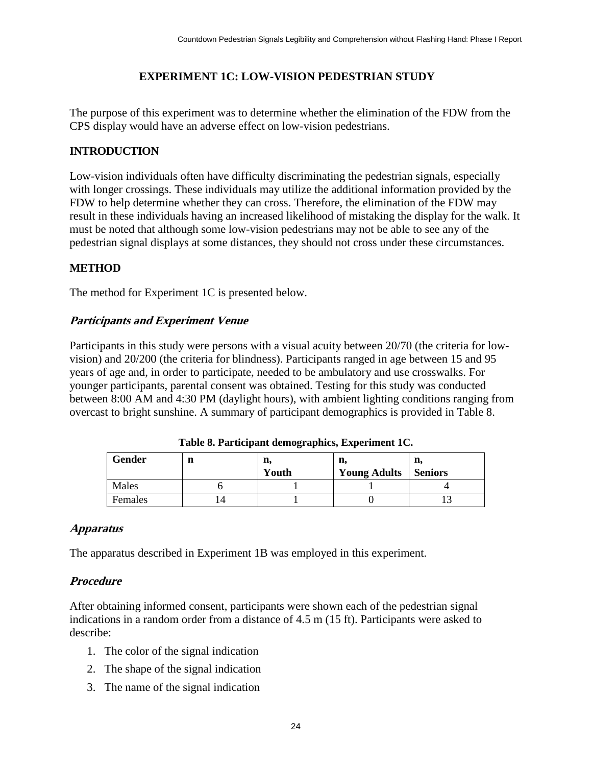# EXPERIMENT 1C: LOW-VISION PEDESTRIAN STUDY

The purpose of this experiment was to determine whether the elimination of the FDW from the CPS display would have an adverse effect on low-vision pedestrians.

## INTRODUCTION

Low-vision individuals often have difficulty discriminating the pedestrian signals, especially with longer crossings. These individuals may utilize the additional information provided by the FDW to help determine whether they can cross. Therefore, the elimination of the FDW may result in these individuals having an increased likelihood of mistaking the display for the walk. It must be noted that although some low-vision pedestrians may not be able to see any of the pedestrian signal displays at some distances, they should not cross under these circumstances.

## METHOD

The method for Experiment 1C is presented below.

### *Participants and Experiment Venue*

Participants in this study were persons with a visual acuity between 20/70 (the criteria for low-vision) and 20/200 (the criteria for blindness). Participants ranged in age between 15 and 95 years of age and, in order to participate, needed to be ambulatory and use crosswalks. For younger participants, parental consent was obtained. Testing for this study was conducted between 8:00 AM and 4:30 PM (daylight hours), with ambient lighting conditions ranging from overcast to bright sunshine. A summary of participant demographics is provided in Table 8.

**Table 8. Participant demographics, Experiment 1C.**

| Gender | n | n, Youth | n, Young Adults | n, Seniors |
|---|---|---|---|---|
| Males | 6 | 1 | 1 | 4 |
| Females | 14 | 1 | 0 | 13 |

### *Apparatus*

The apparatus described in Experiment 1B was employed in this experiment.

### *Procedure*

After obtaining informed consent, participants were shown each of the pedestrian signal indications in a random order from a distance of 4.5 m (15 ft). Participants were asked to describe:

1. The color of the signal indication
2. The shape of the signal indication
3. The name of the signal indication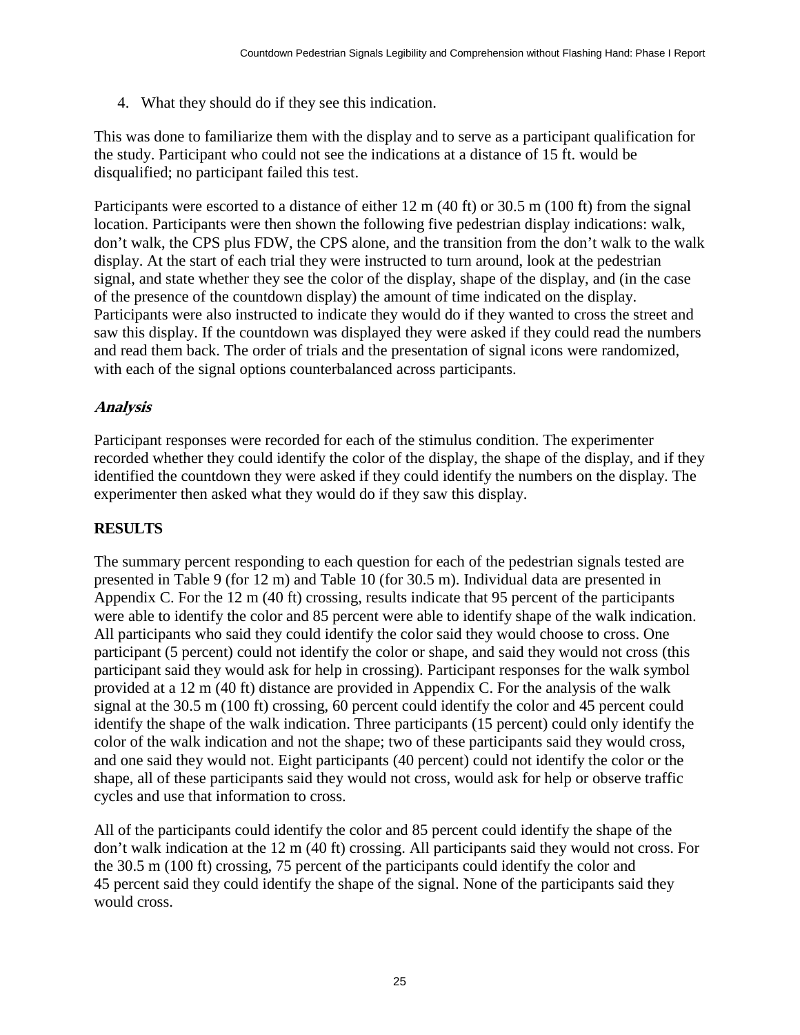4. What they should do if they see this indication.

This was done to familiarize them with the display and to serve as a participant qualification for the study. Participant who could not see the indications at a distance of 15 ft. would be disqualified; no participant failed this test.

Participants were escorted to a distance of either 12 m (40 ft) or 30.5 m (100 ft) from the signal location. Participants were then shown the following five pedestrian display indications: walk, don't walk, the CPS plus FDW, the CPS alone, and the transition from the don't walk to the walk display. At the start of each trial they were instructed to turn around, look at the pedestrian signal, and state whether they see the color of the display, shape of the display, and (in the case of the presence of the countdown display) the amount of time indicated on the display. Participants were also instructed to indicate they would do if they wanted to cross the street and saw this display. If the countdown was displayed they were asked if they could read the numbers and read them back. The order of trials and the presentation of signal icons were randomized, with each of the signal options counterbalanced across participants.

### *Analysis*

Participant responses were recorded for each of the stimulus condition. The experimenter recorded whether they could identify the color of the display, the shape of the display, and if they identified the countdown they were asked if they could identify the numbers on the display. The experimenter then asked what they would do if they saw this display.

## RESULTS

The summary percent responding to each question for each of the pedestrian signals tested are presented in Table 9 (for 12 m) and Table 10 (for 30.5 m). Individual data are presented in Appendix C. For the 12 m (40 ft) crossing, results indicate that 95 percent of the participants were able to identify the color and 85 percent were able to identify shape of the walk indication. All participants who said they could identify the color said they would choose to cross. One participant (5 percent) could not identify the color or shape, and said they would not cross (this participant said they would ask for help in crossing). Participant responses for the walk symbol provided at a 12 m (40 ft) distance are provided in Appendix C. For the analysis of the walk signal at the 30.5 m (100 ft) crossing, 60 percent could identify the color and 45 percent could identify the shape of the walk indication. Three participants (15 percent) could only identify the color of the walk indication and not the shape; two of these participants said they would cross, and one said they would not. Eight participants (40 percent) could not identify the color or the shape, all of these participants said they would not cross, would ask for help or observe traffic cycles and use that information to cross.

All of the participants could identify the color and 85 percent could identify the shape of the don't walk indication at the 12 m (40 ft) crossing. All participants said they would not cross. For the 30.5 m (100 ft) crossing, 75 percent of the participants could identify the color and 45 percent said they could identify the shape of the signal. None of the participants said they would cross.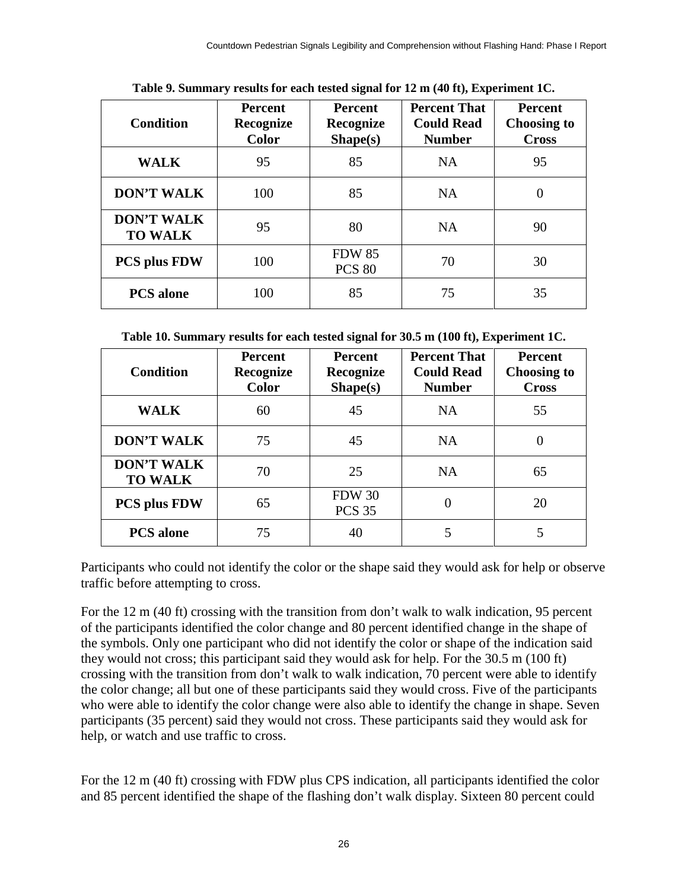**Table 9. Summary results for each tested signal for 12 m (40 ft), Experiment 1C.**

| Condition | Percent Recognize Color | Percent Recognize Shape(s) | Percent That Could Read Number | Percent Choosing to Cross |
|---|---|---|---|---|
| WALK | 95 | 85 | NA | 95 |
| DON'T WALK | 100 | 85 | NA | 0 |
| DON'T WALK TO WALK | 95 | 80 | NA | 90 |
| PCS plus FDW | 100 | FDW 85<br>PCS 80 | 70 | 30 |
| PCS alone | 100 | 85 | 75 | 35 |

**Table 10. Summary results for each tested signal for 30.5 m (100 ft), Experiment 1C.**

| Condition | Percent Recognize Color | Percent Recognize Shape(s) | Percent That Could Read Number | Percent Choosing to Cross |
|---|---|---|---|---|
| WALK | 60 | 45 | NA | 55 |
| DON'T WALK | 75 | 45 | NA | 0 |
| DON'T WALK TO WALK | 70 | 25 | NA | 65 |
| PCS plus FDW | 65 | FDW 30<br>PCS 35 | 0 | 20 |
| PCS alone | 75 | 40 | 5 | 5 |

Participants who could not identify the color or the shape said they would ask for help or observe traffic before attempting to cross.

For the 12 m (40 ft) crossing with the transition from don't walk to walk indication, 95 percent of the participants identified the color change and 80 percent identified change in the shape of the symbols. Only one participant who did not identify the color or shape of the indication said they would not cross; this participant said they would ask for help. For the 30.5 m (100 ft) crossing with the transition from don't walk to walk indication, 70 percent were able to identify the color change; all but one of these participants said they would cross. Five of the participants who were able to identify the color change were also able to identify the change in shape. Seven participants (35 percent) said they would not cross. These participants said they would ask for help, or watch and use traffic to cross.

For the 12 m (40 ft) crossing with FDW plus CPS indication, all participants identified the color and 85 percent identified the shape of the flashing don't walk display. Sixteen 80 percent could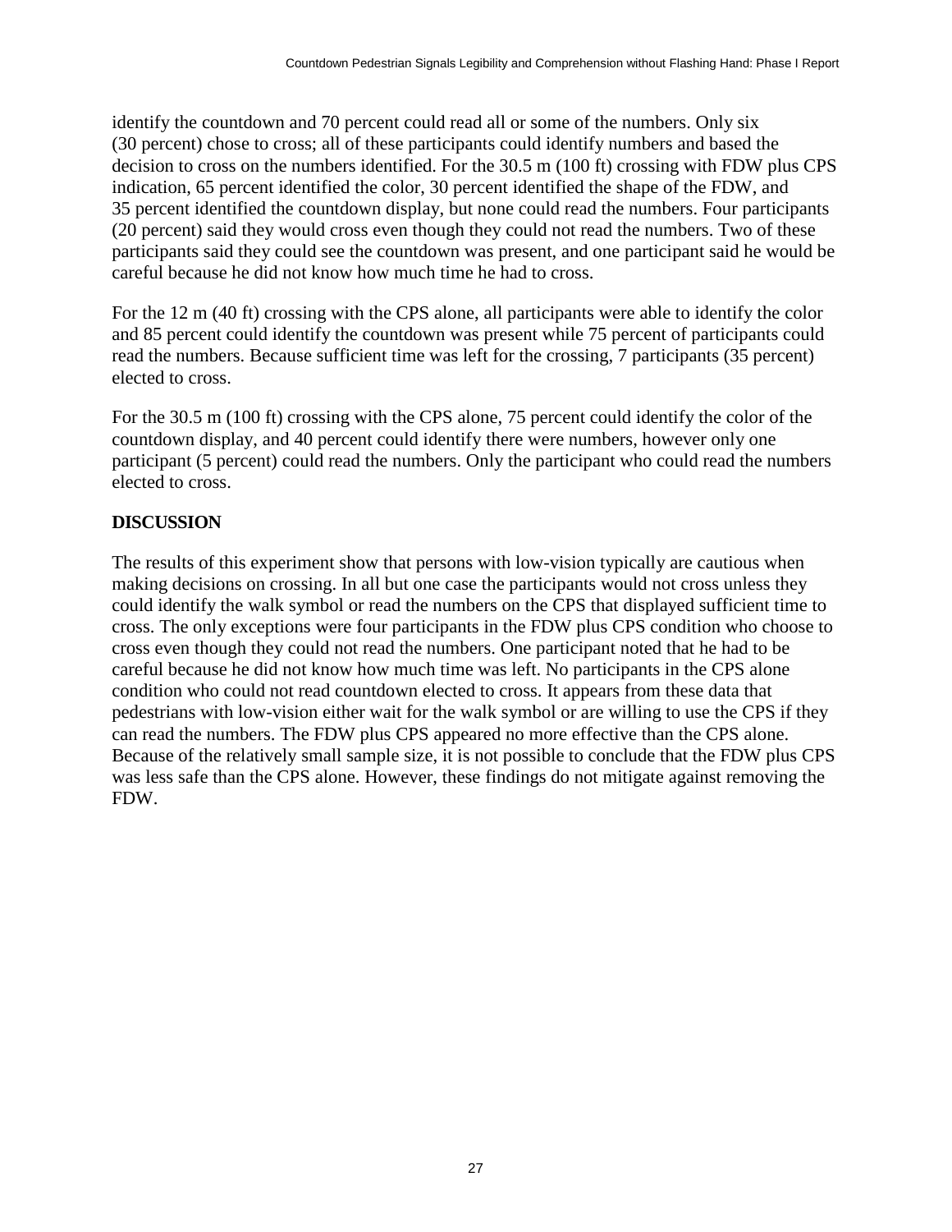identify the countdown and 70 percent could read all or some of the numbers. Only six (30 percent) chose to cross; all of these participants could identify numbers and based the decision to cross on the numbers identified. For the 30.5 m (100 ft) crossing with FDW plus CPS indication, 65 percent identified the color, 30 percent identified the shape of the FDW, and 35 percent identified the countdown display, but none could read the numbers. Four participants (20 percent) said they would cross even though they could not read the numbers. Two of these participants said they could see the countdown was present, and one participant said he would be careful because he did not know how much time he had to cross.

For the 12 m (40 ft) crossing with the CPS alone, all participants were able to identify the color and 85 percent could identify the countdown was present while 75 percent of participants could read the numbers. Because sufficient time was left for the crossing, 7 participants (35 percent) elected to cross.

For the 30.5 m (100 ft) crossing with the CPS alone, 75 percent could identify the color of the countdown display, and 40 percent could identify there were numbers, however only one participant (5 percent) could read the numbers. Only the participant who could read the numbers elected to cross.

## DISCUSSION

The results of this experiment show that persons with low-vision typically are cautious when making decisions on crossing. In all but one case the participants would not cross unless they could identify the walk symbol or read the numbers on the CPS that displayed sufficient time to cross. The only exceptions were four participants in the FDW plus CPS condition who choose to cross even though they could not read the numbers. One participant noted that he had to be careful because he did not know how much time was left. No participants in the CPS alone condition who could not read countdown elected to cross. It appears from these data that pedestrians with low-vision either wait for the walk symbol or are willing to use the CPS if they can read the numbers. The FDW plus CPS appeared no more effective than the CPS alone. Because of the relatively small sample size, it is not possible to conclude that the FDW plus CPS was less safe than the CPS alone. However, these findings do not mitigate against removing the FDW.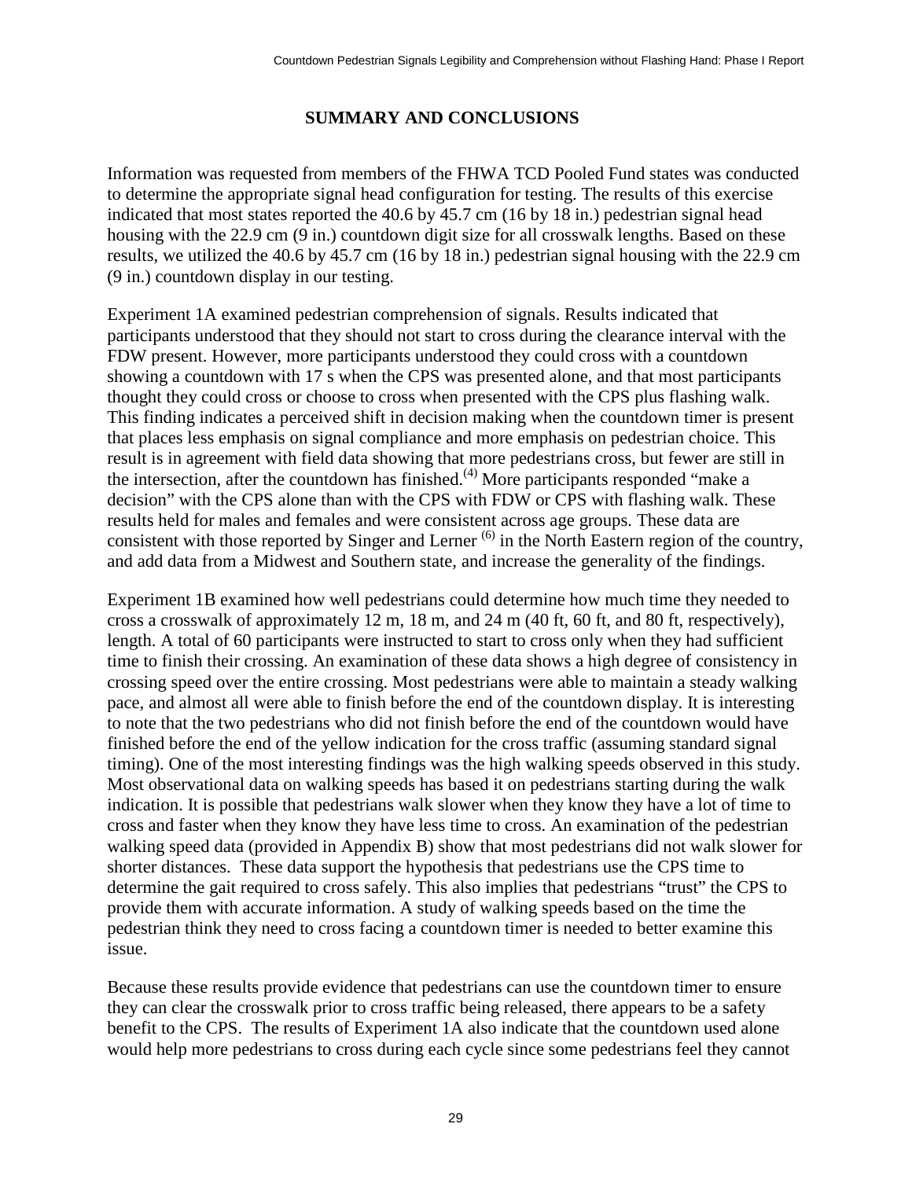## SUMMARY AND CONCLUSIONS

Information was requested from members of the FHWA TCD Pooled Fund states was conducted to determine the appropriate signal head configuration for testing. The results of this exercise indicated that most states reported the 40.6 by 45.7 cm (16 by 18 in.) pedestrian signal head housing with the 22.9 cm (9 in.) countdown digit size for all crosswalk lengths. Based on these results, we utilized the 40.6 by 45.7 cm (16 by 18 in.) pedestrian signal housing with the 22.9 cm (9 in.) countdown display in our testing.

Experiment 1A examined pedestrian comprehension of signals. Results indicated that participants understood that they should not start to cross during the clearance interval with the FDW present. However, more participants understood they could cross with a countdown showing a countdown with 17 s when the CPS was presented alone, and that most participants thought they could cross or choose to cross when presented with the CPS plus flashing walk. This finding indicates a perceived shift in decision making when the countdown timer is present that places less emphasis on signal compliance and more emphasis on pedestrian choice. This result is in agreement with field data showing that more pedestrians cross, but fewer are still in the intersection, after the countdown has finished.[(4)] More participants responded "make a decision" with the CPS alone than with the CPS with FDW or CPS with flashing walk. These results held for males and females and were consistent across age groups. These data are consistent with those reported by Singer and Lerner [(6)] in the North Eastern region of the country, and add data from a Midwest and Southern state, and increase the generality of the findings.

Experiment 1B examined how well pedestrians could determine how much time they needed to cross a crosswalk of approximately 12 m, 18 m, and 24 m (40 ft, 60 ft, and 80 ft, respectively), length. A total of 60 participants were instructed to start to cross only when they had sufficient time to finish their crossing. An examination of these data shows a high degree of consistency in crossing speed over the entire crossing. Most pedestrians were able to maintain a steady walking pace, and almost all were able to finish before the end of the countdown display. It is interesting to note that the two pedestrians who did not finish before the end of the countdown would have finished before the end of the yellow indication for the cross traffic (assuming standard signal timing). One of the most interesting findings was the high walking speeds observed in this study. Most observational data on walking speeds has based it on pedestrians starting during the walk indication. It is possible that pedestrians walk slower when they know they have a lot of time to cross and faster when they know they have less time to cross. An examination of the pedestrian walking speed data (provided in Appendix B) show that most pedestrians did not walk slower for shorter distances. These data support the hypothesis that pedestrians use the CPS time to determine the gait required to cross safely. This also implies that pedestrians "trust" the CPS to provide them with accurate information. A study of walking speeds based on the time the pedestrian think they need to cross facing a countdown timer is needed to better examine this issue.

Because these results provide evidence that pedestrians can use the countdown timer to ensure they can clear the crosswalk prior to cross traffic being released, there appears to be a safety benefit to the CPS. The results of Experiment 1A also indicate that the countdown used alone would help more pedestrians to cross during each cycle since some pedestrians feel they cannot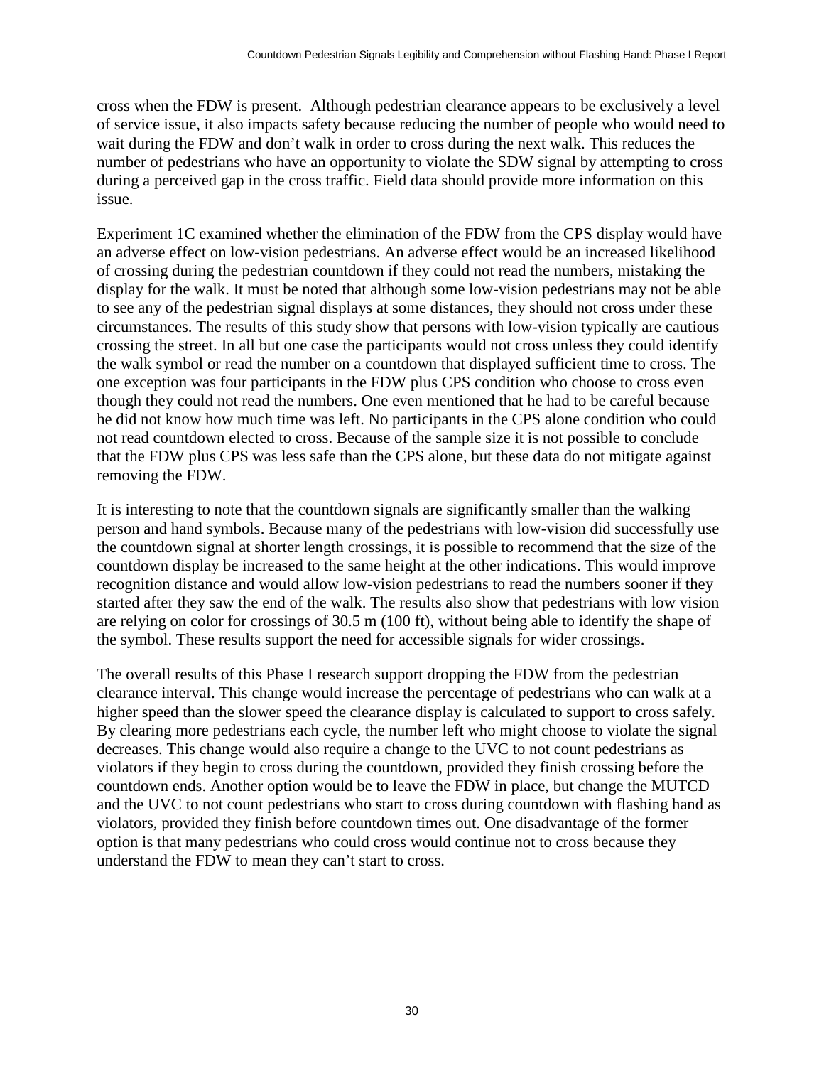cross when the FDW is present.  Although pedestrian clearance appears to be exclusively a level of service issue, it also impacts safety because reducing the number of people who would need to wait during the FDW and don't walk in order to cross during the next walk. This reduces the number of pedestrians who have an opportunity to violate the SDW signal by attempting to cross during a perceived gap in the cross traffic. Field data should provide more information on this issue.

Experiment 1C examined whether the elimination of the FDW from the CPS display would have an adverse effect on low-vision pedestrians. An adverse effect would be an increased likelihood of crossing during the pedestrian countdown if they could not read the numbers, mistaking the display for the walk. It must be noted that although some low-vision pedestrians may not be able to see any of the pedestrian signal displays at some distances, they should not cross under these circumstances. The results of this study show that persons with low-vision typically are cautious crossing the street. In all but one case the participants would not cross unless they could identify the walk symbol or read the number on a countdown that displayed sufficient time to cross. The one exception was four participants in the FDW plus CPS condition who choose to cross even though they could not read the numbers. One even mentioned that he had to be careful because he did not know how much time was left. No participants in the CPS alone condition who could not read countdown elected to cross. Because of the sample size it is not possible to conclude that the FDW plus CPS was less safe than the CPS alone, but these data do not mitigate against removing the FDW.

It is interesting to note that the countdown signals are significantly smaller than the walking person and hand symbols. Because many of the pedestrians with low-vision did successfully use the countdown signal at shorter length crossings, it is possible to recommend that the size of the countdown display be increased to the same height at the other indications. This would improve recognition distance and would allow low-vision pedestrians to read the numbers sooner if they started after they saw the end of the walk. The results also show that pedestrians with low vision are relying on color for crossings of 30.5 m (100 ft), without being able to identify the shape of the symbol. These results support the need for accessible signals for wider crossings.

The overall results of this Phase I research support dropping the FDW from the pedestrian clearance interval. This change would increase the percentage of pedestrians who can walk at a higher speed than the slower speed the clearance display is calculated to support to cross safely. By clearing more pedestrians each cycle, the number left who might choose to violate the signal decreases. This change would also require a change to the UVC to not count pedestrians as violators if they begin to cross during the countdown, provided they finish crossing before the countdown ends. Another option would be to leave the FDW in place, but change the MUTCD and the UVC to not count pedestrians who start to cross during countdown with flashing hand as violators, provided they finish before countdown times out. One disadvantage of the former option is that many pedestrians who could cross would continue not to cross because they understand the FDW to mean they can't start to cross.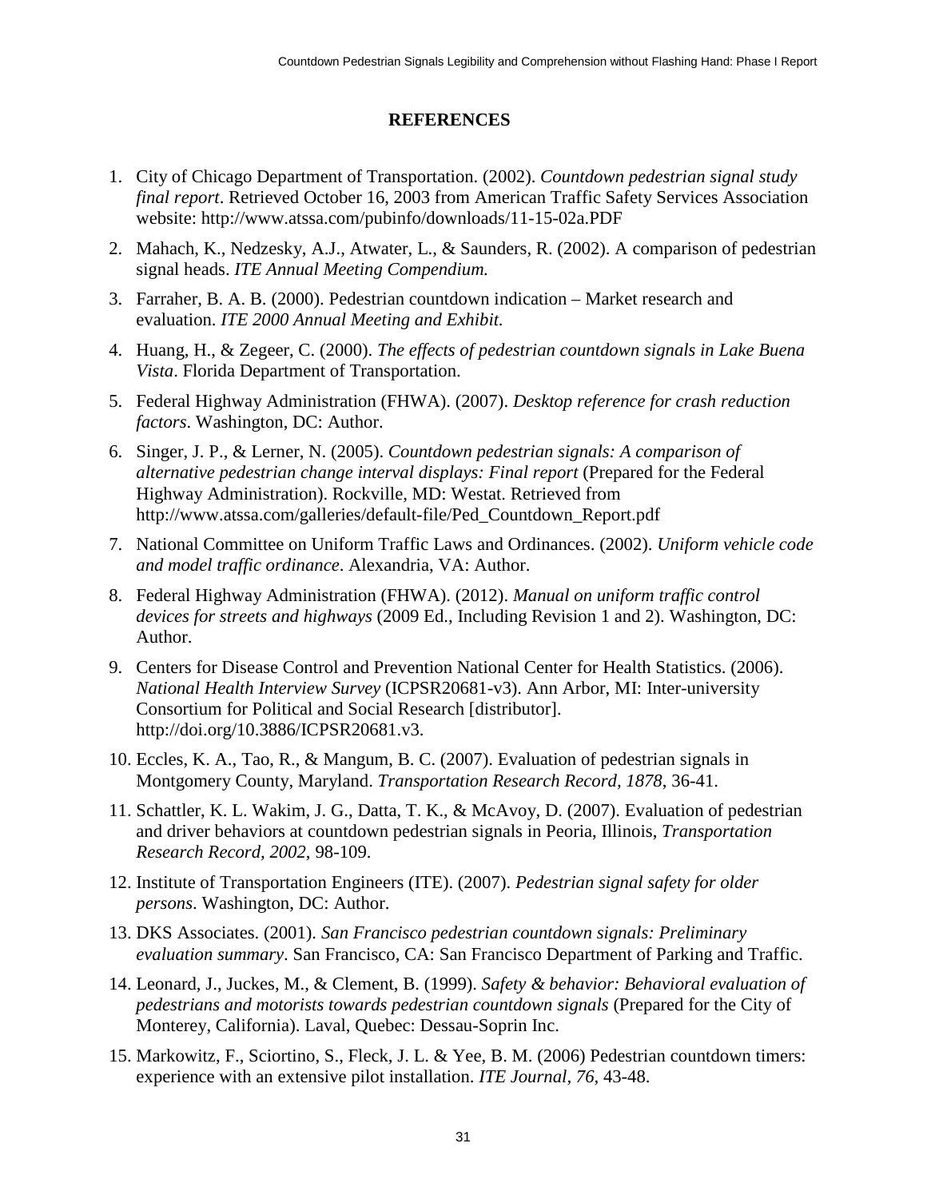# REFERENCES

1. City of Chicago Department of Transportation. (2002). *Countdown pedestrian signal study final report*. Retrieved October 16, 2003 from American Traffic Safety Services Association website: http://www.atssa.com/pubinfo/downloads/11-15-02a.PDF
2. Mahach, K., Nedzesky, A.J., Atwater, L., & Saunders, R. (2002). A comparison of pedestrian signal heads. *ITE Annual Meeting Compendium.*
3. Farraher, B. A. B. (2000). Pedestrian countdown indication – Market research and evaluation. *ITE 2000 Annual Meeting and Exhibit.*
4. Huang, H., & Zegeer, C. (2000). *The effects of pedestrian countdown signals in Lake Buena Vista*. Florida Department of Transportation.
5. Federal Highway Administration (FHWA). (2007). *Desktop reference for crash reduction factors*. Washington, DC: Author.
6. Singer, J. P., & Lerner, N. (2005). *Countdown pedestrian signals: A comparison of alternative pedestrian change interval displays: Final report* (Prepared for the Federal Highway Administration). Rockville, MD: Westat. Retrieved from http://www.atssa.com/galleries/default-file/Ped_Countdown_Report.pdf
7. National Committee on Uniform Traffic Laws and Ordinances. (2002). *Uniform vehicle code and model traffic ordinance*. Alexandria, VA: Author.
8. Federal Highway Administration (FHWA). (2012). *Manual on uniform traffic control devices for streets and highways* (2009 Ed., Including Revision 1 and 2). Washington, DC: Author.
9. Centers for Disease Control and Prevention National Center for Health Statistics. (2006). *National Health Interview Survey* (ICPSR20681-v3). Ann Arbor, MI: Inter-university Consortium for Political and Social Research [distributor]. http://doi.org/10.3886/ICPSR20681.v3.
10. Eccles, K. A., Tao, R., & Mangum, B. C. (2007). Evaluation of pedestrian signals in Montgomery County, Maryland. *Transportation Research Record, 1878*, 36-41.
11. Schattler, K. L. Wakim, J. G., Datta, T. K., & McAvoy, D. (2007). Evaluation of pedestrian and driver behaviors at countdown pedestrian signals in Peoria, Illinois, *Transportation Research Record, 2002*, 98-109.
12. Institute of Transportation Engineers (ITE). (2007). *Pedestrian signal safety for older persons*. Washington, DC: Author.
13. DKS Associates. (2001). *San Francisco pedestrian countdown signals: Preliminary evaluation summary*. San Francisco, CA: San Francisco Department of Parking and Traffic.
14. Leonard, J., Juckes, M., & Clement, B. (1999). *Safety & behavior: Behavioral evaluation of pedestrians and motorists towards pedestrian countdown signals* (Prepared for the City of Monterey, California). Laval, Quebec: Dessau-Soprin Inc.
15. Markowitz, F., Sciortino, S., Fleck, J. L. & Yee, B. M. (2006) Pedestrian countdown timers: experience with an extensive pilot installation. *ITE Journal, 76*, 43-48.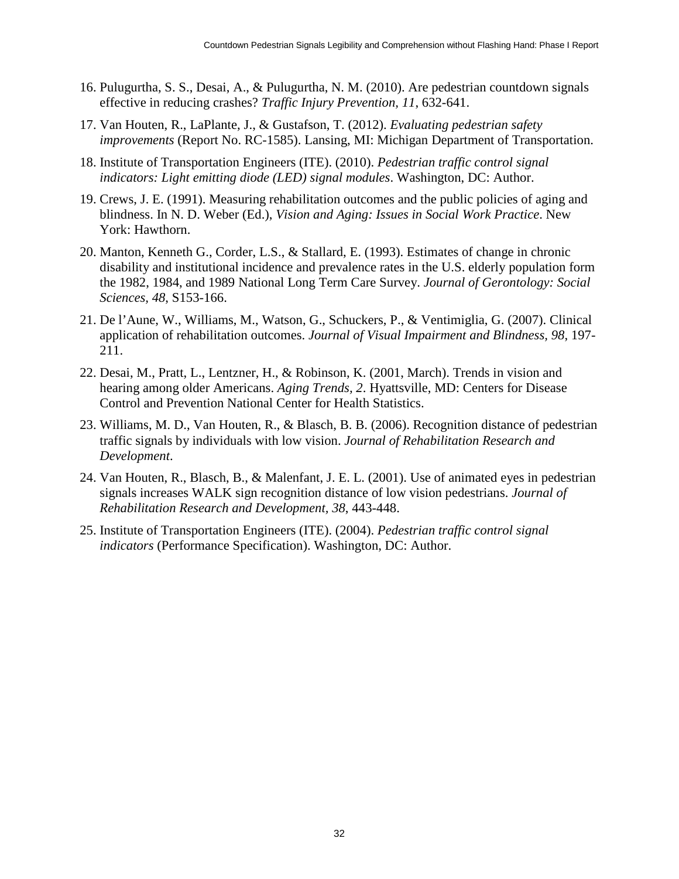16. Pulugurtha, S. S., Desai, A., & Pulugurtha, N. M. (2010). Are pedestrian countdown signals effective in reducing crashes? *Traffic Injury Prevention, 11*, 632-641.

17. Van Houten, R., LaPlante, J., & Gustafson, T. (2012). *Evaluating pedestrian safety improvements* (Report No. RC-1585). Lansing, MI: Michigan Department of Transportation.

18. Institute of Transportation Engineers (ITE). (2010). *Pedestrian traffic control signal indicators: Light emitting diode (LED) signal modules*. Washington, DC: Author.

19. Crews, J. E. (1991). Measuring rehabilitation outcomes and the public policies of aging and blindness. In N. D. Weber (Ed.), *Vision and Aging: Issues in Social Work Practice*. New York: Hawthorn.

20. Manton, Kenneth G., Corder, L.S., & Stallard, E. (1993). Estimates of change in chronic disability and institutional incidence and prevalence rates in the U.S. elderly population form the 1982, 1984, and 1989 National Long Term Care Survey. *Journal of Gerontology: Social Sciences, 48*, S153-166.

21. De l'Aune, W., Williams, M., Watson, G., Schuckers, P., & Ventimiglia, G. (2007). Clinical application of rehabilitation outcomes. *Journal of Visual Impairment and Blindness, 98*, 197-211.

22. Desai, M., Pratt, L., Lentzner, H., & Robinson, K. (2001, March). Trends in vision and hearing among older Americans. *Aging Trends, 2*. Hyattsville, MD: Centers for Disease Control and Prevention National Center for Health Statistics.

23. Williams, M. D., Van Houten, R., & Blasch, B. B. (2006). Recognition distance of pedestrian traffic signals by individuals with low vision. *Journal of Rehabilitation Research and Development*.

24. Van Houten, R., Blasch, B., & Malenfant, J. E. L. (2001). Use of animated eyes in pedestrian signals increases WALK sign recognition distance of low vision pedestrians. *Journal of Rehabilitation Research and Development, 38*, 443-448.

25. Institute of Transportation Engineers (ITE). (2004). *Pedestrian traffic control signal indicators* (Performance Specification). Washington, DC: Author.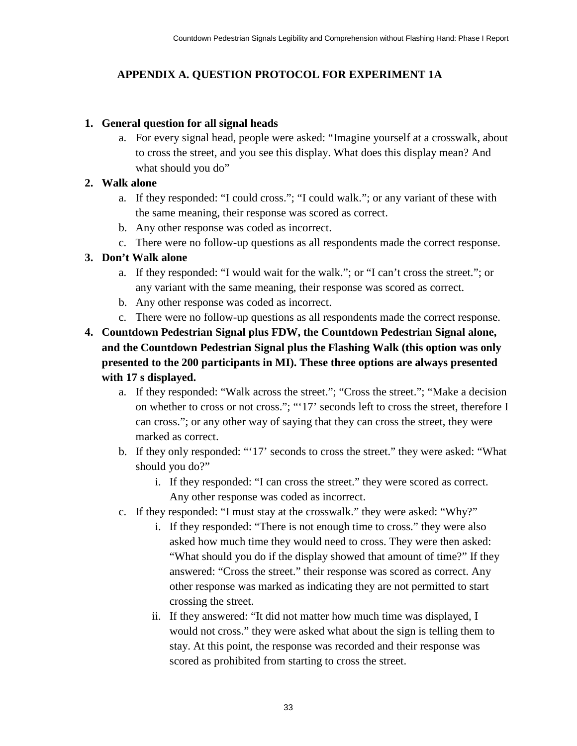# APPENDIX A. QUESTION PROTOCOL FOR EXPERIMENT 1A

1. **General question for all signal heads**
    a. For every signal head, people were asked: "Imagine yourself at a crosswalk, about to cross the street, and you see this display. What does this display mean? And what should you do"
2. **Walk alone**
    a. If they responded: "I could cross."; "I could walk."; or any variant of these with the same meaning, their response was scored as correct.
    b. Any other response was coded as incorrect.
    c. There were no follow-up questions as all respondents made the correct response.
3. **Don't Walk alone**
    a. If they responded: "I would wait for the walk."; or "I can't cross the street."; or any variant with the same meaning, their response was scored as correct.
    b. Any other response was coded as incorrect.
    c. There were no follow-up questions as all respondents made the correct response.
4. **Countdown Pedestrian Signal plus FDW, the Countdown Pedestrian Signal alone, and the Countdown Pedestrian Signal plus the Flashing Walk (this option was only presented to the 200 participants in MI). These three options are always presented with 17 s displayed.**
    a. If they responded: "Walk across the street."; "Cross the street."; "Make a decision on whether to cross or not cross."; "'17' seconds left to cross the street, therefore I can cross."; or any other way of saying that they can cross the street, they were marked as correct.
    b. If they only responded: "'17' seconds to cross the street." they were asked: "What should you do?"
        i. If they responded: "I can cross the street." they were scored as correct. Any other response was coded as incorrect.
    c. If they responded: "I must stay at the crosswalk." they were asked: "Why?"
        i. If they responded: "There is not enough time to cross." they were also asked how much time they would need to cross. They were then asked: "What should you do if the display showed that amount of time?" If they answered: "Cross the street." their response was scored as correct. Any other response was marked as indicating they are not permitted to start crossing the street.
        ii. If they answered: "It did not matter how much time was displayed, I would not cross." they were asked what about the sign is telling them to stay. At this point, the response was recorded and their response was scored as prohibited from starting to cross the street.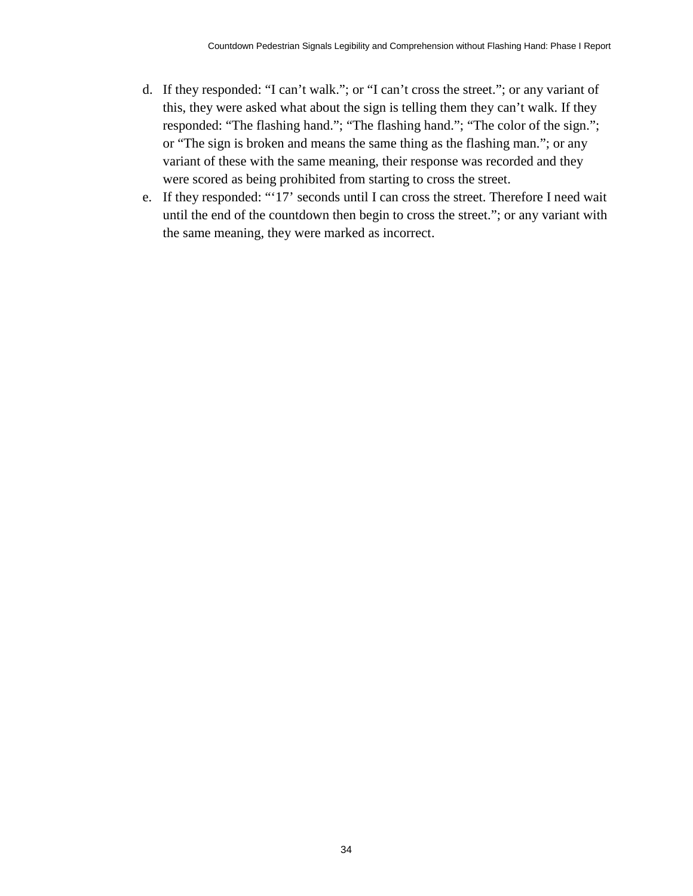d. If they responded: "I can't walk."; or "I can't cross the street."; or any variant of this, they were asked what about the sign is telling them they can't walk. If they responded: "The flashing hand."; "The flashing hand."; "The color of the sign."; or "The sign is broken and means the same thing as the flashing man."; or any variant of these with the same meaning, their response was recorded and they were scored as being prohibited from starting to cross the street.
e. If they responded: "'17' seconds until I can cross the street. Therefore I need wait until the end of the countdown then begin to cross the street."; or any variant with the same meaning, they were marked as incorrect.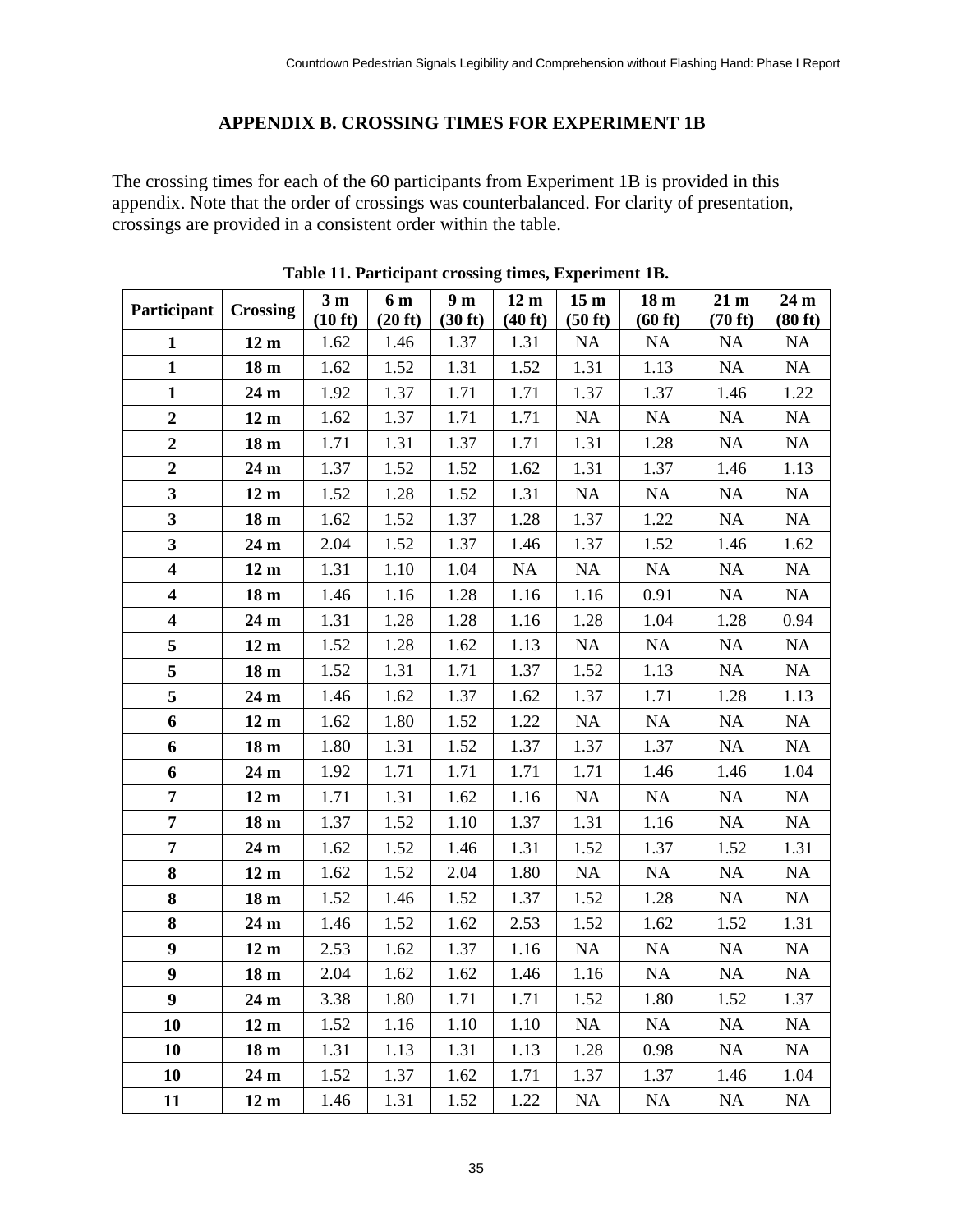## APPENDIX B. CROSSING TIMES FOR EXPERIMENT 1B

The crossing times for each of the 60 participants from Experiment 1B is provided in this appendix. Note that the order of crossings was counterbalanced. For clarity of presentation, crossings are provided in a consistent order within the table.

**Table 11. Participant crossing times, Experiment 1B.**

| Participant | Crossing | 3 m (10 ft) | 6 m (20 ft) | 9 m (30 ft) | 12 m (40 ft) | 15 m (50 ft) | 18 m (60 ft) | 21 m (70 ft) | 24 m (80 ft) |
|---|---|---|---|---|---|---|---|---|---|
| 1 | 12 m | 1.62 | 1.46 | 1.37 | 1.31 | NA | NA | NA | NA |
| 1 | 18 m | 1.62 | 1.52 | 1.31 | 1.52 | 1.31 | 1.13 | NA | NA |
| 1 | 24 m | 1.92 | 1.37 | 1.71 | 1.71 | 1.37 | 1.37 | 1.46 | 1.22 |
| 2 | 12 m | 1.62 | 1.37 | 1.71 | 1.71 | NA | NA | NA | NA |
| 2 | 18 m | 1.71 | 1.31 | 1.37 | 1.71 | 1.31 | 1.28 | NA | NA |
| 2 | 24 m | 1.37 | 1.52 | 1.52 | 1.62 | 1.31 | 1.37 | 1.46 | 1.13 |
| 3 | 12 m | 1.52 | 1.28 | 1.52 | 1.31 | NA | NA | NA | NA |
| 3 | 18 m | 1.62 | 1.52 | 1.37 | 1.28 | 1.37 | 1.22 | NA | NA |
| 3 | 24 m | 2.04 | 1.52 | 1.37 | 1.46 | 1.37 | 1.52 | 1.46 | 1.62 |
| 4 | 12 m | 1.31 | 1.10 | 1.04 | NA | NA | NA | NA | NA |
| 4 | 18 m | 1.46 | 1.16 | 1.28 | 1.16 | 1.16 | 0.91 | NA | NA |
| 4 | 24 m | 1.31 | 1.28 | 1.28 | 1.16 | 1.28 | 1.04 | 1.28 | 0.94 |
| 5 | 12 m | 1.52 | 1.28 | 1.62 | 1.13 | NA | NA | NA | NA |
| 5 | 18 m | 1.52 | 1.31 | 1.71 | 1.37 | 1.52 | 1.13 | NA | NA |
| 5 | 24 m | 1.46 | 1.62 | 1.37 | 1.62 | 1.37 | 1.71 | 1.28 | 1.13 |
| 6 | 12 m | 1.62 | 1.80 | 1.52 | 1.22 | NA | NA | NA | NA |
| 6 | 18 m | 1.80 | 1.31 | 1.52 | 1.37 | 1.37 | 1.37 | NA | NA |
| 6 | 24 m | 1.92 | 1.71 | 1.71 | 1.71 | 1.71 | 1.46 | 1.46 | 1.04 |
| 7 | 12 m | 1.71 | 1.31 | 1.62 | 1.16 | NA | NA | NA | NA |
| 7 | 18 m | 1.37 | 1.52 | 1.10 | 1.37 | 1.31 | 1.16 | NA | NA |
| 7 | 24 m | 1.62 | 1.52 | 1.46 | 1.31 | 1.52 | 1.37 | 1.52 | 1.31 |
| 8 | 12 m | 1.62 | 1.52 | 2.04 | 1.80 | NA | NA | NA | NA |
| 8 | 18 m | 1.52 | 1.46 | 1.52 | 1.37 | 1.52 | 1.28 | NA | NA |
| 8 | 24 m | 1.46 | 1.52 | 1.62 | 2.53 | 1.52 | 1.62 | 1.52 | 1.31 |
| 9 | 12 m | 2.53 | 1.62 | 1.37 | 1.16 | NA | NA | NA | NA |
| 9 | 18 m | 2.04 | 1.62 | 1.62 | 1.46 | 1.16 | NA | NA | NA |
| 9 | 24 m | 3.38 | 1.80 | 1.71 | 1.71 | 1.52 | 1.80 | 1.52 | 1.37 |
| 10 | 12 m | 1.52 | 1.16 | 1.10 | 1.10 | NA | NA | NA | NA |
| 10 | 18 m | 1.31 | 1.13 | 1.31 | 1.13 | 1.28 | 0.98 | NA | NA |
| 10 | 24 m | 1.52 | 1.37 | 1.62 | 1.71 | 1.37 | 1.37 | 1.46 | 1.04 |
| 11 | 12 m | 1.46 | 1.31 | 1.52 | 1.22 | NA | NA | NA | NA |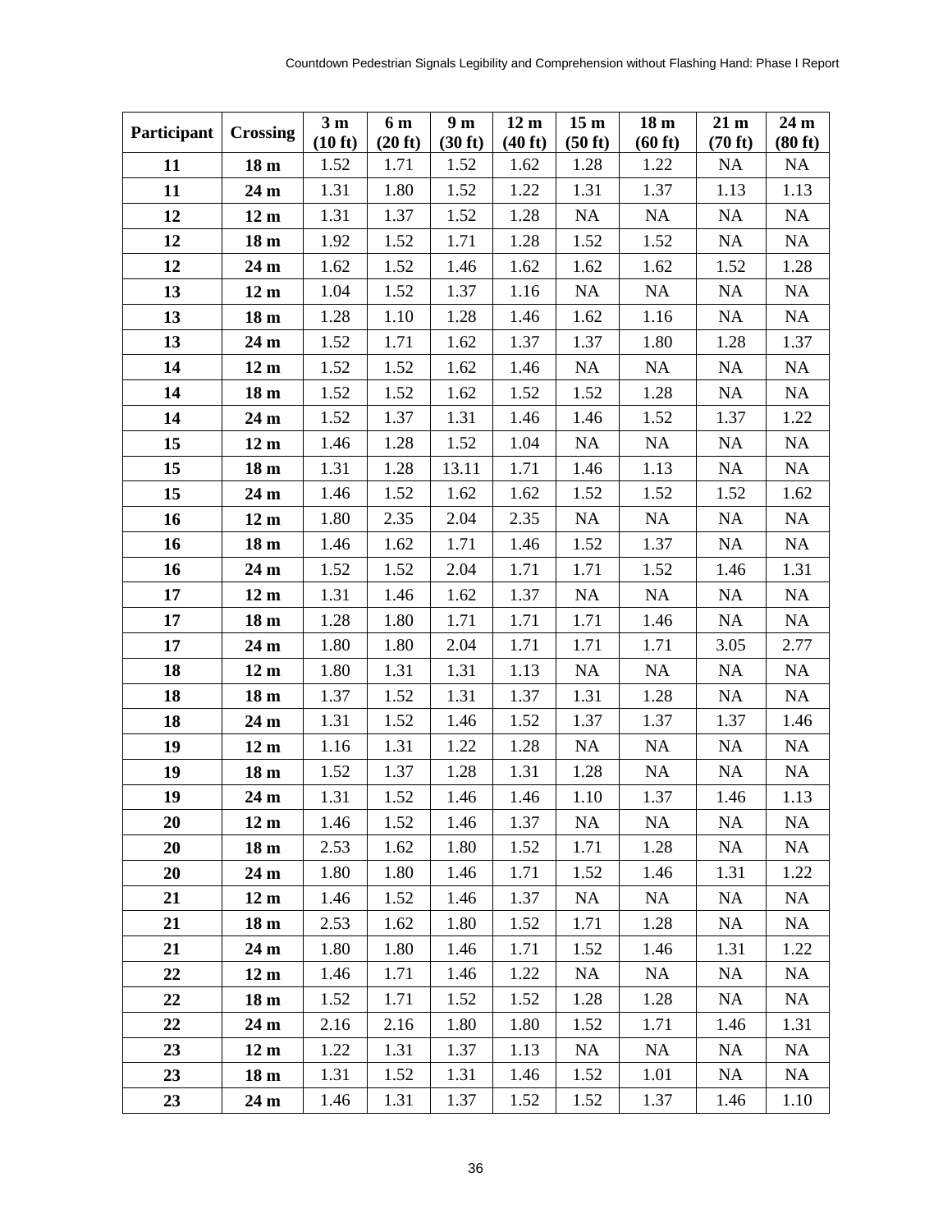| Participant | Crossing | 3 m (10 ft) | 6 m (20 ft) | 9 m (30 ft) | 12 m (40 ft) | 15 m (50 ft) | 18 m (60 ft) | 21 m (70 ft) | 24 m (80 ft) |
|---|---|---|---|---|---|---|---|---|---|
| **11** | **18 m** | 1.52 | 1.71 | 1.52 | 1.62 | 1.28 | 1.22 | NA | NA |
| **11** | **24 m** | 1.31 | 1.80 | 1.52 | 1.22 | 1.31 | 1.37 | 1.13 | 1.13 |
| **12** | **12 m** | 1.31 | 1.37 | 1.52 | 1.28 | NA | NA | NA | NA |
| **12** | **18 m** | 1.92 | 1.52 | 1.71 | 1.28 | 1.52 | 1.52 | NA | NA |
| **12** | **24 m** | 1.62 | 1.52 | 1.46 | 1.62 | 1.62 | 1.62 | 1.52 | 1.28 |
| **13** | **12 m** | 1.04 | 1.52 | 1.37 | 1.16 | NA | NA | NA | NA |
| **13** | **18 m** | 1.28 | 1.10 | 1.28 | 1.46 | 1.62 | 1.16 | NA | NA |
| **13** | **24 m** | 1.52 | 1.71 | 1.62 | 1.37 | 1.37 | 1.80 | 1.28 | 1.37 |
| **14** | **12 m** | 1.52 | 1.52 | 1.62 | 1.46 | NA | NA | NA | NA |
| **14** | **18 m** | 1.52 | 1.52 | 1.62 | 1.52 | 1.52 | 1.28 | NA | NA |
| **14** | **24 m** | 1.52 | 1.37 | 1.31 | 1.46 | 1.46 | 1.52 | 1.37 | 1.22 |
| **15** | **12 m** | 1.46 | 1.28 | 1.52 | 1.04 | NA | NA | NA | NA |
| **15** | **18 m** | 1.31 | 1.28 | 13.11 | 1.71 | 1.46 | 1.13 | NA | NA |
| **15** | **24 m** | 1.46 | 1.52 | 1.62 | 1.62 | 1.52 | 1.52 | 1.52 | 1.62 |
| **16** | **12 m** | 1.80 | 2.35 | 2.04 | 2.35 | NA | NA | NA | NA |
| **16** | **18 m** | 1.46 | 1.62 | 1.71 | 1.46 | 1.52 | 1.37 | NA | NA |
| **16** | **24 m** | 1.52 | 1.52 | 2.04 | 1.71 | 1.71 | 1.52 | 1.46 | 1.31 |
| **17** | **12 m** | 1.31 | 1.46 | 1.62 | 1.37 | NA | NA | NA | NA |
| **17** | **18 m** | 1.28 | 1.80 | 1.71 | 1.71 | 1.71 | 1.46 | NA | NA |
| **17** | **24 m** | 1.80 | 1.80 | 2.04 | 1.71 | 1.71 | 1.71 | 3.05 | 2.77 |
| **18** | **12 m** | 1.80 | 1.31 | 1.31 | 1.13 | NA | NA | NA | NA |
| **18** | **18 m** | 1.37 | 1.52 | 1.31 | 1.37 | 1.31 | 1.28 | NA | NA |
| **18** | **24 m** | 1.31 | 1.52 | 1.46 | 1.52 | 1.37 | 1.37 | 1.37 | 1.46 |
| **19** | **12 m** | 1.16 | 1.31 | 1.22 | 1.28 | NA | NA | NA | NA |
| **19** | **18 m** | 1.52 | 1.37 | 1.28 | 1.31 | 1.28 | NA | NA | NA |
| **19** | **24 m** | 1.31 | 1.52 | 1.46 | 1.46 | 1.10 | 1.37 | 1.46 | 1.13 |
| **20** | **12 m** | 1.46 | 1.52 | 1.46 | 1.37 | NA | NA | NA | NA |
| **20** | **18 m** | 2.53 | 1.62 | 1.80 | 1.52 | 1.71 | 1.28 | NA | NA |
| **20** | **24 m** | 1.80 | 1.80 | 1.46 | 1.71 | 1.52 | 1.46 | 1.31 | 1.22 |
| **21** | **12 m** | 1.46 | 1.52 | 1.46 | 1.37 | NA | NA | NA | NA |
| **21** | **18 m** | 2.53 | 1.62 | 1.80 | 1.52 | 1.71 | 1.28 | NA | NA |
| **21** | **24 m** | 1.80 | 1.80 | 1.46 | 1.71 | 1.52 | 1.46 | 1.31 | 1.22 |
| **22** | **12 m** | 1.46 | 1.71 | 1.46 | 1.22 | NA | NA | NA | NA |
| **22** | **18 m** | 1.52 | 1.71 | 1.52 | 1.52 | 1.28 | 1.28 | NA | NA |
| **22** | **24 m** | 2.16 | 2.16 | 1.80 | 1.80 | 1.52 | 1.71 | 1.46 | 1.31 |
| **23** | **12 m** | 1.22 | 1.31 | 1.37 | 1.13 | NA | NA | NA | NA |
| **23** | **18 m** | 1.31 | 1.52 | 1.31 | 1.46 | 1.52 | 1.01 | NA | NA |
| **23** | **24 m** | 1.46 | 1.31 | 1.37 | 1.52 | 1.52 | 1.37 | 1.46 | 1.10 |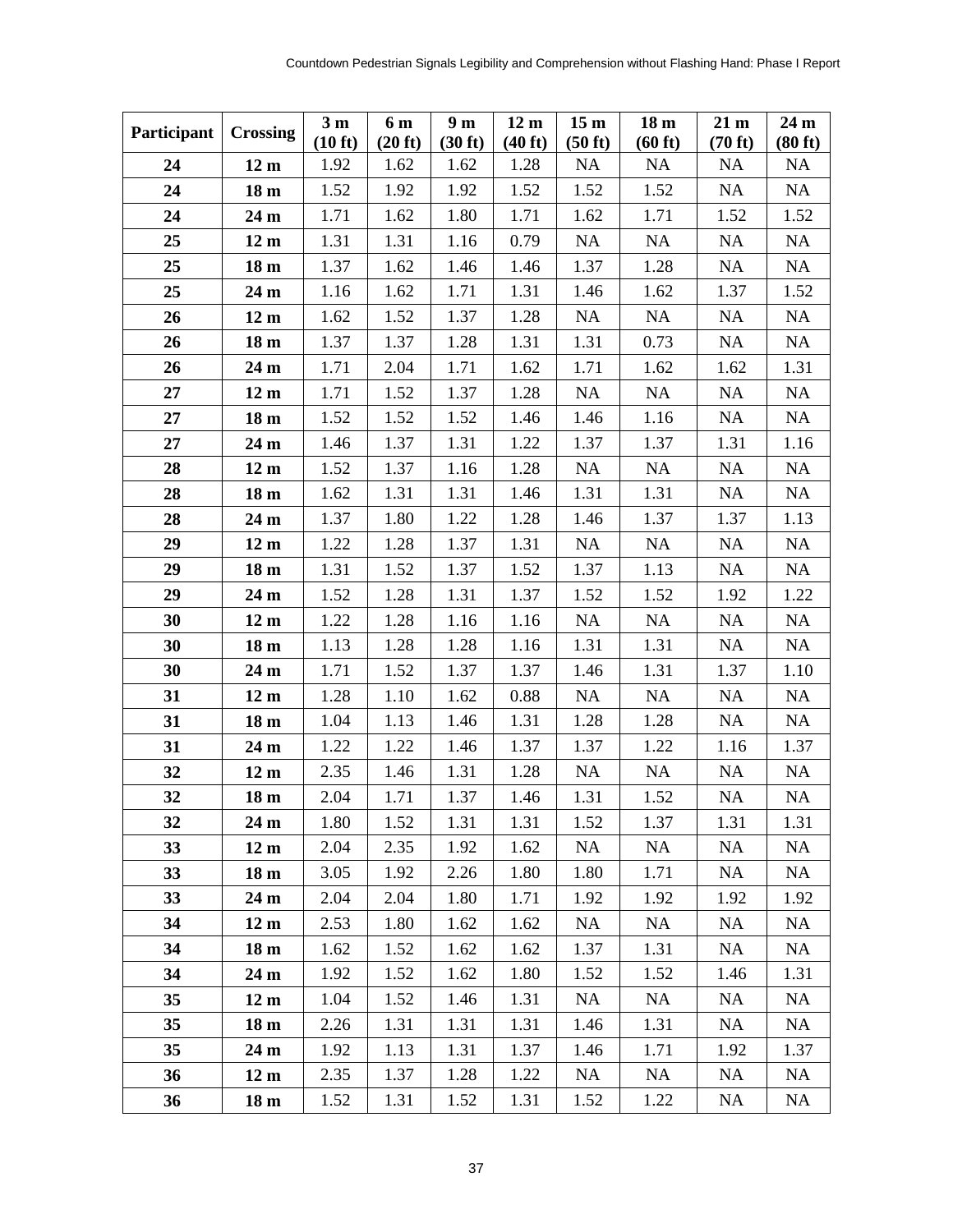| Participant | Crossing | 3 m (10 ft) | 6 m (20 ft) | 9 m (30 ft) | 12 m (40 ft) | 15 m (50 ft) | 18 m (60 ft) | 21 m (70 ft) | 24 m (80 ft) |
|---|---|---|---|---|---|---|---|---|---|
| **24** | **12 m** | 1.92 | 1.62 | 1.62 | 1.28 | NA | NA | NA | NA |
| **24** | **18 m** | 1.52 | 1.92 | 1.92 | 1.52 | 1.52 | 1.52 | NA | NA |
| **24** | **24 m** | 1.71 | 1.62 | 1.80 | 1.71 | 1.62 | 1.71 | 1.52 | 1.52 |
| **25** | **12 m** | 1.31 | 1.31 | 1.16 | 0.79 | NA | NA | NA | NA |
| **25** | **18 m** | 1.37 | 1.62 | 1.46 | 1.46 | 1.37 | 1.28 | NA | NA |
| **25** | **24 m** | 1.16 | 1.62 | 1.71 | 1.31 | 1.46 | 1.62 | 1.37 | 1.52 |
| **26** | **12 m** | 1.62 | 1.52 | 1.37 | 1.28 | NA | NA | NA | NA |
| **26** | **18 m** | 1.37 | 1.37 | 1.28 | 1.31 | 1.31 | 0.73 | NA | NA |
| **26** | **24 m** | 1.71 | 2.04 | 1.71 | 1.62 | 1.71 | 1.62 | 1.62 | 1.31 |
| **27** | **12 m** | 1.71 | 1.52 | 1.37 | 1.28 | NA | NA | NA | NA |
| **27** | **18 m** | 1.52 | 1.52 | 1.52 | 1.46 | 1.46 | 1.16 | NA | NA |
| **27** | **24 m** | 1.46 | 1.37 | 1.31 | 1.22 | 1.37 | 1.37 | 1.31 | 1.16 |
| **28** | **12 m** | 1.52 | 1.37 | 1.16 | 1.28 | NA | NA | NA | NA |
| **28** | **18 m** | 1.62 | 1.31 | 1.31 | 1.46 | 1.31 | 1.31 | NA | NA |
| **28** | **24 m** | 1.37 | 1.80 | 1.22 | 1.28 | 1.46 | 1.37 | 1.37 | 1.13 |
| **29** | **12 m** | 1.22 | 1.28 | 1.37 | 1.31 | NA | NA | NA | NA |
| **29** | **18 m** | 1.31 | 1.52 | 1.37 | 1.52 | 1.37 | 1.13 | NA | NA |
| **29** | **24 m** | 1.52 | 1.28 | 1.31 | 1.37 | 1.52 | 1.52 | 1.92 | 1.22 |
| **30** | **12 m** | 1.22 | 1.28 | 1.16 | 1.16 | NA | NA | NA | NA |
| **30** | **18 m** | 1.13 | 1.28 | 1.28 | 1.16 | 1.31 | 1.31 | NA | NA |
| **30** | **24 m** | 1.71 | 1.52 | 1.37 | 1.37 | 1.46 | 1.31 | 1.37 | 1.10 |
| **31** | **12 m** | 1.28 | 1.10 | 1.62 | 0.88 | NA | NA | NA | NA |
| **31** | **18 m** | 1.04 | 1.13 | 1.46 | 1.31 | 1.28 | 1.28 | NA | NA |
| **31** | **24 m** | 1.22 | 1.22 | 1.46 | 1.37 | 1.37 | 1.22 | 1.16 | 1.37 |
| **32** | **12 m** | 2.35 | 1.46 | 1.31 | 1.28 | NA | NA | NA | NA |
| **32** | **18 m** | 2.04 | 1.71 | 1.37 | 1.46 | 1.31 | 1.52 | NA | NA |
| **32** | **24 m** | 1.80 | 1.52 | 1.31 | 1.31 | 1.52 | 1.37 | 1.31 | 1.31 |
| **33** | **12 m** | 2.04 | 2.35 | 1.92 | 1.62 | NA | NA | NA | NA |
| **33** | **18 m** | 3.05 | 1.92 | 2.26 | 1.80 | 1.80 | 1.71 | NA | NA |
| **33** | **24 m** | 2.04 | 2.04 | 1.80 | 1.71 | 1.92 | 1.92 | 1.92 | 1.92 |
| **34** | **12 m** | 2.53 | 1.80 | 1.62 | 1.62 | NA | NA | NA | NA |
| **34** | **18 m** | 1.62 | 1.52 | 1.62 | 1.62 | 1.37 | 1.31 | NA | NA |
| **34** | **24 m** | 1.92 | 1.52 | 1.62 | 1.80 | 1.52 | 1.52 | 1.46 | 1.31 |
| **35** | **12 m** | 1.04 | 1.52 | 1.46 | 1.31 | NA | NA | NA | NA |
| **35** | **18 m** | 2.26 | 1.31 | 1.31 | 1.31 | 1.46 | 1.31 | NA | NA |
| **35** | **24 m** | 1.92 | 1.13 | 1.31 | 1.37 | 1.46 | 1.71 | 1.92 | 1.37 |
| **36** | **12 m** | 2.35 | 1.37 | 1.28 | 1.22 | NA | NA | NA | NA |
| **36** | **18 m** | 1.52 | 1.31 | 1.52 | 1.31 | 1.52 | 1.22 | NA | NA |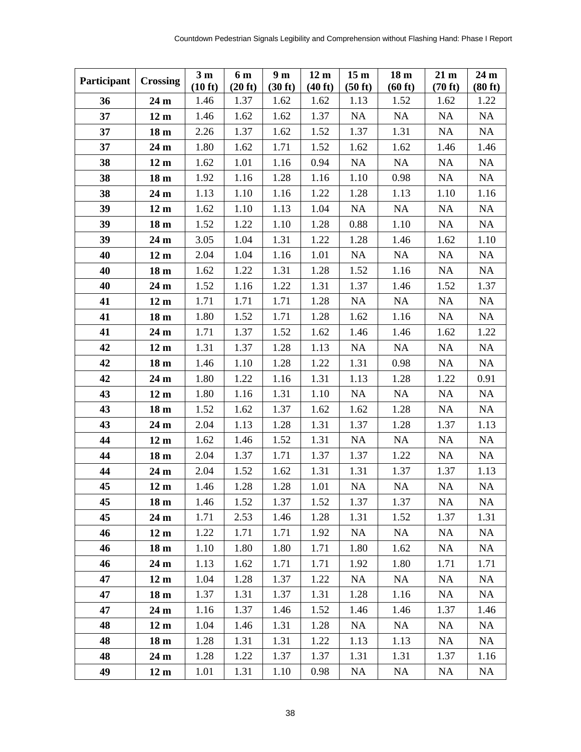| Participant | Crossing | 3 m (10 ft) | 6 m (20 ft) | 9 m (30 ft) | 12 m (40 ft) | 15 m (50 ft) | 18 m (60 ft) | 21 m (70 ft) | 24 m (80 ft) |
|---|---|---|---|---|---|---|---|---|---|
| **36** | **24 m** | 1.46 | 1.37 | 1.62 | 1.62 | 1.13 | 1.52 | 1.62 | 1.22 |
| **37** | **12 m** | 1.46 | 1.62 | 1.62 | 1.37 | NA | NA | NA | NA |
| **37** | **18 m** | 2.26 | 1.37 | 1.62 | 1.52 | 1.37 | 1.31 | NA | NA |
| **37** | **24 m** | 1.80 | 1.62 | 1.71 | 1.52 | 1.62 | 1.62 | 1.46 | 1.46 |
| **38** | **12 m** | 1.62 | 1.01 | 1.16 | 0.94 | NA | NA | NA | NA |
| **38** | **18 m** | 1.92 | 1.16 | 1.28 | 1.16 | 1.10 | 0.98 | NA | NA |
| **38** | **24 m** | 1.13 | 1.10 | 1.16 | 1.22 | 1.28 | 1.13 | 1.10 | 1.16 |
| **39** | **12 m** | 1.62 | 1.10 | 1.13 | 1.04 | NA | NA | NA | NA |
| **39** | **18 m** | 1.52 | 1.22 | 1.10 | 1.28 | 0.88 | 1.10 | NA | NA |
| **39** | **24 m** | 3.05 | 1.04 | 1.31 | 1.22 | 1.28 | 1.46 | 1.62 | 1.10 |
| **40** | **12 m** | 2.04 | 1.04 | 1.16 | 1.01 | NA | NA | NA | NA |
| **40** | **18 m** | 1.62 | 1.22 | 1.31 | 1.28 | 1.52 | 1.16 | NA | NA |
| **40** | **24 m** | 1.52 | 1.16 | 1.22 | 1.31 | 1.37 | 1.46 | 1.52 | 1.37 |
| **41** | **12 m** | 1.71 | 1.71 | 1.71 | 1.28 | NA | NA | NA | NA |
| **41** | **18 m** | 1.80 | 1.52 | 1.71 | 1.28 | 1.62 | 1.16 | NA | NA |
| **41** | **24 m** | 1.71 | 1.37 | 1.52 | 1.62 | 1.46 | 1.46 | 1.62 | 1.22 |
| **42** | **12 m** | 1.31 | 1.37 | 1.28 | 1.13 | NA | NA | NA | NA |
| **42** | **18 m** | 1.46 | 1.10 | 1.28 | 1.22 | 1.31 | 0.98 | NA | NA |
| **42** | **24 m** | 1.80 | 1.22 | 1.16 | 1.31 | 1.13 | 1.28 | 1.22 | 0.91 |
| **43** | **12 m** | 1.80 | 1.16 | 1.31 | 1.10 | NA | NA | NA | NA |
| **43** | **18 m** | 1.52 | 1.62 | 1.37 | 1.62 | 1.62 | 1.28 | NA | NA |
| **43** | **24 m** | 2.04 | 1.13 | 1.28 | 1.31 | 1.37 | 1.28 | 1.37 | 1.13 |
| **44** | **12 m** | 1.62 | 1.46 | 1.52 | 1.31 | NA | NA | NA | NA |
| **44** | **18 m** | 2.04 | 1.37 | 1.71 | 1.37 | 1.37 | 1.22 | NA | NA |
| **44** | **24 m** | 2.04 | 1.52 | 1.62 | 1.31 | 1.31 | 1.37 | 1.37 | 1.13 |
| **45** | **12 m** | 1.46 | 1.28 | 1.28 | 1.01 | NA | NA | NA | NA |
| **45** | **18 m** | 1.46 | 1.52 | 1.37 | 1.52 | 1.37 | 1.37 | NA | NA |
| **45** | **24 m** | 1.71 | 2.53 | 1.46 | 1.28 | 1.31 | 1.52 | 1.37 | 1.31 |
| **46** | **12 m** | 1.22 | 1.71 | 1.71 | 1.92 | NA | NA | NA | NA |
| **46** | **18 m** | 1.10 | 1.80 | 1.80 | 1.71 | 1.80 | 1.62 | NA | NA |
| **46** | **24 m** | 1.13 | 1.62 | 1.71 | 1.71 | 1.92 | 1.80 | 1.71 | 1.71 |
| **47** | **12 m** | 1.04 | 1.28 | 1.37 | 1.22 | NA | NA | NA | NA |
| **47** | **18 m** | 1.37 | 1.31 | 1.37 | 1.31 | 1.28 | 1.16 | NA | NA |
| **47** | **24 m** | 1.16 | 1.37 | 1.46 | 1.52 | 1.46 | 1.46 | 1.37 | 1.46 |
| **48** | **12 m** | 1.04 | 1.46 | 1.31 | 1.28 | NA | NA | NA | NA |
| **48** | **18 m** | 1.28 | 1.31 | 1.31 | 1.22 | 1.13 | 1.13 | NA | NA |
| **48** | **24 m** | 1.28 | 1.22 | 1.37 | 1.37 | 1.31 | 1.31 | 1.37 | 1.16 |
| **49** | **12 m** | 1.01 | 1.31 | 1.10 | 0.98 | NA | NA | NA | NA |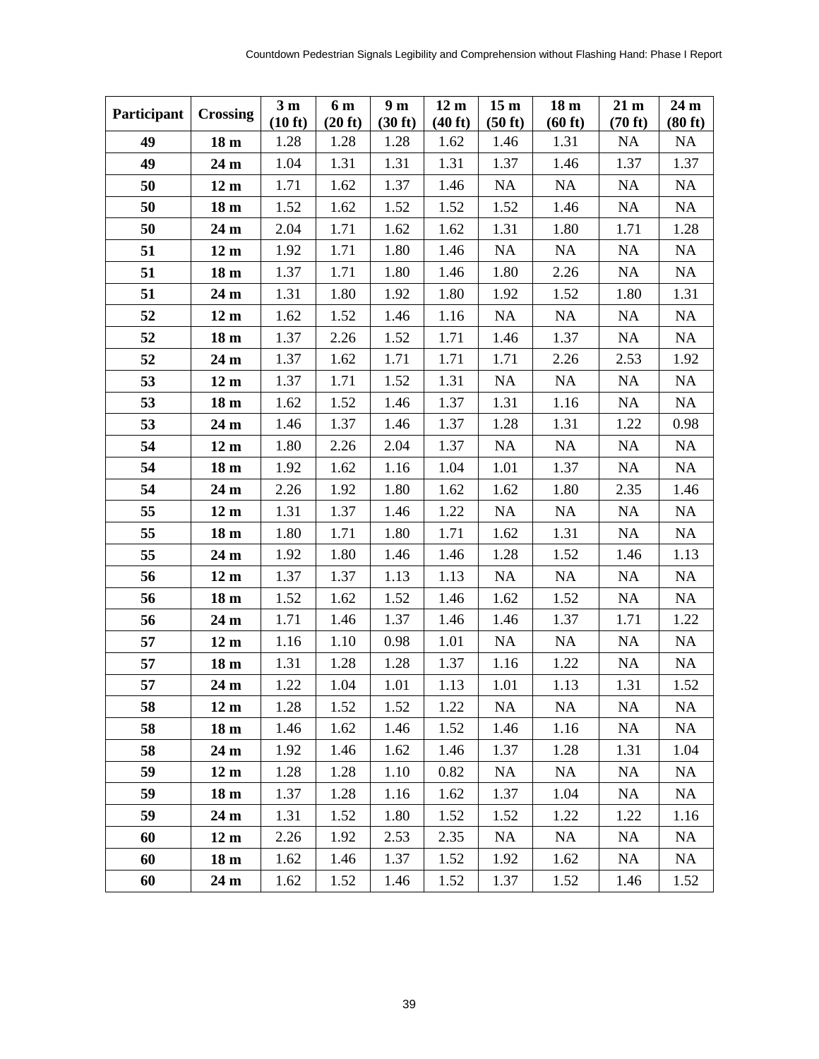| Participant | Crossing | 3 m (10 ft) | 6 m (20 ft) | 9 m (30 ft) | 12 m (40 ft) | 15 m (50 ft) | 18 m (60 ft) | 21 m (70 ft) | 24 m (80 ft) |
|---|---|---|---|---|---|---|---|---|---|
| 49 | 18 m | 1.28 | 1.28 | 1.28 | 1.62 | 1.46 | 1.31 | NA | NA |
| 49 | 24 m | 1.04 | 1.31 | 1.31 | 1.31 | 1.37 | 1.46 | 1.37 | 1.37 |
| 50 | 12 m | 1.71 | 1.62 | 1.37 | 1.46 | NA | NA | NA | NA |
| 50 | 18 m | 1.52 | 1.62 | 1.52 | 1.52 | 1.52 | 1.46 | NA | NA |
| 50 | 24 m | 2.04 | 1.71 | 1.62 | 1.62 | 1.31 | 1.80 | 1.71 | 1.28 |
| 51 | 12 m | 1.92 | 1.71 | 1.80 | 1.46 | NA | NA | NA | NA |
| 51 | 18 m | 1.37 | 1.71 | 1.80 | 1.46 | 1.80 | 2.26 | NA | NA |
| 51 | 24 m | 1.31 | 1.80 | 1.92 | 1.80 | 1.92 | 1.52 | 1.80 | 1.31 |
| 52 | 12 m | 1.62 | 1.52 | 1.46 | 1.16 | NA | NA | NA | NA |
| 52 | 18 m | 1.37 | 2.26 | 1.52 | 1.71 | 1.46 | 1.37 | NA | NA |
| 52 | 24 m | 1.37 | 1.62 | 1.71 | 1.71 | 1.71 | 2.26 | 2.53 | 1.92 |
| 53 | 12 m | 1.37 | 1.71 | 1.52 | 1.31 | NA | NA | NA | NA |
| 53 | 18 m | 1.62 | 1.52 | 1.46 | 1.37 | 1.31 | 1.16 | NA | NA |
| 53 | 24 m | 1.46 | 1.37 | 1.46 | 1.37 | 1.28 | 1.31 | 1.22 | 0.98 |
| 54 | 12 m | 1.80 | 2.26 | 2.04 | 1.37 | NA | NA | NA | NA |
| 54 | 18 m | 1.92 | 1.62 | 1.16 | 1.04 | 1.01 | 1.37 | NA | NA |
| 54 | 24 m | 2.26 | 1.92 | 1.80 | 1.62 | 1.62 | 1.80 | 2.35 | 1.46 |
| 55 | 12 m | 1.31 | 1.37 | 1.46 | 1.22 | NA | NA | NA | NA |
| 55 | 18 m | 1.80 | 1.71 | 1.80 | 1.71 | 1.62 | 1.31 | NA | NA |
| 55 | 24 m | 1.92 | 1.80 | 1.46 | 1.46 | 1.28 | 1.52 | 1.46 | 1.13 |
| 56 | 12 m | 1.37 | 1.37 | 1.13 | 1.13 | NA | NA | NA | NA |
| 56 | 18 m | 1.52 | 1.62 | 1.52 | 1.46 | 1.62 | 1.52 | NA | NA |
| 56 | 24 m | 1.71 | 1.46 | 1.37 | 1.46 | 1.46 | 1.37 | 1.71 | 1.22 |
| 57 | 12 m | 1.16 | 1.10 | 0.98 | 1.01 | NA | NA | NA | NA |
| 57 | 18 m | 1.31 | 1.28 | 1.28 | 1.37 | 1.16 | 1.22 | NA | NA |
| 57 | 24 m | 1.22 | 1.04 | 1.01 | 1.13 | 1.01 | 1.13 | 1.31 | 1.52 |
| 58 | 12 m | 1.28 | 1.52 | 1.52 | 1.22 | NA | NA | NA | NA |
| 58 | 18 m | 1.46 | 1.62 | 1.46 | 1.52 | 1.46 | 1.16 | NA | NA |
| 58 | 24 m | 1.92 | 1.46 | 1.62 | 1.46 | 1.37 | 1.28 | 1.31 | 1.04 |
| 59 | 12 m | 1.28 | 1.28 | 1.10 | 0.82 | NA | NA | NA | NA |
| 59 | 18 m | 1.37 | 1.28 | 1.16 | 1.62 | 1.37 | 1.04 | NA | NA |
| 59 | 24 m | 1.31 | 1.52 | 1.80 | 1.52 | 1.52 | 1.22 | 1.22 | 1.16 |
| 60 | 12 m | 2.26 | 1.92 | 2.53 | 2.35 | NA | NA | NA | NA |
| 60 | 18 m | 1.62 | 1.46 | 1.37 | 1.52 | 1.92 | 1.62 | NA | NA |
| 60 | 24 m | 1.62 | 1.52 | 1.46 | 1.52 | 1.37 | 1.52 | 1.46 | 1.52 |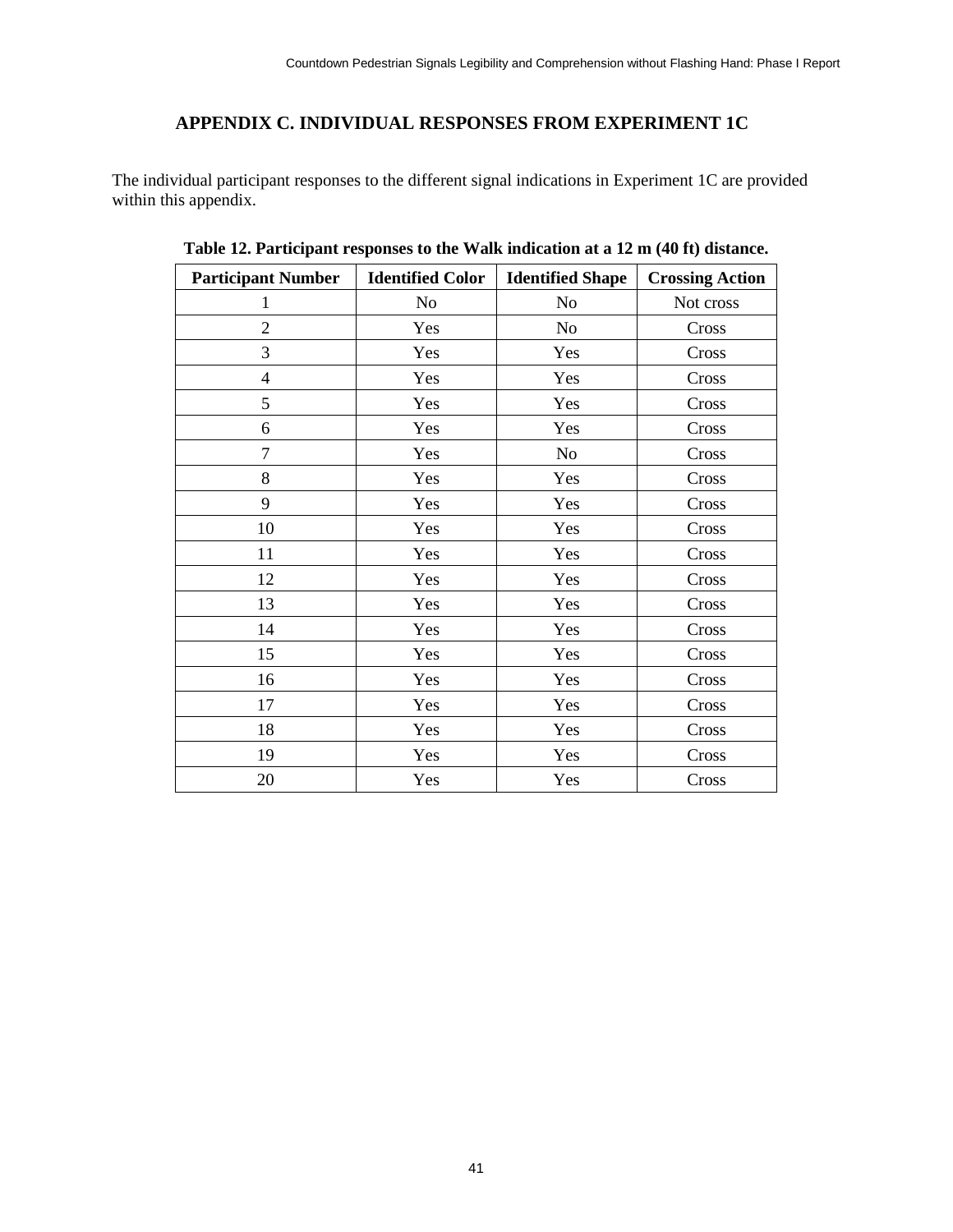# APPENDIX C. INDIVIDUAL RESPONSES FROM EXPERIMENT 1C

The individual participant responses to the different signal indications in Experiment 1C are provided within this appendix.

**Table 12. Participant responses to the Walk indication at a 12 m (40 ft) distance.**

| Participant Number | Identified Color | Identified Shape | Crossing Action |
|---|---|---|---|
| 1 | No | No | Not cross |
| 2 | Yes | No | Cross |
| 3 | Yes | Yes | Cross |
| 4 | Yes | Yes | Cross |
| 5 | Yes | Yes | Cross |
| 6 | Yes | Yes | Cross |
| 7 | Yes | No | Cross |
| 8 | Yes | Yes | Cross |
| 9 | Yes | Yes | Cross |
| 10 | Yes | Yes | Cross |
| 11 | Yes | Yes | Cross |
| 12 | Yes | Yes | Cross |
| 13 | Yes | Yes | Cross |
| 14 | Yes | Yes | Cross |
| 15 | Yes | Yes | Cross |
| 16 | Yes | Yes | Cross |
| 17 | Yes | Yes | Cross |
| 18 | Yes | Yes | Cross |
| 19 | Yes | Yes | Cross |
| 20 | Yes | Yes | Cross |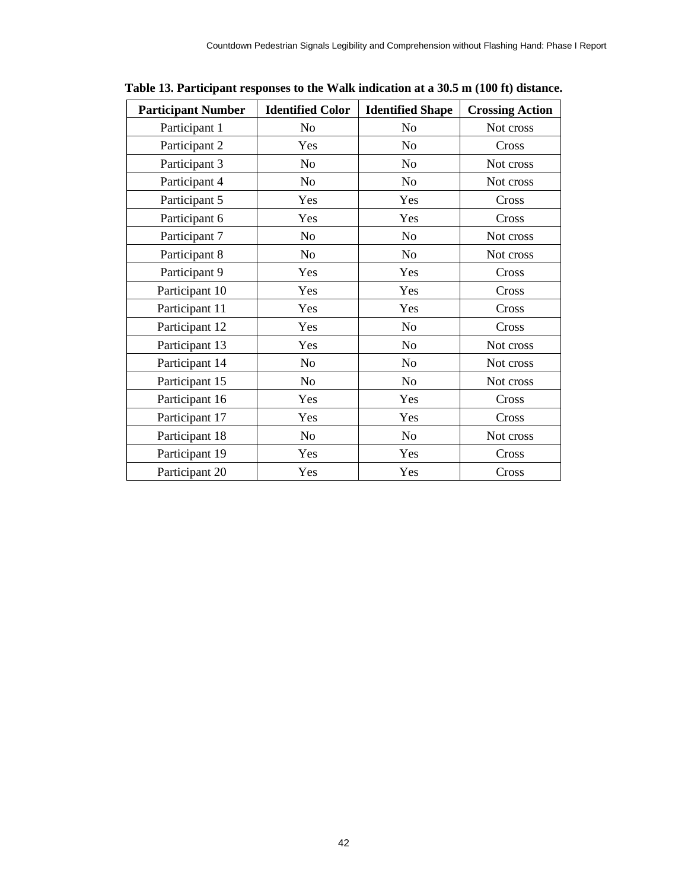**Table 13. Participant responses to the Walk indication at a 30.5 m (100 ft) distance.**

| Participant Number | Identified Color | Identified Shape | Crossing Action |
|---|---|---|---|
| Participant 1 | No | No | Not cross |
| Participant 2 | Yes | No | Cross |
| Participant 3 | No | No | Not cross |
| Participant 4 | No | No | Not cross |
| Participant 5 | Yes | Yes | Cross |
| Participant 6 | Yes | Yes | Cross |
| Participant 7 | No | No | Not cross |
| Participant 8 | No | No | Not cross |
| Participant 9 | Yes | Yes | Cross |
| Participant 10 | Yes | Yes | Cross |
| Participant 11 | Yes | Yes | Cross |
| Participant 12 | Yes | No | Cross |
| Participant 13 | Yes | No | Not cross |
| Participant 14 | No | No | Not cross |
| Participant 15 | No | No | Not cross |
| Participant 16 | Yes | Yes | Cross |
| Participant 17 | Yes | Yes | Cross |
| Participant 18 | No | No | Not cross |
| Participant 19 | Yes | Yes | Cross |
| Participant 20 | Yes | Yes | Cross |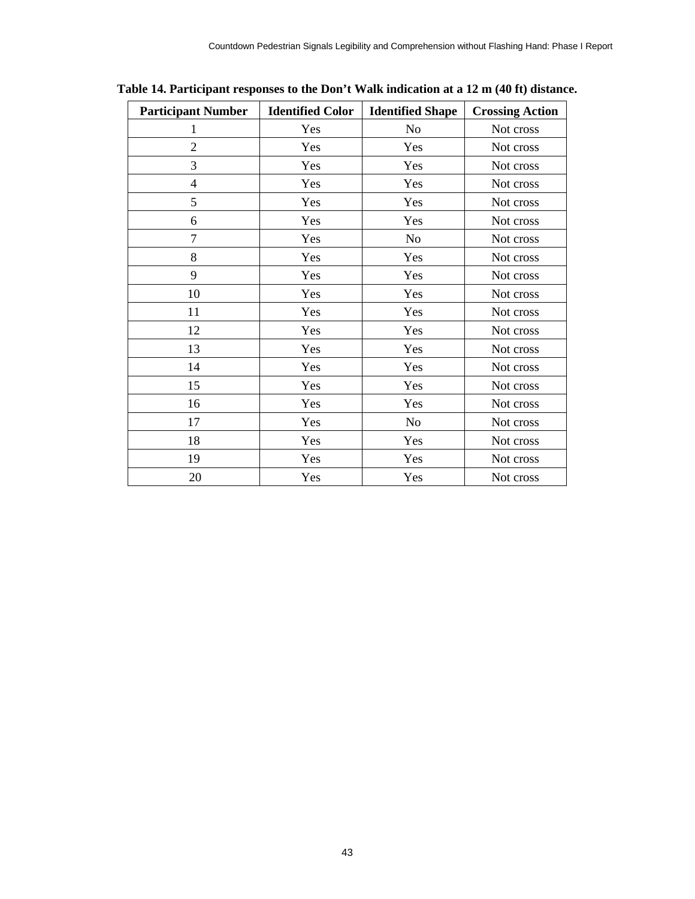**Table 14. Participant responses to the Don’t Walk indication at a 12 m (40 ft) distance.**

| Participant Number | Identified Color | Identified Shape | Crossing Action |
|---|---|---|---|
| 1 | Yes | No | Not cross |
| 2 | Yes | Yes | Not cross |
| 3 | Yes | Yes | Not cross |
| 4 | Yes | Yes | Not cross |
| 5 | Yes | Yes | Not cross |
| 6 | Yes | Yes | Not cross |
| 7 | Yes | No | Not cross |
| 8 | Yes | Yes | Not cross |
| 9 | Yes | Yes | Not cross |
| 10 | Yes | Yes | Not cross |
| 11 | Yes | Yes | Not cross |
| 12 | Yes | Yes | Not cross |
| 13 | Yes | Yes | Not cross |
| 14 | Yes | Yes | Not cross |
| 15 | Yes | Yes | Not cross |
| 16 | Yes | Yes | Not cross |
| 17 | Yes | No | Not cross |
| 18 | Yes | Yes | Not cross |
| 19 | Yes | Yes | Not cross |
| 20 | Yes | Yes | Not cross |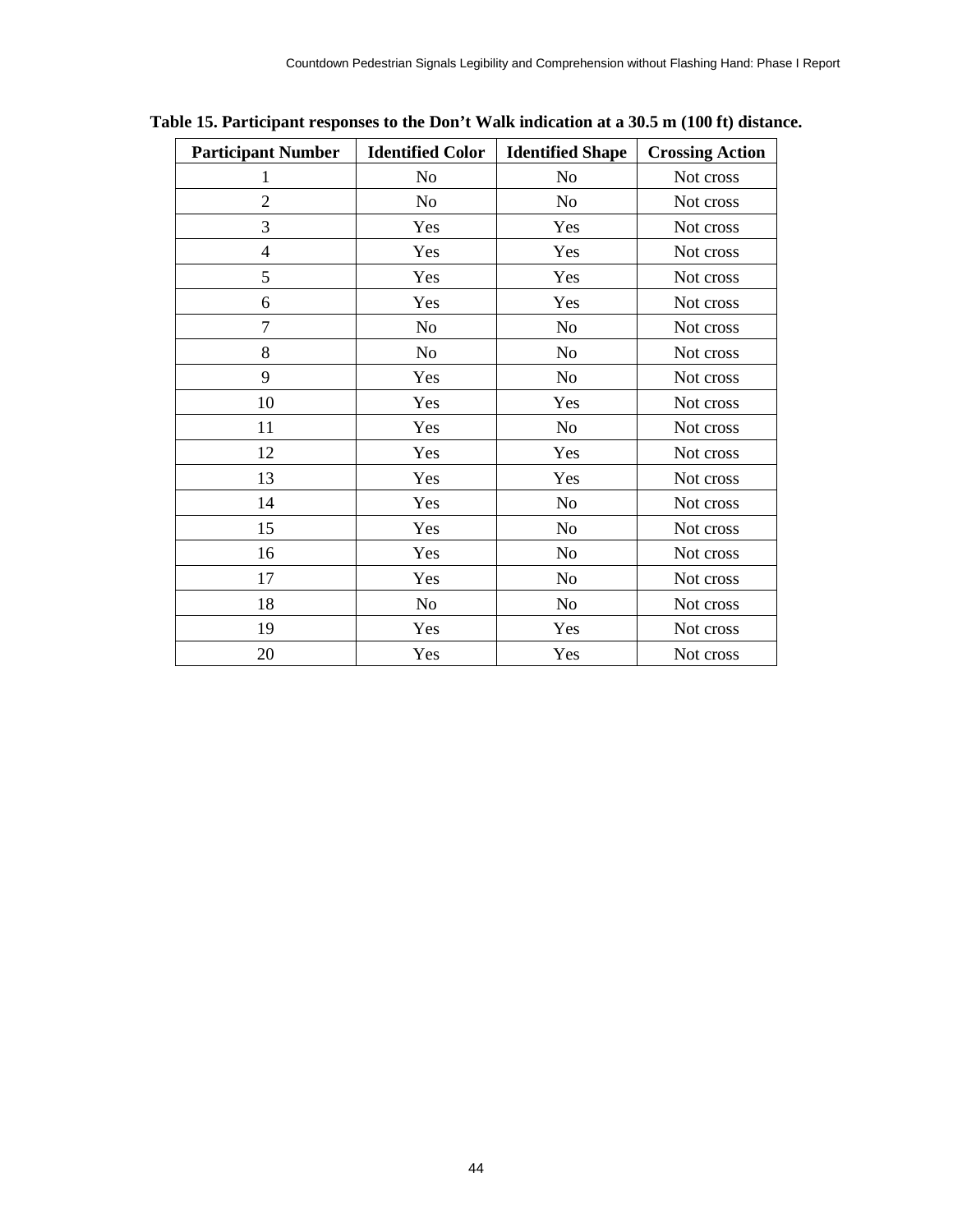**Table 15. Participant responses to the Don't Walk indication at a 30.5 m (100 ft) distance.**

| Participant Number | Identified Color | Identified Shape | Crossing Action |
|---|---|---|---|
| 1 | No | No | Not cross |
| 2 | No | No | Not cross |
| 3 | Yes | Yes | Not cross |
| 4 | Yes | Yes | Not cross |
| 5 | Yes | Yes | Not cross |
| 6 | Yes | Yes | Not cross |
| 7 | No | No | Not cross |
| 8 | No | No | Not cross |
| 9 | Yes | No | Not cross |
| 10 | Yes | Yes | Not cross |
| 11 | Yes | No | Not cross |
| 12 | Yes | Yes | Not cross |
| 13 | Yes | Yes | Not cross |
| 14 | Yes | No | Not cross |
| 15 | Yes | No | Not cross |
| 16 | Yes | No | Not cross |
| 17 | Yes | No | Not cross |
| 18 | No | No | Not cross |
| 19 | Yes | Yes | Not cross |
| 20 | Yes | Yes | Not cross |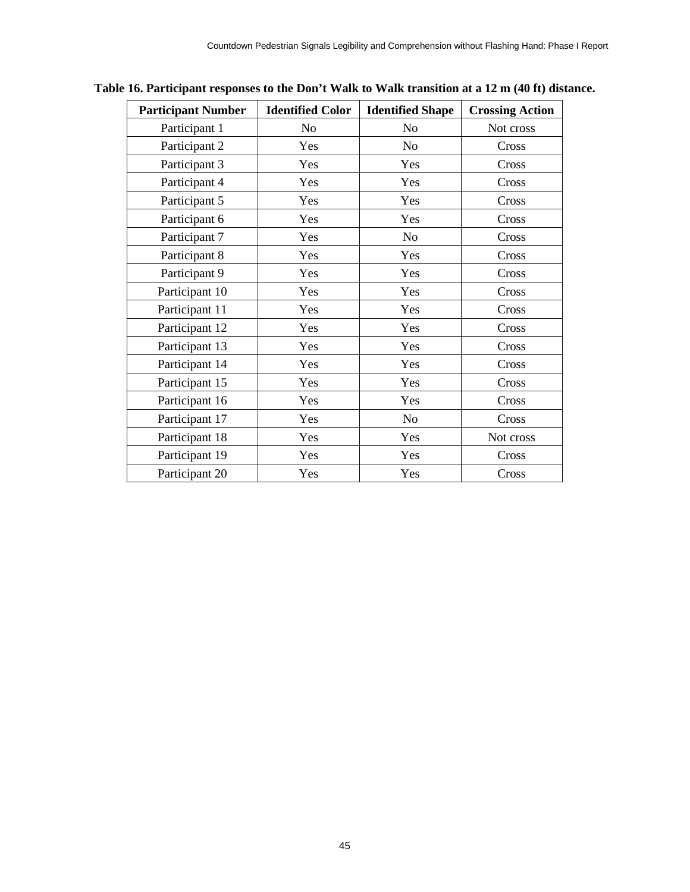**Table 16. Participant responses to the Don't Walk to Walk transition at a 12 m (40 ft) distance.**

| Participant Number | Identified Color | Identified Shape | Crossing Action |
|---|---|---|---|
| Participant 1 | No | No | Not cross |
| Participant 2 | Yes | No | Cross |
| Participant 3 | Yes | Yes | Cross |
| Participant 4 | Yes | Yes | Cross |
| Participant 5 | Yes | Yes | Cross |
| Participant 6 | Yes | Yes | Cross |
| Participant 7 | Yes | No | Cross |
| Participant 8 | Yes | Yes | Cross |
| Participant 9 | Yes | Yes | Cross |
| Participant 10 | Yes | Yes | Cross |
| Participant 11 | Yes | Yes | Cross |
| Participant 12 | Yes | Yes | Cross |
| Participant 13 | Yes | Yes | Cross |
| Participant 14 | Yes | Yes | Cross |
| Participant 15 | Yes | Yes | Cross |
| Participant 16 | Yes | Yes | Cross |
| Participant 17 | Yes | No | Cross |
| Participant 18 | Yes | Yes | Not cross |
| Participant 19 | Yes | Yes | Cross |
| Participant 20 | Yes | Yes | Cross |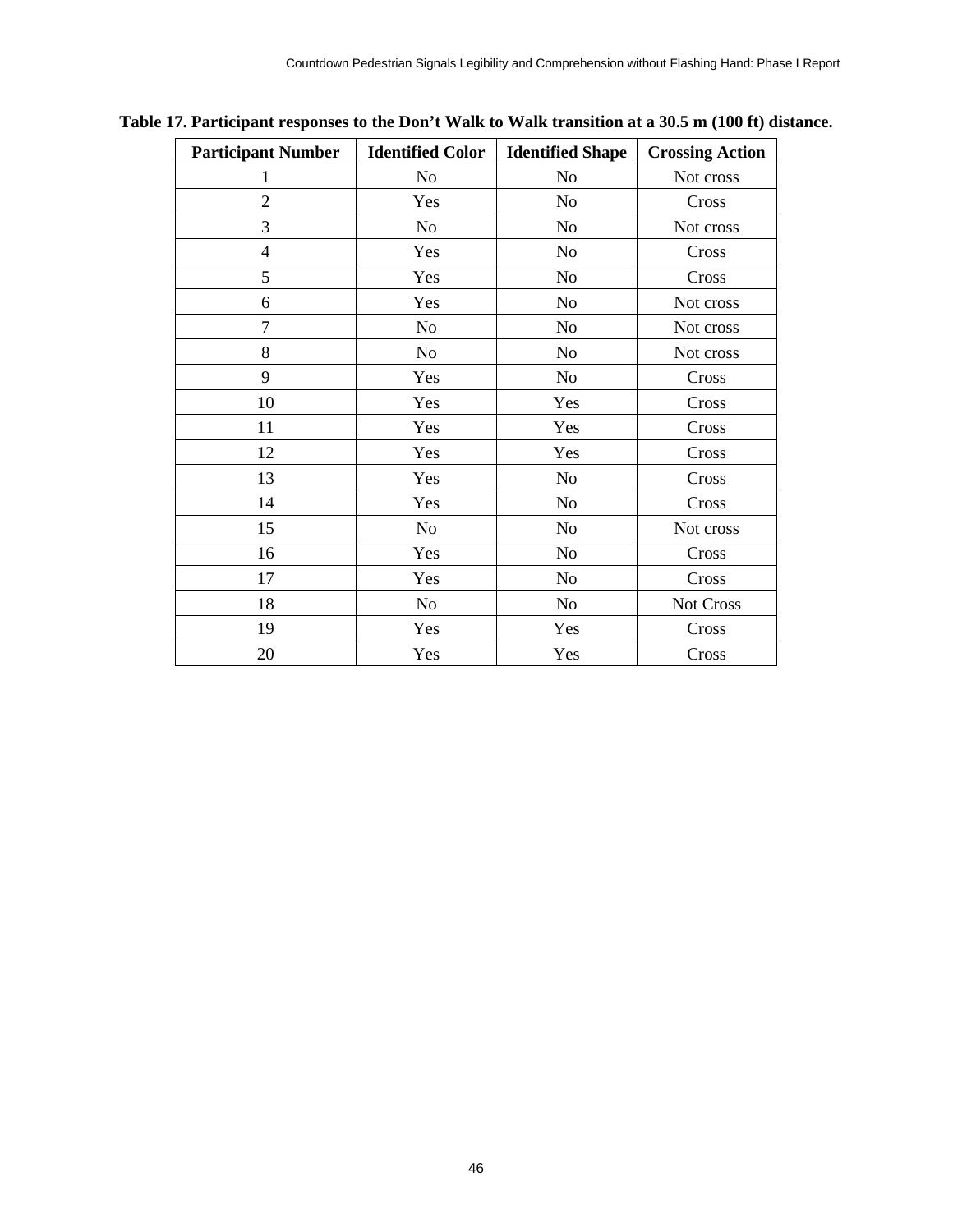**Table 17. Participant responses to the Don't Walk to Walk transition at a 30.5 m (100 ft) distance.**

| Participant Number | Identified Color | Identified Shape | Crossing Action |
|---|---|---|---|
| 1 | No | No | Not cross |
| 2 | Yes | No | Cross |
| 3 | No | No | Not cross |
| 4 | Yes | No | Cross |
| 5 | Yes | No | Cross |
| 6 | Yes | No | Not cross |
| 7 | No | No | Not cross |
| 8 | No | No | Not cross |
| 9 | Yes | No | Cross |
| 10 | Yes | Yes | Cross |
| 11 | Yes | Yes | Cross |
| 12 | Yes | Yes | Cross |
| 13 | Yes | No | Cross |
| 14 | Yes | No | Cross |
| 15 | No | No | Not cross |
| 16 | Yes | No | Cross |
| 17 | Yes | No | Cross |
| 18 | No | No | Not Cross |
| 19 | Yes | Yes | Cross |
| 20 | Yes | Yes | Cross |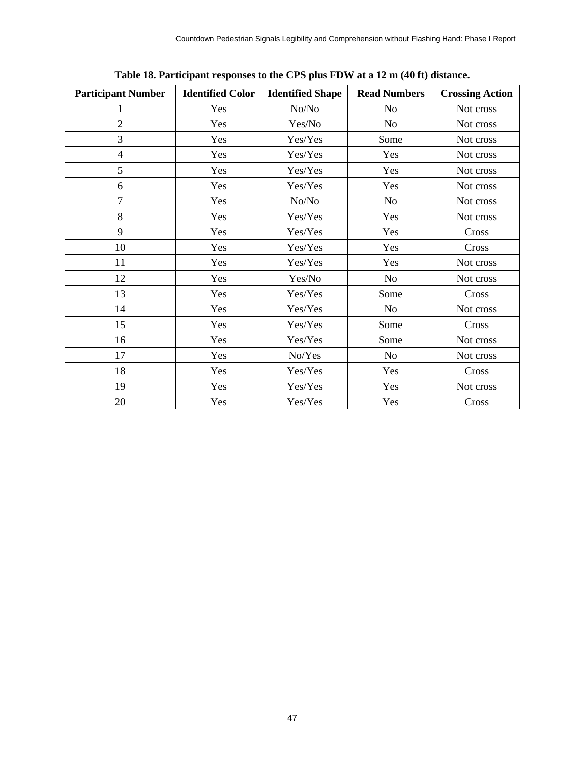**Table 18. Participant responses to the CPS plus FDW at a 12 m (40 ft) distance.**

| Participant Number | Identified Color | Identified Shape | Read Numbers | Crossing Action |
|---|---|---|---|---|
| 1 | Yes | No/No | No | Not cross |
| 2 | Yes | Yes/No | No | Not cross |
| 3 | Yes | Yes/Yes | Some | Not cross |
| 4 | Yes | Yes/Yes | Yes | Not cross |
| 5 | Yes | Yes/Yes | Yes | Not cross |
| 6 | Yes | Yes/Yes | Yes | Not cross |
| 7 | Yes | No/No | No | Not cross |
| 8 | Yes | Yes/Yes | Yes | Not cross |
| 9 | Yes | Yes/Yes | Yes | Cross |
| 10 | Yes | Yes/Yes | Yes | Cross |
| 11 | Yes | Yes/Yes | Yes | Not cross |
| 12 | Yes | Yes/No | No | Not cross |
| 13 | Yes | Yes/Yes | Some | Cross |
| 14 | Yes | Yes/Yes | No | Not cross |
| 15 | Yes | Yes/Yes | Some | Cross |
| 16 | Yes | Yes/Yes | Some | Not cross |
| 17 | Yes | No/Yes | No | Not cross |
| 18 | Yes | Yes/Yes | Yes | Cross |
| 19 | Yes | Yes/Yes | Yes | Not cross |
| 20 | Yes | Yes/Yes | Yes | Cross |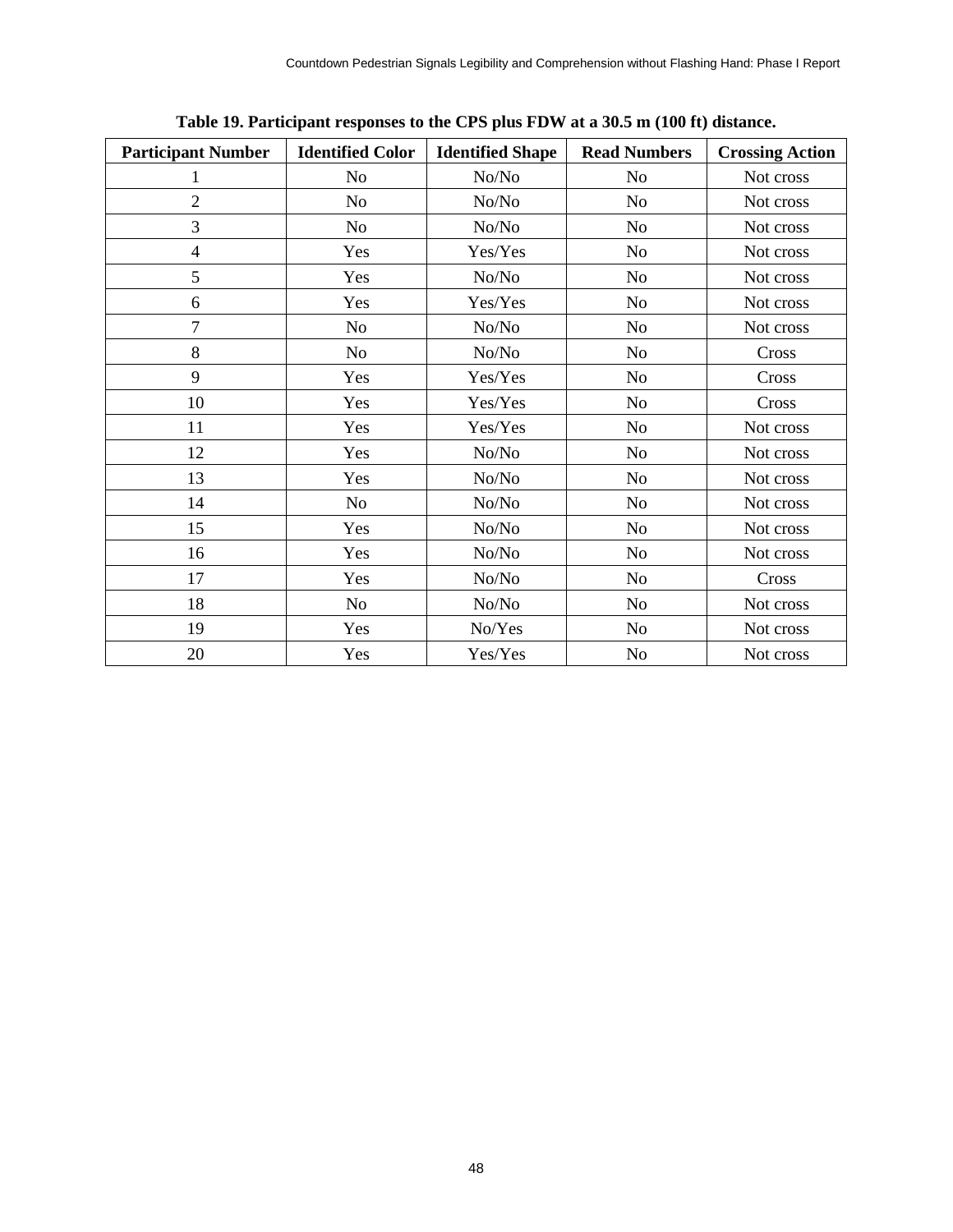**Table 19. Participant responses to the CPS plus FDW at a 30.5 m (100 ft) distance.**

| Participant Number | Identified Color | Identified Shape | Read Numbers | Crossing Action |
|---|---|---|---|---|
| 1 | No | No/No | No | Not cross |
| 2 | No | No/No | No | Not cross |
| 3 | No | No/No | No | Not cross |
| 4 | Yes | Yes/Yes | No | Not cross |
| 5 | Yes | No/No | No | Not cross |
| 6 | Yes | Yes/Yes | No | Not cross |
| 7 | No | No/No | No | Not cross |
| 8 | No | No/No | No | Cross |
| 9 | Yes | Yes/Yes | No | Cross |
| 10 | Yes | Yes/Yes | No | Cross |
| 11 | Yes | Yes/Yes | No | Not cross |
| 12 | Yes | No/No | No | Not cross |
| 13 | Yes | No/No | No | Not cross |
| 14 | No | No/No | No | Not cross |
| 15 | Yes | No/No | No | Not cross |
| 16 | Yes | No/No | No | Not cross |
| 17 | Yes | No/No | No | Cross |
| 18 | No | No/No | No | Not cross |
| 19 | Yes | No/Yes | No | Not cross |
| 20 | Yes | Yes/Yes | No | Not cross |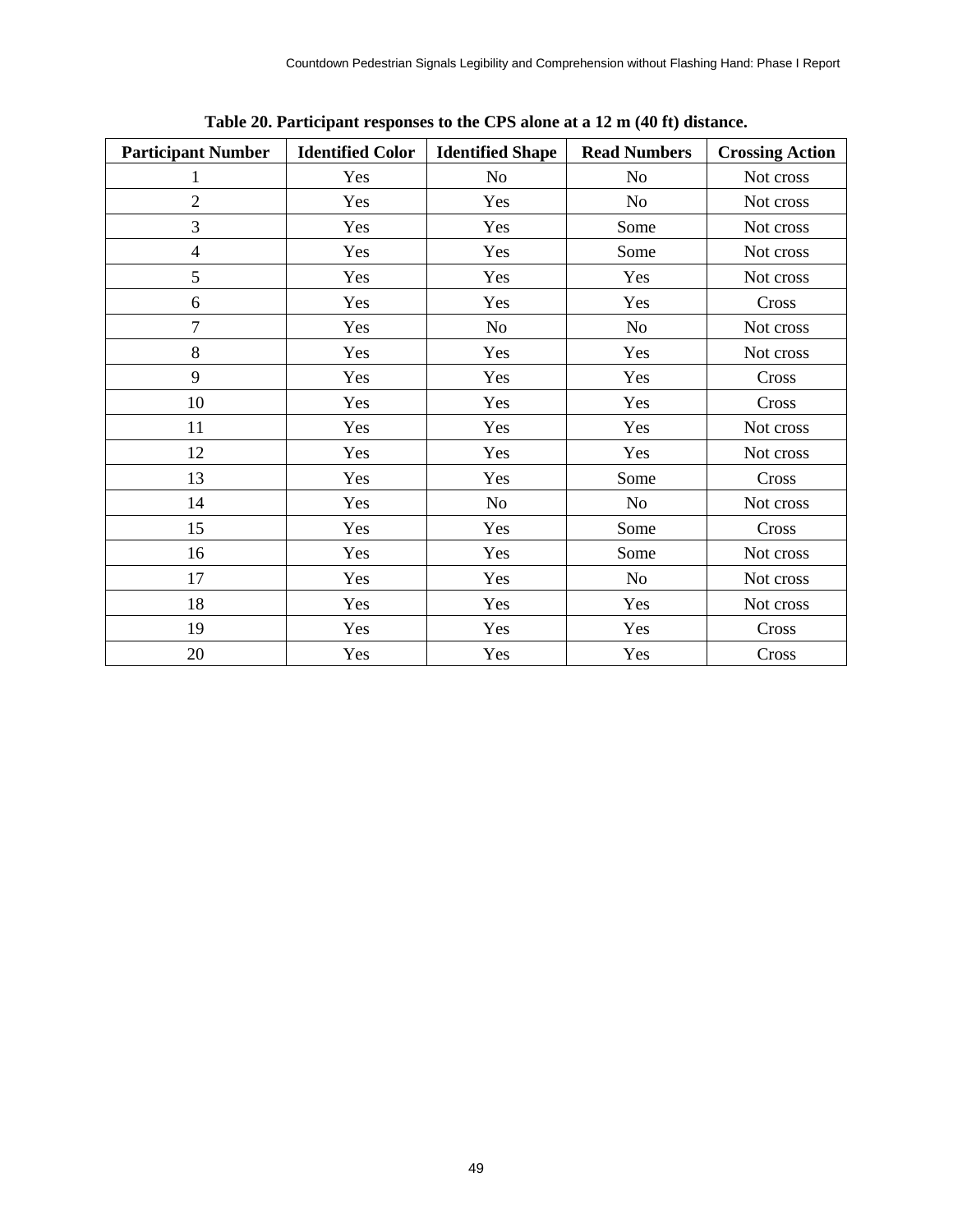**Table 20. Participant responses to the CPS alone at a 12 m (40 ft) distance.**

| Participant Number | Identified Color | Identified Shape | Read Numbers | Crossing Action |
|---|---|---|---|---|
| 1 | Yes | No | No | Not cross |
| 2 | Yes | Yes | No | Not cross |
| 3 | Yes | Yes | Some | Not cross |
| 4 | Yes | Yes | Some | Not cross |
| 5 | Yes | Yes | Yes | Not cross |
| 6 | Yes | Yes | Yes | Cross |
| 7 | Yes | No | No | Not cross |
| 8 | Yes | Yes | Yes | Not cross |
| 9 | Yes | Yes | Yes | Cross |
| 10 | Yes | Yes | Yes | Cross |
| 11 | Yes | Yes | Yes | Not cross |
| 12 | Yes | Yes | Yes | Not cross |
| 13 | Yes | Yes | Some | Cross |
| 14 | Yes | No | No | Not cross |
| 15 | Yes | Yes | Some | Cross |
| 16 | Yes | Yes | Some | Not cross |
| 17 | Yes | Yes | No | Not cross |
| 18 | Yes | Yes | Yes | Not cross |
| 19 | Yes | Yes | Yes | Cross |
| 20 | Yes | Yes | Yes | Cross |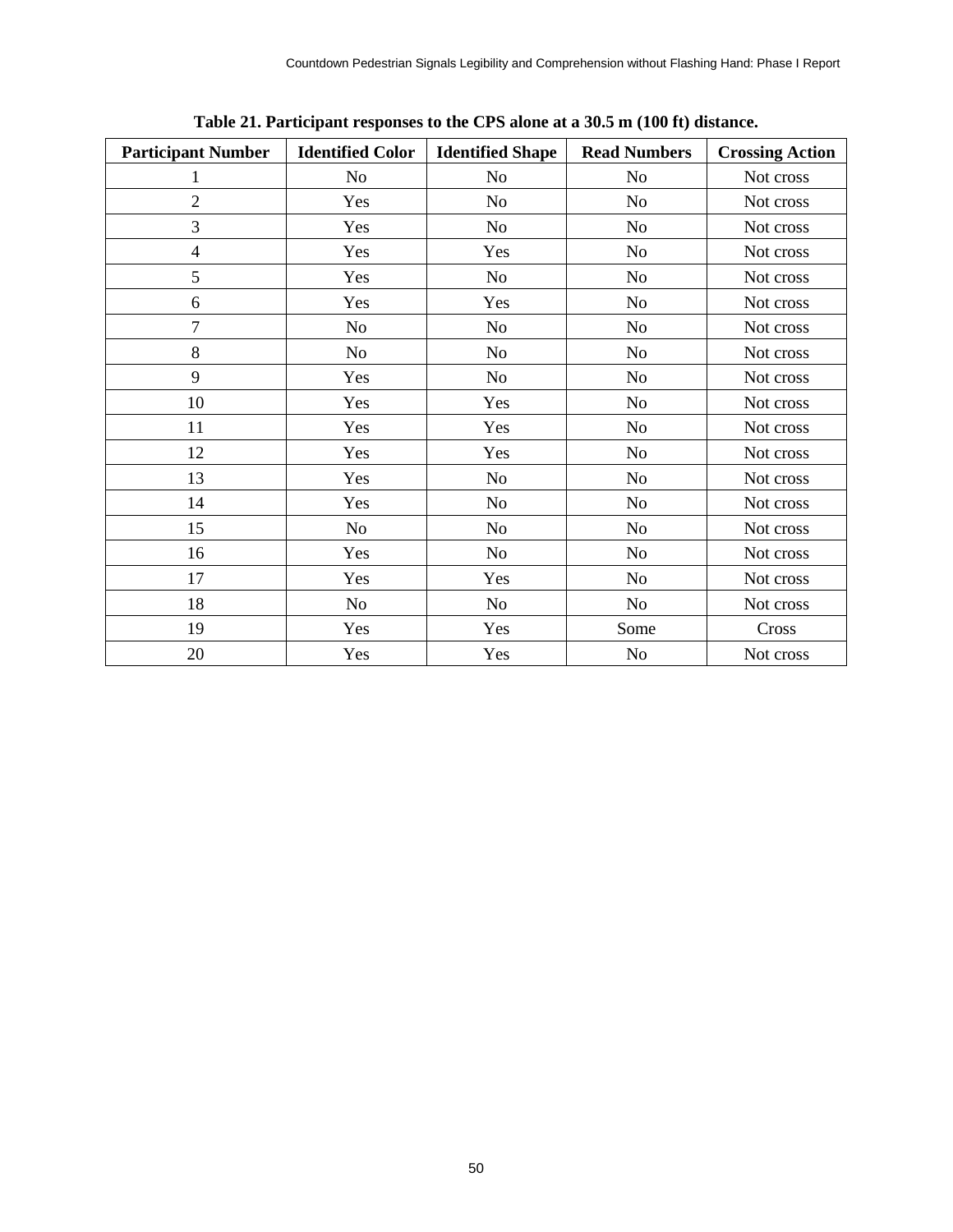**Table 21. Participant responses to the CPS alone at a 30.5 m (100 ft) distance.**

| Participant Number | Identified Color | Identified Shape | Read Numbers | Crossing Action |
|---|---|---|---|---|
| 1 | No | No | No | Not cross |
| 2 | Yes | No | No | Not cross |
| 3 | Yes | No | No | Not cross |
| 4 | Yes | Yes | No | Not cross |
| 5 | Yes | No | No | Not cross |
| 6 | Yes | Yes | No | Not cross |
| 7 | No | No | No | Not cross |
| 8 | No | No | No | Not cross |
| 9 | Yes | No | No | Not cross |
| 10 | Yes | Yes | No | Not cross |
| 11 | Yes | Yes | No | Not cross |
| 12 | Yes | Yes | No | Not cross |
| 13 | Yes | No | No | Not cross |
| 14 | Yes | No | No | Not cross |
| 15 | No | No | No | Not cross |
| 16 | Yes | No | No | Not cross |
| 17 | Yes | Yes | No | Not cross |
| 18 | No | No | No | Not cross |
| 19 | Yes | Yes | Some | Cross |
| 20 | Yes | Yes | No | Not cross |